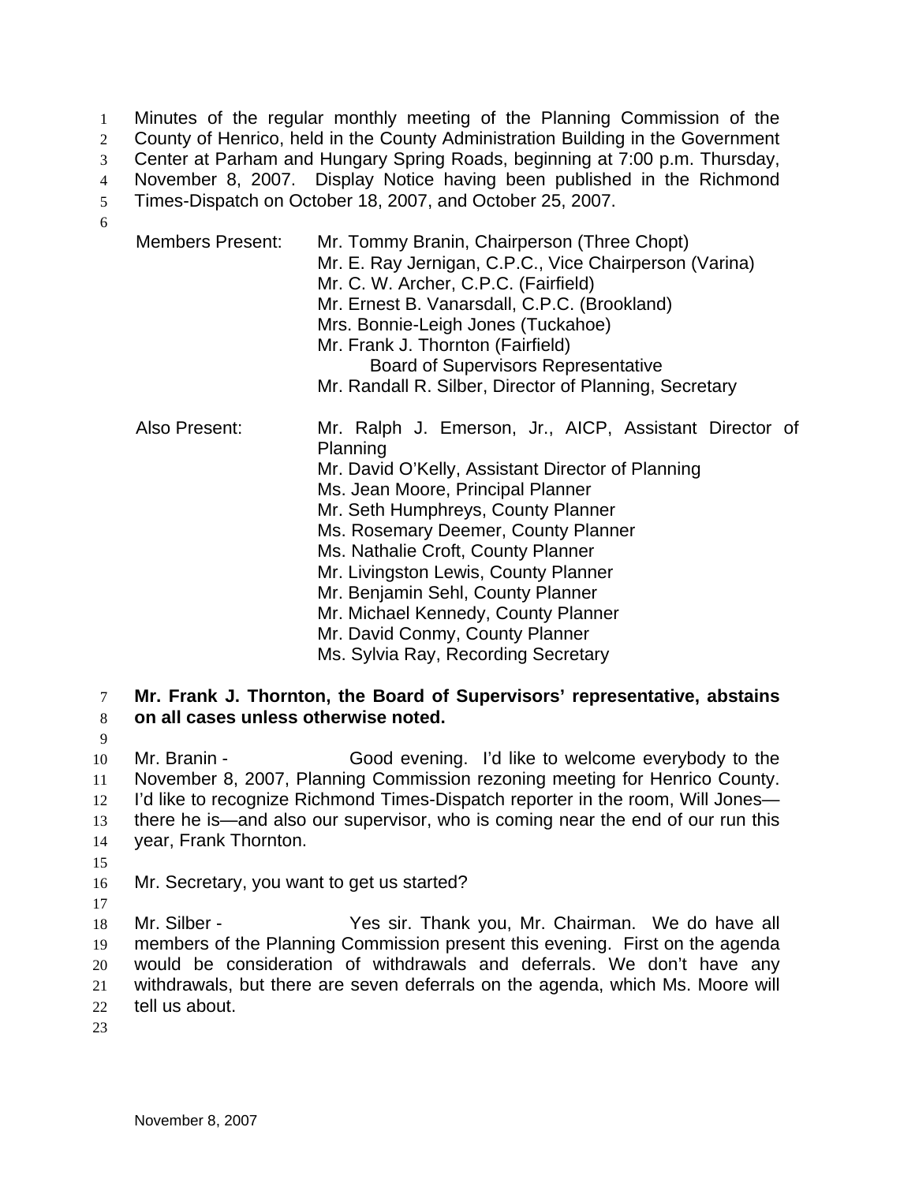Minutes of the regular monthly meeting of the Planning Commission of the County of Henrico, held in the County Administration Building in the Government Center at Parham and Hungary Spring Roads, beginning at 7:00 p.m. Thursday, November 8, 2007. Display Notice having been published in the Richmond Times-Dispatch on October 18, 2007, and October 25, 2007.

Members Present:
Mr. Tommy Branin, Chairperson (Three Chopt)
Mr. E. Ray Jernigan, C.P.C., Vice Chairperson (Varina)
Mr. C. W. Archer, C.P.C. (Fairfield)
Mr. Ernest B. Vanarsdall, C.P.C. (Brookland)
Mrs. Bonnie-Leigh Jones (Tuckahoe)
Mr. Frank J. Thornton (Fairfield)
Board of Supervisors Representative
Mr. Randall R. Silber, Director of Planning, Secretary

Also Present:
Mr. Ralph J. Emerson, Jr., AICP, Assistant Director of Planning
Mr. David O'Kelly, Assistant Director of Planning
Ms. Jean Moore, Principal Planner
Mr. Seth Humphreys, County Planner
Ms. Rosemary Deemer, County Planner
Ms. Nathalie Croft, County Planner
Mr. Livingston Lewis, County Planner
Mr. Benjamin Sehl, County Planner
Mr. Michael Kennedy, County Planner
Mr. David Conmy, County Planner
Ms. Sylvia Ray, Recording Secretary

**Mr. Frank J. Thornton, the Board of Supervisors' representative, abstains on all cases unless otherwise noted.**

Mr. Branin - Good evening. I'd like to welcome everybody to the November 8, 2007, Planning Commission rezoning meeting for Henrico County. I'd like to recognize Richmond Times-Dispatch reporter in the room, Will Jones—there he is—and also our supervisor, who is coming near the end of our run this year, Frank Thornton.

Mr. Secretary, you want to get us started?

Mr. Silber - Yes sir. Thank you, Mr. Chairman. We do have all members of the Planning Commission present this evening. First on the agenda would be consideration of withdrawals and deferrals. We don't have any withdrawals, but there are seven deferrals on the agenda, which Ms. Moore will tell us about.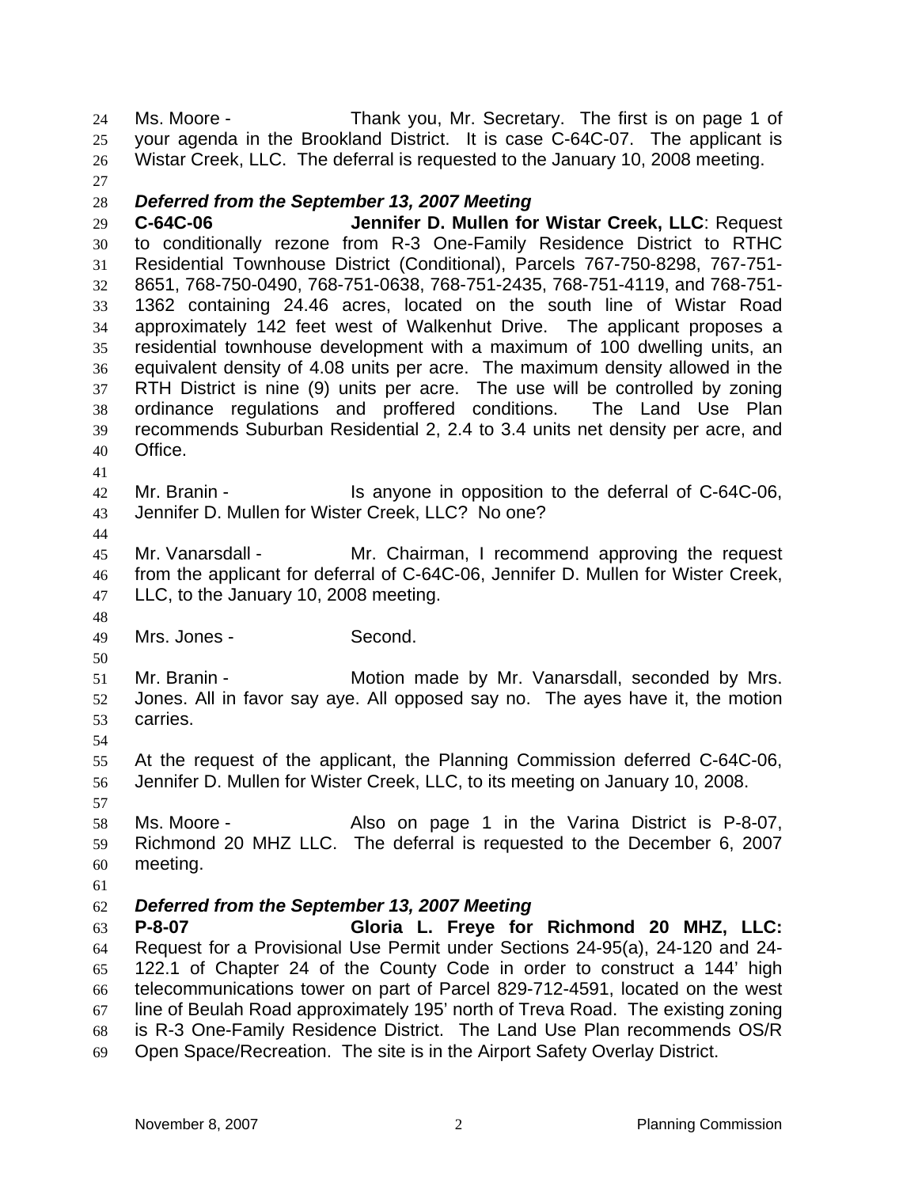Ms. Moore - Thank you, Mr. Secretary. The first is on page 1 of your agenda in the Brookland District. It is case C-64C-07. The applicant is Wistar Creek, LLC. The deferral is requested to the January 10, 2008 meeting.

***Deferred from the September 13, 2007 Meeting***

**C-64C-06 Jennifer D. Mullen for Wistar Creek, LLC**: Request to conditionally rezone from R-3 One-Family Residence District to RTHC Residential Townhouse District (Conditional), Parcels 767-750-8298, 767-751-8651, 768-750-0490, 768-751-0638, 768-751-2435, 768-751-4119, and 768-751-1362 containing 24.46 acres, located on the south line of Wistar Road approximately 142 feet west of Walkenhut Drive. The applicant proposes a residential townhouse development with a maximum of 100 dwelling units, an equivalent density of 4.08 units per acre. The maximum density allowed in the RTH District is nine (9) units per acre. The use will be controlled by zoning ordinance regulations and proffered conditions. The Land Use Plan recommends Suburban Residential 2, 2.4 to 3.4 units net density per acre, and Office.

Mr. Branin - Is anyone in opposition to the deferral of C-64C-06, Jennifer D. Mullen for Wister Creek, LLC? No one?

Mr. Vanarsdall - Mr. Chairman, I recommend approving the request from the applicant for deferral of C-64C-06, Jennifer D. Mullen for Wister Creek, LLC, to the January 10, 2008 meeting.

Mrs. Jones - Second.

Mr. Branin - Motion made by Mr. Vanarsdall, seconded by Mrs. Jones. All in favor say aye. All opposed say no. The ayes have it, the motion carries.

At the request of the applicant, the Planning Commission deferred C-64C-06, Jennifer D. Mullen for Wister Creek, LLC, to its meeting on January 10, 2008.

Ms. Moore - Also on page 1 in the Varina District is P-8-07, Richmond 20 MHZ LLC. The deferral is requested to the December 6, 2007 meeting.

***Deferred from the September 13, 2007 Meeting***

**P-8-07 Gloria L. Freye for Richmond 20 MHZ, LLC:** Request for a Provisional Use Permit under Sections 24-95(a), 24-120 and 24-122.1 of Chapter 24 of the County Code in order to construct a 144' high telecommunications tower on part of Parcel 829-712-4591, located on the west line of Beulah Road approximately 195' north of Treva Road. The existing zoning is R-3 One-Family Residence District. The Land Use Plan recommends OS/R Open Space/Recreation. The site is in the Airport Safety Overlay District.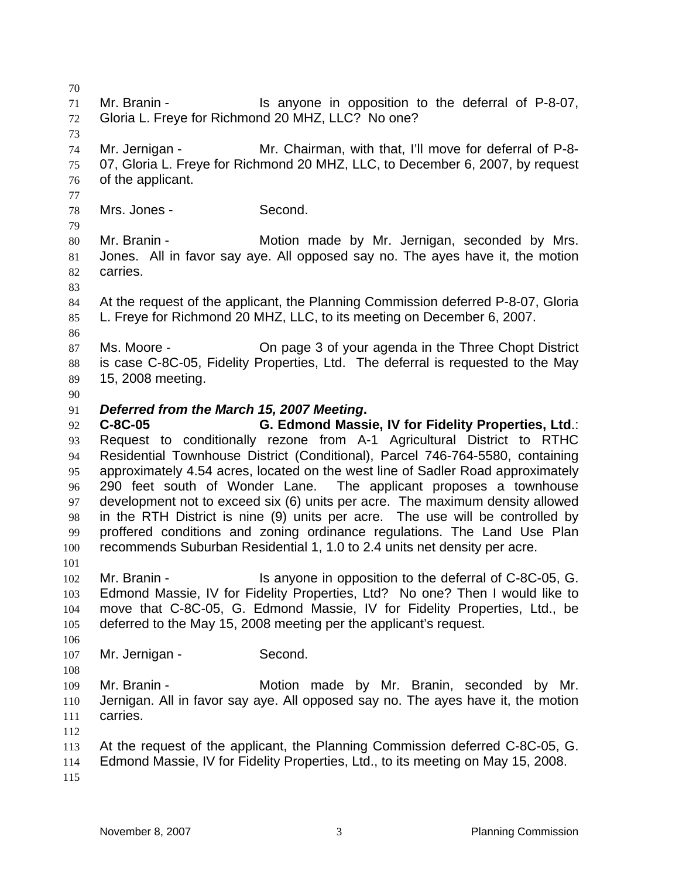Mr. Branin - Is anyone in opposition to the deferral of P-8-07, Gloria L. Freye for Richmond 20 MHZ, LLC? No one?

Mr. Jernigan - Mr. Chairman, with that, I'll move for deferral of P-8-07, Gloria L. Freye for Richmond 20 MHZ, LLC, to December 6, 2007, by request of the applicant.

Mrs. Jones - Second.

Mr. Branin - Motion made by Mr. Jernigan, seconded by Mrs. Jones. All in favor say aye. All opposed say no. The ayes have it, the motion carries.

At the request of the applicant, the Planning Commission deferred P-8-07, Gloria L. Freye for Richmond 20 MHZ, LLC, to its meeting on December 6, 2007.

Ms. Moore - On page 3 of your agenda in the Three Chopt District is case C-8C-05, Fidelity Properties, Ltd. The deferral is requested to the May 15, 2008 meeting.

***Deferred from the March 15, 2007 Meeting*.**
**C-8C-05 G. Edmond Massie, IV for Fidelity Properties, Ltd**.: Request to conditionally rezone from A-1 Agricultural District to RTHC Residential Townhouse District (Conditional), Parcel 746-764-5580, containing approximately 4.54 acres, located on the west line of Sadler Road approximately 290 feet south of Wonder Lane. The applicant proposes a townhouse development not to exceed six (6) units per acre. The maximum density allowed in the RTH District is nine (9) units per acre. The use will be controlled by proffered conditions and zoning ordinance regulations. The Land Use Plan recommends Suburban Residential 1, 1.0 to 2.4 units net density per acre.

Mr. Branin - Is anyone in opposition to the deferral of C-8C-05, G. Edmond Massie, IV for Fidelity Properties, Ltd? No one? Then I would like to move that C-8C-05, G. Edmond Massie, IV for Fidelity Properties, Ltd., be deferred to the May 15, 2008 meeting per the applicant's request.

Mr. Jernigan - Second.

Mr. Branin - Motion made by Mr. Branin, seconded by Mr. Jernigan. All in favor say aye. All opposed say no. The ayes have it, the motion carries.

At the request of the applicant, the Planning Commission deferred C-8C-05, G. Edmond Massie, IV for Fidelity Properties, Ltd., to its meeting on May 15, 2008.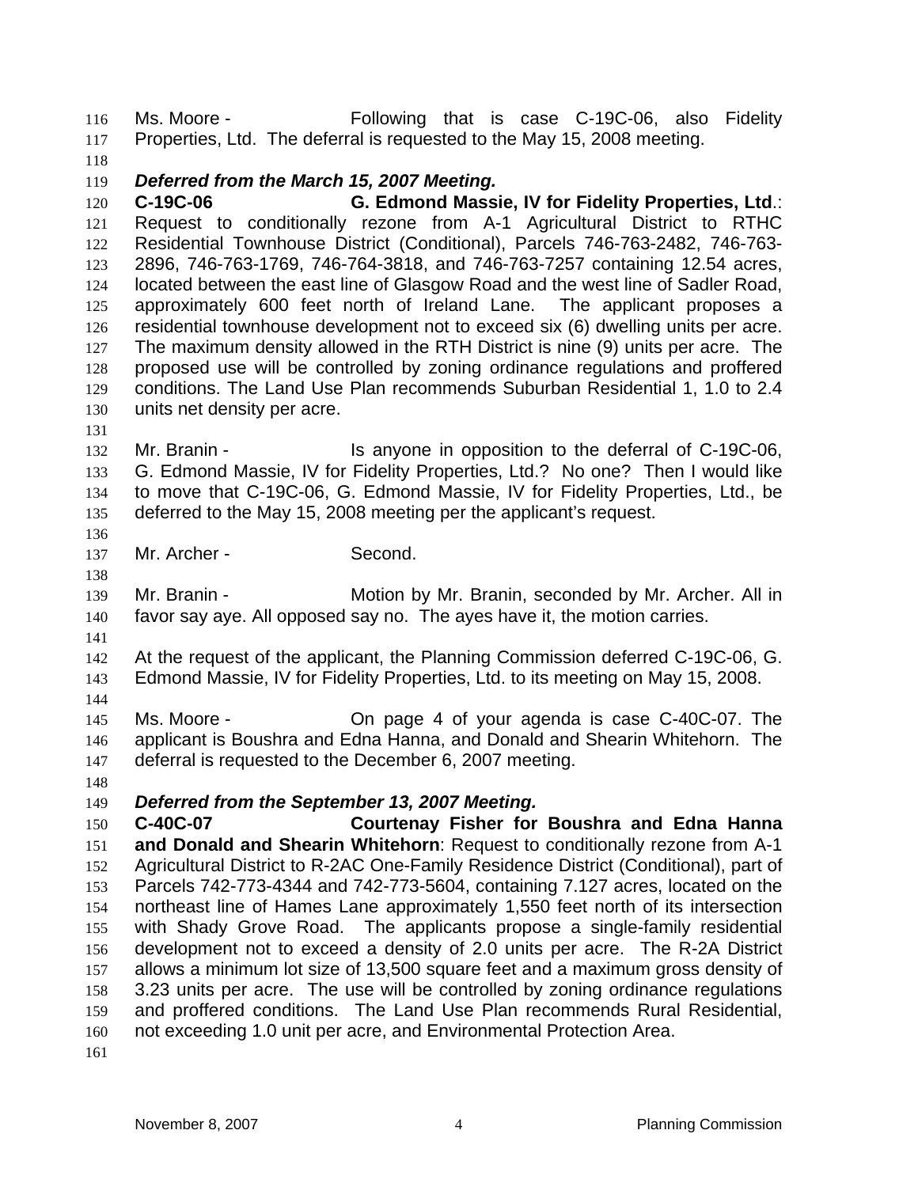Ms. Moore - Following that is case C-19C-06, also Fidelity Properties, Ltd. The deferral is requested to the May 15, 2008 meeting.

***Deferred from the March 15, 2007 Meeting.***

**C-19C-06 G. Edmond Massie, IV for Fidelity Properties, Ltd**.: Request to conditionally rezone from A-1 Agricultural District to RTHC Residential Townhouse District (Conditional), Parcels 746-763-2482, 746-763-2896, 746-763-1769, 746-764-3818, and 746-763-7257 containing 12.54 acres, located between the east line of Glasgow Road and the west line of Sadler Road, approximately 600 feet north of Ireland Lane. The applicant proposes a residential townhouse development not to exceed six (6) dwelling units per acre. The maximum density allowed in the RTH District is nine (9) units per acre. The proposed use will be controlled by zoning ordinance regulations and proffered conditions. The Land Use Plan recommends Suburban Residential 1, 1.0 to 2.4 units net density per acre.

Mr. Branin - Is anyone in opposition to the deferral of C-19C-06, G. Edmond Massie, IV for Fidelity Properties, Ltd.? No one? Then I would like to move that C-19C-06, G. Edmond Massie, IV for Fidelity Properties, Ltd., be deferred to the May 15, 2008 meeting per the applicant's request.

Mr. Archer - Second.

Mr. Branin - Motion by Mr. Branin, seconded by Mr. Archer. All in favor say aye. All opposed say no. The ayes have it, the motion carries.

At the request of the applicant, the Planning Commission deferred C-19C-06, G. Edmond Massie, IV for Fidelity Properties, Ltd. to its meeting on May 15, 2008.

Ms. Moore - On page 4 of your agenda is case C-40C-07. The applicant is Boushra and Edna Hanna, and Donald and Shearin Whitehorn. The deferral is requested to the December 6, 2007 meeting.

***Deferred from the September 13, 2007 Meeting.***

**C-40C-07 Courtenay Fisher for Boushra and Edna Hanna and Donald and Shearin Whitehorn**: Request to conditionally rezone from A-1 Agricultural District to R-2AC One-Family Residence District (Conditional), part of Parcels 742-773-4344 and 742-773-5604, containing 7.127 acres, located on the northeast line of Hames Lane approximately 1,550 feet north of its intersection with Shady Grove Road. The applicants propose a single-family residential development not to exceed a density of 2.0 units per acre. The R-2A District allows a minimum lot size of 13,500 square feet and a maximum gross density of 3.23 units per acre. The use will be controlled by zoning ordinance regulations and proffered conditions. The Land Use Plan recommends Rural Residential, not exceeding 1.0 unit per acre, and Environmental Protection Area.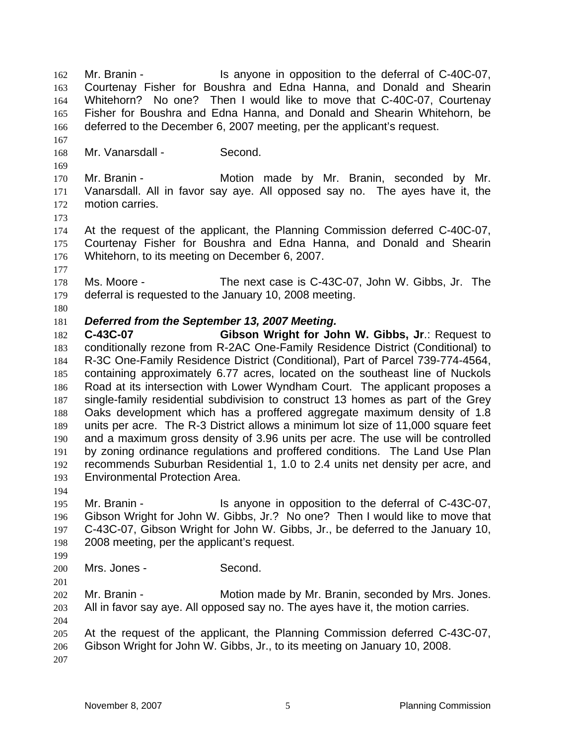Mr. Branin - Is anyone in opposition to the deferral of C-40C-07, Courtenay Fisher for Boushra and Edna Hanna, and Donald and Shearin Whitehorn? No one? Then I would like to move that C-40C-07, Courtenay Fisher for Boushra and Edna Hanna, and Donald and Shearin Whitehorn, be deferred to the December 6, 2007 meeting, per the applicant's request.

Mr. Vanarsdall - Second.

Mr. Branin - Motion made by Mr. Branin, seconded by Mr. Vanarsdall. All in favor say aye. All opposed say no. The ayes have it, the motion carries.

At the request of the applicant, the Planning Commission deferred C-40C-07, Courtenay Fisher for Boushra and Edna Hanna, and Donald and Shearin Whitehorn, to its meeting on December 6, 2007.

Ms. Moore - The next case is C-43C-07, John W. Gibbs, Jr. The deferral is requested to the January 10, 2008 meeting.

***Deferred from the September 13, 2007 Meeting.***

**C-43C-07 Gibson Wright for John W. Gibbs, Jr**.: Request to conditionally rezone from R-2AC One-Family Residence District (Conditional) to R-3C One-Family Residence District (Conditional), Part of Parcel 739-774-4564, containing approximately 6.77 acres, located on the southeast line of Nuckols Road at its intersection with Lower Wyndham Court. The applicant proposes a single-family residential subdivision to construct 13 homes as part of the Grey Oaks development which has a proffered aggregate maximum density of 1.8 units per acre. The R-3 District allows a minimum lot size of 11,000 square feet and a maximum gross density of 3.96 units per acre. The use will be controlled by zoning ordinance regulations and proffered conditions. The Land Use Plan recommends Suburban Residential 1, 1.0 to 2.4 units net density per acre, and Environmental Protection Area.

Mr. Branin - Is anyone in opposition to the deferral of C-43C-07, Gibson Wright for John W. Gibbs, Jr.? No one? Then I would like to move that C-43C-07, Gibson Wright for John W. Gibbs, Jr., be deferred to the January 10, 2008 meeting, per the applicant's request.

Mrs. Jones - Second.

Mr. Branin - Motion made by Mr. Branin, seconded by Mrs. Jones. All in favor say aye. All opposed say no. The ayes have it, the motion carries.

At the request of the applicant, the Planning Commission deferred C-43C-07, Gibson Wright for John W. Gibbs, Jr., to its meeting on January 10, 2008.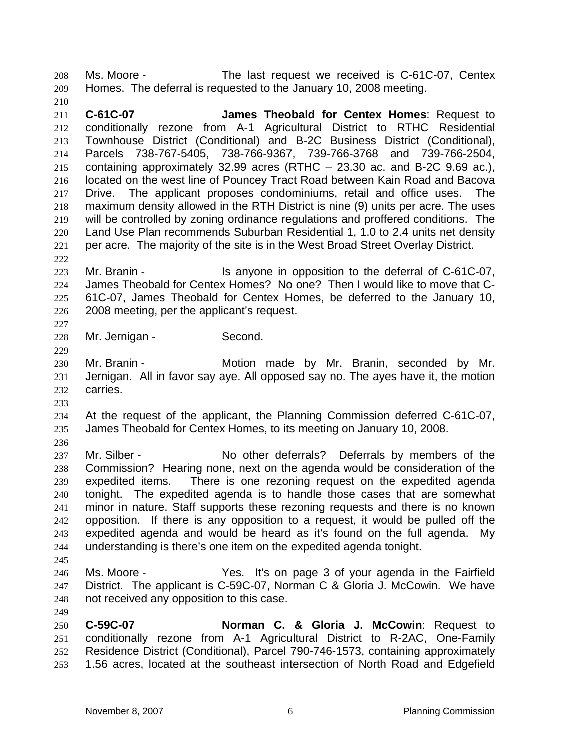Ms. Moore - The last request we received is C-61C-07, Centex Homes. The deferral is requested to the January 10, 2008 meeting.

**C-61C-07** **James Theobald for Centex Homes**: Request to conditionally rezone from A-1 Agricultural District to RTHC Residential Townhouse District (Conditional) and B-2C Business District (Conditional), Parcels 738-767-5405, 738-766-9367, 739-766-3768 and 739-766-2504, containing approximately 32.99 acres (RTHC – 23.30 ac. and B-2C 9.69 ac.), located on the west line of Pouncey Tract Road between Kain Road and Bacova Drive. The applicant proposes condominiums, retail and office uses. The maximum density allowed in the RTH District is nine (9) units per acre. The uses will be controlled by zoning ordinance regulations and proffered conditions. The Land Use Plan recommends Suburban Residential 1, 1.0 to 2.4 units net density per acre. The majority of the site is in the West Broad Street Overlay District.

Mr. Branin - Is anyone in opposition to the deferral of C-61C-07, James Theobald for Centex Homes? No one? Then I would like to move that C-61C-07, James Theobald for Centex Homes, be deferred to the January 10, 2008 meeting, per the applicant's request.

Mr. Jernigan - Second.

Mr. Branin - Motion made by Mr. Branin, seconded by Mr. Jernigan. All in favor say aye. All opposed say no. The ayes have it, the motion carries.

At the request of the applicant, the Planning Commission deferred C-61C-07, James Theobald for Centex Homes, to its meeting on January 10, 2008.

Mr. Silber - No other deferrals? Deferrals by members of the Commission? Hearing none, next on the agenda would be consideration of the expedited items. There is one rezoning request on the expedited agenda tonight. The expedited agenda is to handle those cases that are somewhat minor in nature. Staff supports these rezoning requests and there is no known opposition. If there is any opposition to a request, it would be pulled off the expedited agenda and would be heard as it's found on the full agenda. My understanding is there's one item on the expedited agenda tonight.

Ms. Moore - Yes. It's on page 3 of your agenda in the Fairfield District. The applicant is C-59C-07, Norman C & Gloria J. McCowin. We have not received any opposition to this case.

**C-59C-07** **Norman C. & Gloria J. McCowin**: Request to conditionally rezone from A-1 Agricultural District to R-2AC, One-Family Residence District (Conditional), Parcel 790-746-1573, containing approximately 1.56 acres, located at the southeast intersection of North Road and Edgefield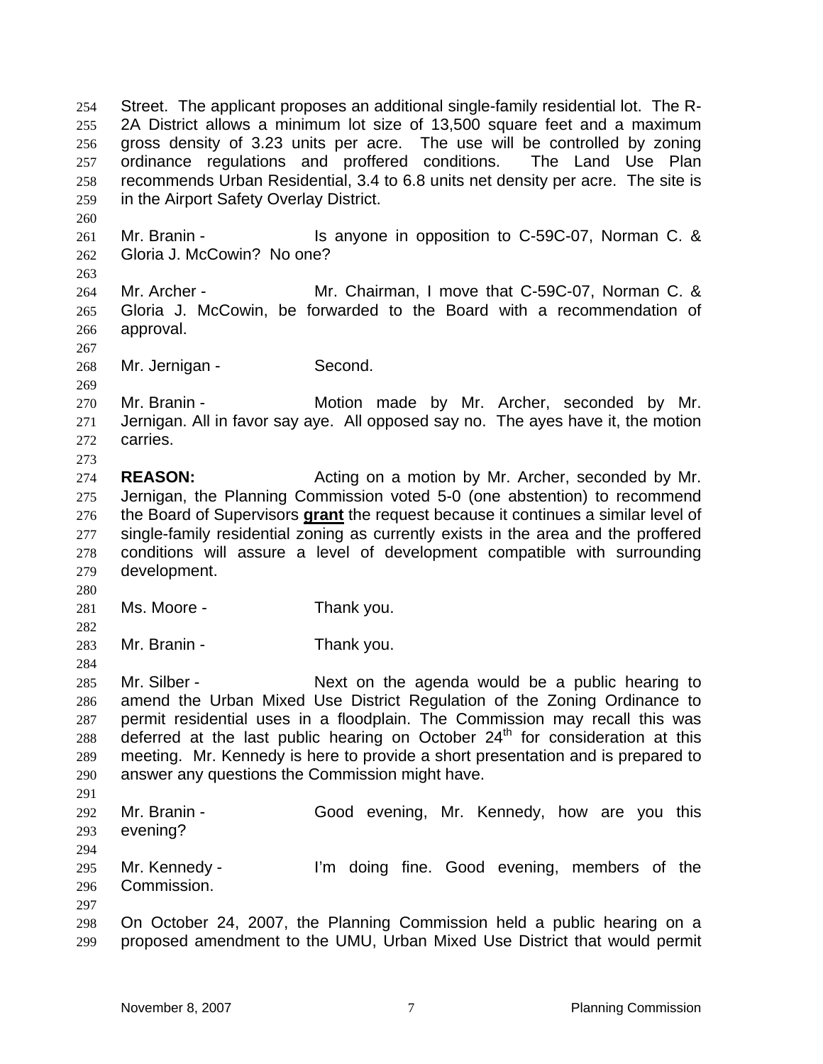Street. The applicant proposes an additional single-family residential lot. The R-2A District allows a minimum lot size of 13,500 square feet and a maximum gross density of 3.23 units per acre. The use will be controlled by zoning ordinance regulations and proffered conditions. The Land Use Plan recommends Urban Residential, 3.4 to 6.8 units net density per acre. The site is in the Airport Safety Overlay District.

Mr. Branin - Is anyone in opposition to C-59C-07, Norman C. & Gloria J. McCowin? No one?

Mr. Archer - Mr. Chairman, I move that C-59C-07, Norman C. & Gloria J. McCowin, be forwarded to the Board with a recommendation of approval.

Mr. Jernigan - Second.

Mr. Branin - Motion made by Mr. Archer, seconded by Mr. Jernigan. All in favor say aye. All opposed say no. The ayes have it, the motion carries.

**REASON:** Acting on a motion by Mr. Archer, seconded by Mr. Jernigan, the Planning Commission voted 5-0 (one abstention) to recommend the Board of Supervisors **grant** the request because it continues a similar level of single-family residential zoning as currently exists in the area and the proffered conditions will assure a level of development compatible with surrounding development.

Ms. Moore - Thank you.

Mr. Branin - Thank you.

Mr. Silber - Next on the agenda would be a public hearing to amend the Urban Mixed Use District Regulation of the Zoning Ordinance to permit residential uses in a floodplain. The Commission may recall this was deferred at the last public hearing on October 24th for consideration at this meeting. Mr. Kennedy is here to provide a short presentation and is prepared to answer any questions the Commission might have.

Mr. Branin - Good evening, Mr. Kennedy, how are you this evening?

Mr. Kennedy - I'm doing fine. Good evening, members of the Commission.

On October 24, 2007, the Planning Commission held a public hearing on a proposed amendment to the UMU, Urban Mixed Use District that would permit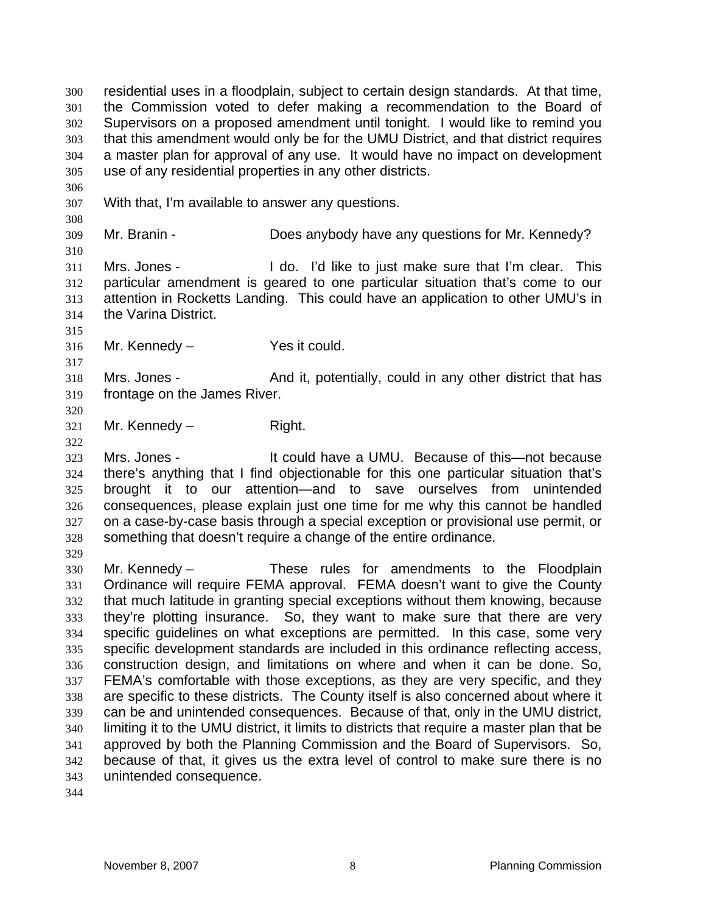residential uses in a floodplain, subject to certain design standards. At that time, the Commission voted to defer making a recommendation to the Board of Supervisors on a proposed amendment until tonight. I would like to remind you that this amendment would only be for the UMU District, and that district requires a master plan for approval of any use. It would have no impact on development use of any residential properties in any other districts.

With that, I'm available to answer any questions.

Mr. Branin - Does anybody have any questions for Mr. Kennedy?

Mrs. Jones - I do. I'd like to just make sure that I'm clear. This particular amendment is geared to one particular situation that's come to our attention in Rocketts Landing. This could have an application to other UMU's in the Varina District.

Mr. Kennedy – Yes it could.

Mrs. Jones - And it, potentially, could in any other district that has frontage on the James River.

Mr. Kennedy – Right.

Mrs. Jones - It could have a UMU. Because of this—not because there's anything that I find objectionable for this one particular situation that's brought it to our attention—and to save ourselves from unintended consequences, please explain just one time for me why this cannot be handled on a case-by-case basis through a special exception or provisional use permit, or something that doesn't require a change of the entire ordinance.

Mr. Kennedy – These rules for amendments to the Floodplain Ordinance will require FEMA approval. FEMA doesn't want to give the County that much latitude in granting special exceptions without them knowing, because they're plotting insurance. So, they want to make sure that there are very specific guidelines on what exceptions are permitted. In this case, some very specific development standards are included in this ordinance reflecting access, construction design, and limitations on where and when it can be done. So, FEMA's comfortable with those exceptions, as they are very specific, and they are specific to these districts. The County itself is also concerned about where it can be and unintended consequences. Because of that, only in the UMU district, limiting it to the UMU district, it limits to districts that require a master plan that be approved by both the Planning Commission and the Board of Supervisors. So, because of that, it gives us the extra level of control to make sure there is no unintended consequence.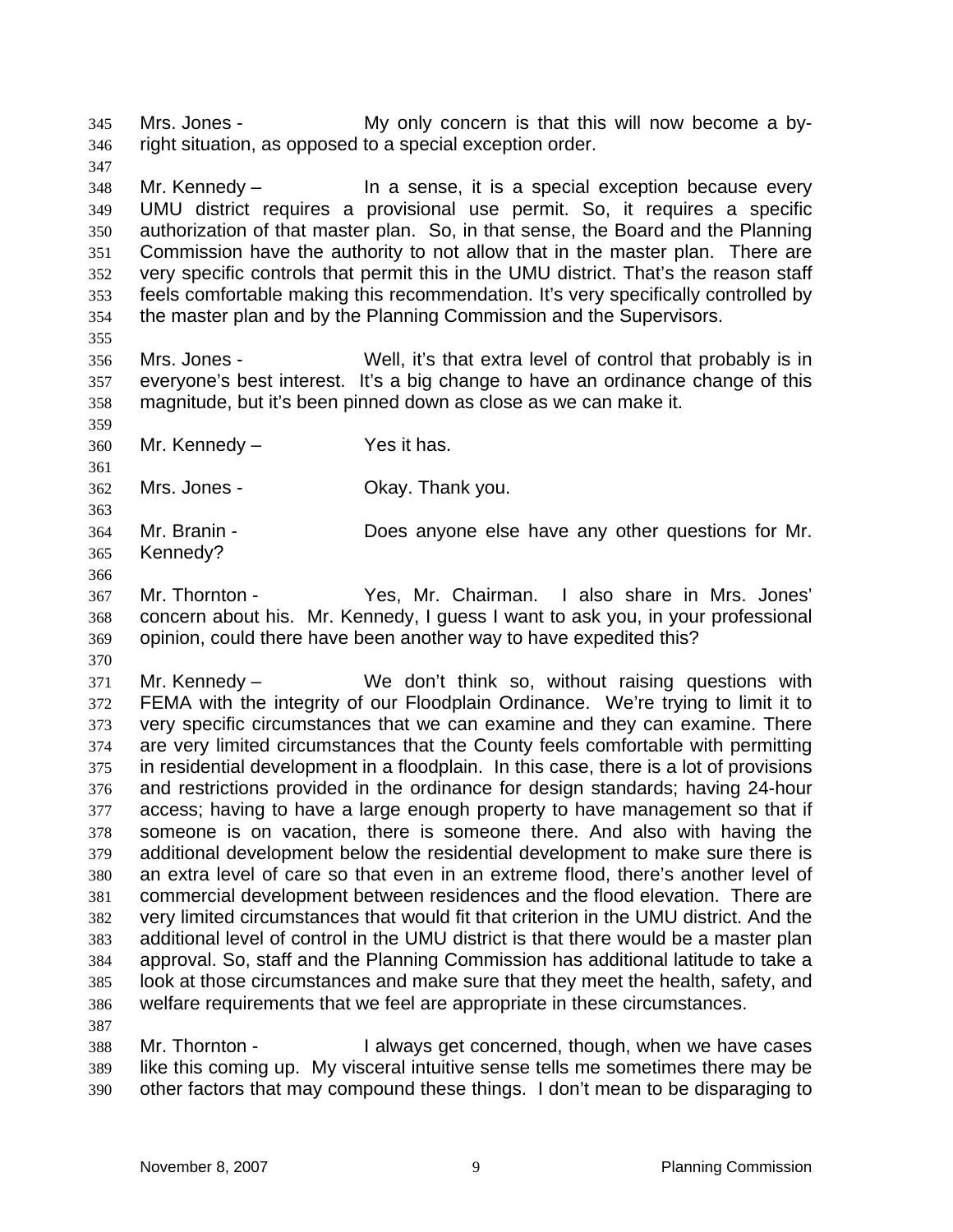Mrs. Jones - My only concern is that this will now become a by-right situation, as opposed to a special exception order.

Mr. Kennedy – In a sense, it is a special exception because every UMU district requires a provisional use permit. So, it requires a specific authorization of that master plan. So, in that sense, the Board and the Planning Commission have the authority to not allow that in the master plan. There are very specific controls that permit this in the UMU district. That's the reason staff feels comfortable making this recommendation. It's very specifically controlled by the master plan and by the Planning Commission and the Supervisors.

Mrs. Jones - Well, it's that extra level of control that probably is in everyone's best interest. It's a big change to have an ordinance change of this magnitude, but it's been pinned down as close as we can make it.

Mr. Kennedy – Yes it has.

Mrs. Jones - Okay. Thank you.

Mr. Branin - Does anyone else have any other questions for Mr. Kennedy?

Mr. Thornton - Yes, Mr. Chairman. I also share in Mrs. Jones' concern about his. Mr. Kennedy, I guess I want to ask you, in your professional opinion, could there have been another way to have expedited this?

Mr. Kennedy – We don't think so, without raising questions with FEMA with the integrity of our Floodplain Ordinance. We're trying to limit it to very specific circumstances that we can examine and they can examine. There are very limited circumstances that the County feels comfortable with permitting in residential development in a floodplain. In this case, there is a lot of provisions and restrictions provided in the ordinance for design standards; having 24-hour access; having to have a large enough property to have management so that if someone is on vacation, there is someone there. And also with having the additional development below the residential development to make sure there is an extra level of care so that even in an extreme flood, there's another level of commercial development between residences and the flood elevation. There are very limited circumstances that would fit that criterion in the UMU district. And the additional level of control in the UMU district is that there would be a master plan approval. So, staff and the Planning Commission has additional latitude to take a look at those circumstances and make sure that they meet the health, safety, and welfare requirements that we feel are appropriate in these circumstances.

Mr. Thornton - I always get concerned, though, when we have cases like this coming up. My visceral intuitive sense tells me sometimes there may be other factors that may compound these things. I don't mean to be disparaging to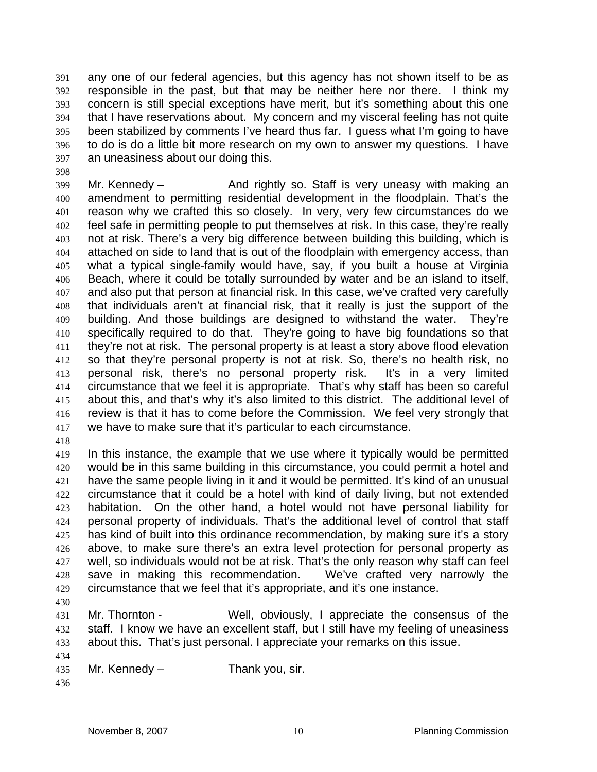any one of our federal agencies, but this agency has not shown itself to be as responsible in the past, but that may be neither here nor there. I think my concern is still special exceptions have merit, but it's something about this one that I have reservations about. My concern and my visceral feeling has not quite been stabilized by comments I've heard thus far. I guess what I'm going to have to do is do a little bit more research on my own to answer my questions. I have an uneasiness about our doing this.

Mr. Kennedy – And rightly so. Staff is very uneasy with making an amendment to permitting residential development in the floodplain. That's the reason why we crafted this so closely. In very, very few circumstances do we feel safe in permitting people to put themselves at risk. In this case, they're really not at risk. There's a very big difference between building this building, which is attached on side to land that is out of the floodplain with emergency access, than what a typical single-family would have, say, if you built a house at Virginia Beach, where it could be totally surrounded by water and be an island to itself, and also put that person at financial risk. In this case, we've crafted very carefully that individuals aren't at financial risk, that it really is just the support of the building. And those buildings are designed to withstand the water. They're specifically required to do that. They're going to have big foundations so that they're not at risk. The personal property is at least a story above flood elevation so that they're personal property is not at risk. So, there's no health risk, no personal risk, there's no personal property risk. It's in a very limited circumstance that we feel it is appropriate. That's why staff has been so careful about this, and that's why it's also limited to this district. The additional level of review is that it has to come before the Commission. We feel very strongly that we have to make sure that it's particular to each circumstance.

In this instance, the example that we use where it typically would be permitted would be in this same building in this circumstance, you could permit a hotel and have the same people living in it and it would be permitted. It's kind of an unusual circumstance that it could be a hotel with kind of daily living, but not extended habitation. On the other hand, a hotel would not have personal liability for personal property of individuals. That's the additional level of control that staff has kind of built into this ordinance recommendation, by making sure it's a story above, to make sure there's an extra level protection for personal property as well, so individuals would not be at risk. That's the only reason why staff can feel save in making this recommendation. We've crafted very narrowly the circumstance that we feel that it's appropriate, and it's one instance.

Mr. Thornton - Well, obviously, I appreciate the consensus of the staff. I know we have an excellent staff, but I still have my feeling of uneasiness about this. That's just personal. I appreciate your remarks on this issue.

Mr. Kennedy – Thank you, sir.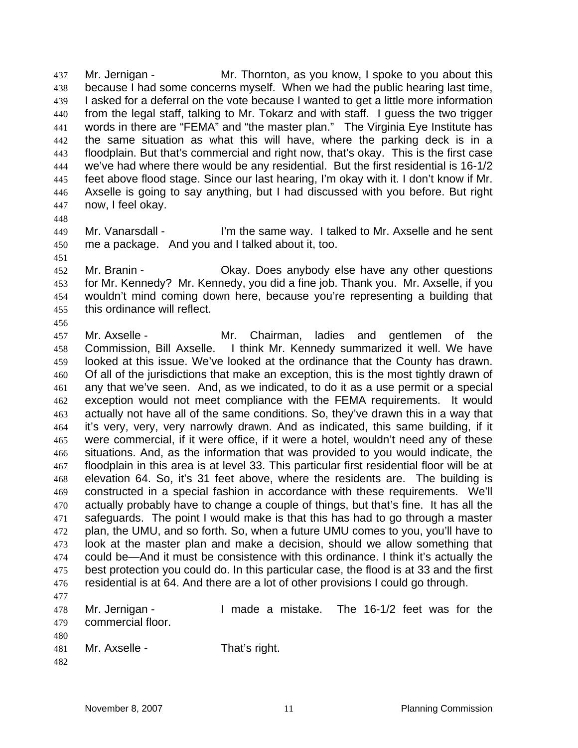Mr. Jernigan - Mr. Thornton, as you know, I spoke to you about this because I had some concerns myself. When we had the public hearing last time, I asked for a deferral on the vote because I wanted to get a little more information from the legal staff, talking to Mr. Tokarz and with staff. I guess the two trigger words in there are "FEMA" and "the master plan." The Virginia Eye Institute has the same situation as what this will have, where the parking deck is in a floodplain. But that's commercial and right now, that's okay. This is the first case we've had where there would be any residential. But the first residential is 16-1/2 feet above flood stage. Since our last hearing, I'm okay with it. I don't know if Mr. Axselle is going to say anything, but I had discussed with you before. But right now, I feel okay.

Mr. Vanarsdall - I'm the same way. I talked to Mr. Axselle and he sent me a package. And you and I talked about it, too.

Mr. Branin - Okay. Does anybody else have any other questions for Mr. Kennedy? Mr. Kennedy, you did a fine job. Thank you. Mr. Axselle, if you wouldn't mind coming down here, because you're representing a building that this ordinance will reflect.

Mr. Axselle - Mr. Chairman, ladies and gentlemen of the Commission, Bill Axselle. I think Mr. Kennedy summarized it well. We have looked at this issue. We've looked at the ordinance that the County has drawn. Of all of the jurisdictions that make an exception, this is the most tightly drawn of any that we've seen. And, as we indicated, to do it as a use permit or a special exception would not meet compliance with the FEMA requirements. It would actually not have all of the same conditions. So, they've drawn this in a way that it's very, very, very narrowly drawn. And as indicated, this same building, if it were commercial, if it were office, if it were a hotel, wouldn't need any of these situations. And, as the information that was provided to you would indicate, the floodplain in this area is at level 33. This particular first residential floor will be at elevation 64. So, it's 31 feet above, where the residents are. The building is constructed in a special fashion in accordance with these requirements. We'll actually probably have to change a couple of things, but that's fine. It has all the safeguards. The point I would make is that this has had to go through a master plan, the UMU, and so forth. So, when a future UMU comes to you, you'll have to look at the master plan and make a decision, should we allow something that could be—And it must be consistence with this ordinance. I think it's actually the best protection you could do. In this particular case, the flood is at 33 and the first residential is at 64. And there are a lot of other provisions I could go through.

Mr. Jernigan - I made a mistake. The 16-1/2 feet was for the commercial floor.

Mr. Axselle - That's right.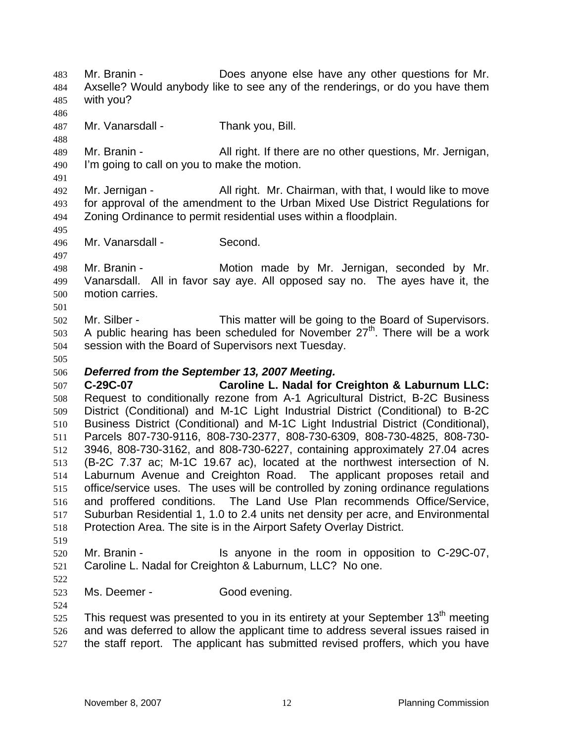Mr. Branin - Does anyone else have any other questions for Mr. Axselle? Would anybody like to see any of the renderings, or do you have them with you?

Mr. Vanarsdall - Thank you, Bill.

Mr. Branin - All right. If there are no other questions, Mr. Jernigan, I'm going to call on you to make the motion.

Mr. Jernigan - All right. Mr. Chairman, with that, I would like to move for approval of the amendment to the Urban Mixed Use District Regulations for Zoning Ordinance to permit residential uses within a floodplain.

Mr. Vanarsdall - Second.

Mr. Branin - Motion made by Mr. Jernigan, seconded by Mr. Vanarsdall. All in favor say aye. All opposed say no. The ayes have it, the motion carries.

Mr. Silber - This matter will be going to the Board of Supervisors. A public hearing has been scheduled for November 27th. There will be a work session with the Board of Supervisors next Tuesday.

***Deferred from the September 13, 2007 Meeting.***

**C-29C-07 Caroline L. Nadal for Creighton & Laburnum LLC:** Request to conditionally rezone from A-1 Agricultural District, B-2C Business District (Conditional) and M-1C Light Industrial District (Conditional) to B-2C Business District (Conditional) and M-1C Light Industrial District (Conditional), Parcels 807-730-9116, 808-730-2377, 808-730-6309, 808-730-4825, 808-730-3946, 808-730-3162, and 808-730-6227, containing approximately 27.04 acres (B-2C 7.37 ac; M-1C 19.67 ac), located at the northwest intersection of N. Laburnum Avenue and Creighton Road. The applicant proposes retail and office/service uses. The uses will be controlled by zoning ordinance regulations and proffered conditions. The Land Use Plan recommends Office/Service, Suburban Residential 1, 1.0 to 2.4 units net density per acre, and Environmental Protection Area. The site is in the Airport Safety Overlay District.

Mr. Branin - Is anyone in the room in opposition to C-29C-07, Caroline L. Nadal for Creighton & Laburnum, LLC? No one.

Ms. Deemer - Good evening.

This request was presented to you in its entirety at your September 13th meeting and was deferred to allow the applicant time to address several issues raised in the staff report. The applicant has submitted revised proffers, which you have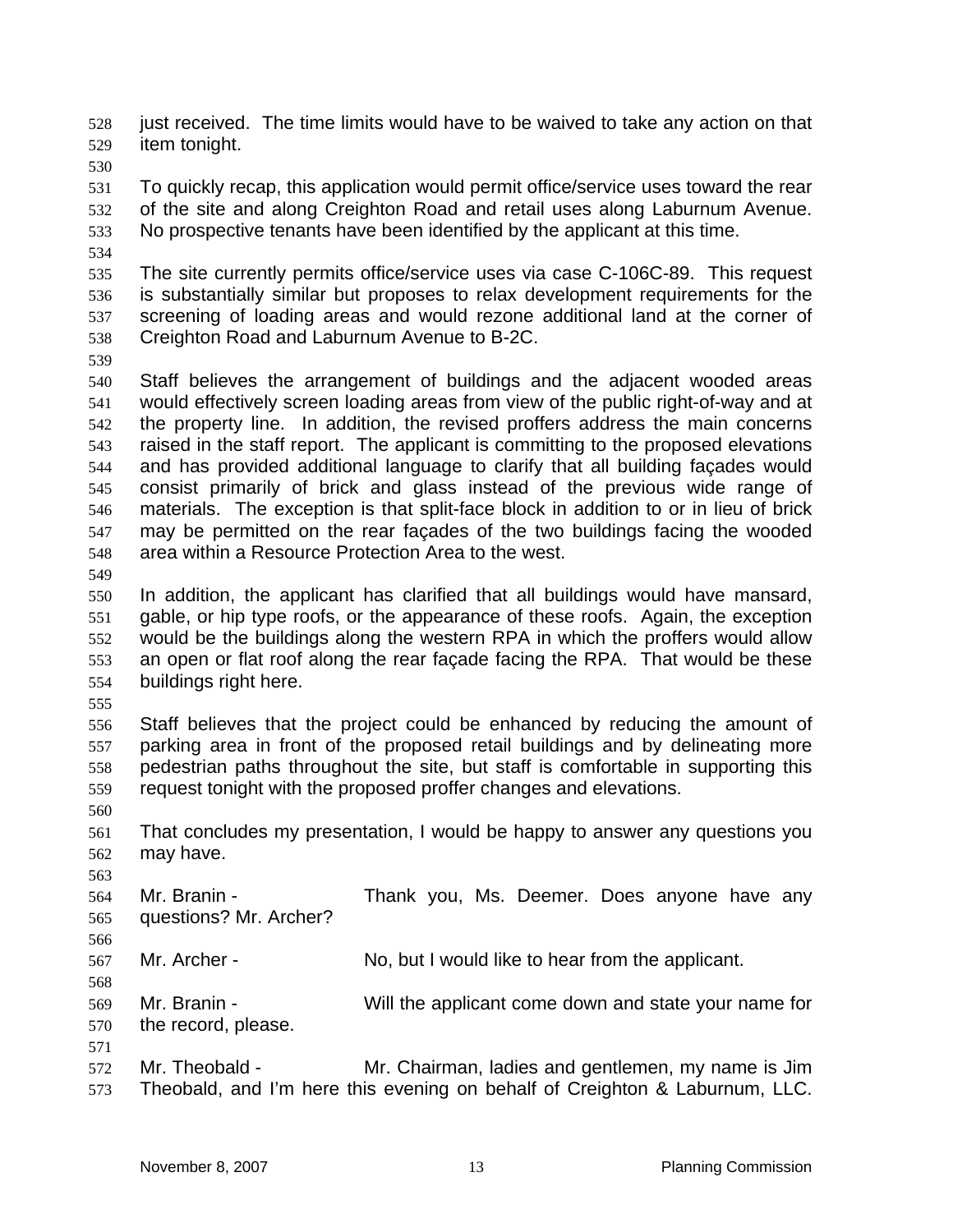just received. The time limits would have to be waived to take any action on that item tonight.

To quickly recap, this application would permit office/service uses toward the rear of the site and along Creighton Road and retail uses along Laburnum Avenue. No prospective tenants have been identified by the applicant at this time.

The site currently permits office/service uses via case C-106C-89. This request is substantially similar but proposes to relax development requirements for the screening of loading areas and would rezone additional land at the corner of Creighton Road and Laburnum Avenue to B-2C.

Staff believes the arrangement of buildings and the adjacent wooded areas would effectively screen loading areas from view of the public right-of-way and at the property line. In addition, the revised proffers address the main concerns raised in the staff report. The applicant is committing to the proposed elevations and has provided additional language to clarify that all building façades would consist primarily of brick and glass instead of the previous wide range of materials. The exception is that split-face block in addition to or in lieu of brick may be permitted on the rear façades of the two buildings facing the wooded area within a Resource Protection Area to the west.

In addition, the applicant has clarified that all buildings would have mansard, gable, or hip type roofs, or the appearance of these roofs. Again, the exception would be the buildings along the western RPA in which the proffers would allow an open or flat roof along the rear façade facing the RPA. That would be these buildings right here.

Staff believes that the project could be enhanced by reducing the amount of parking area in front of the proposed retail buildings and by delineating more pedestrian paths throughout the site, but staff is comfortable in supporting this request tonight with the proposed proffer changes and elevations.

That concludes my presentation, I would be happy to answer any questions you may have.

Mr. Branin - Thank you, Ms. Deemer. Does anyone have any questions? Mr. Archer?

Mr. Archer - No, but I would like to hear from the applicant.

Mr. Branin - Will the applicant come down and state your name for the record, please.

Mr. Theobald - Mr. Chairman, ladies and gentlemen, my name is Jim Theobald, and I'm here this evening on behalf of Creighton & Laburnum, LLC.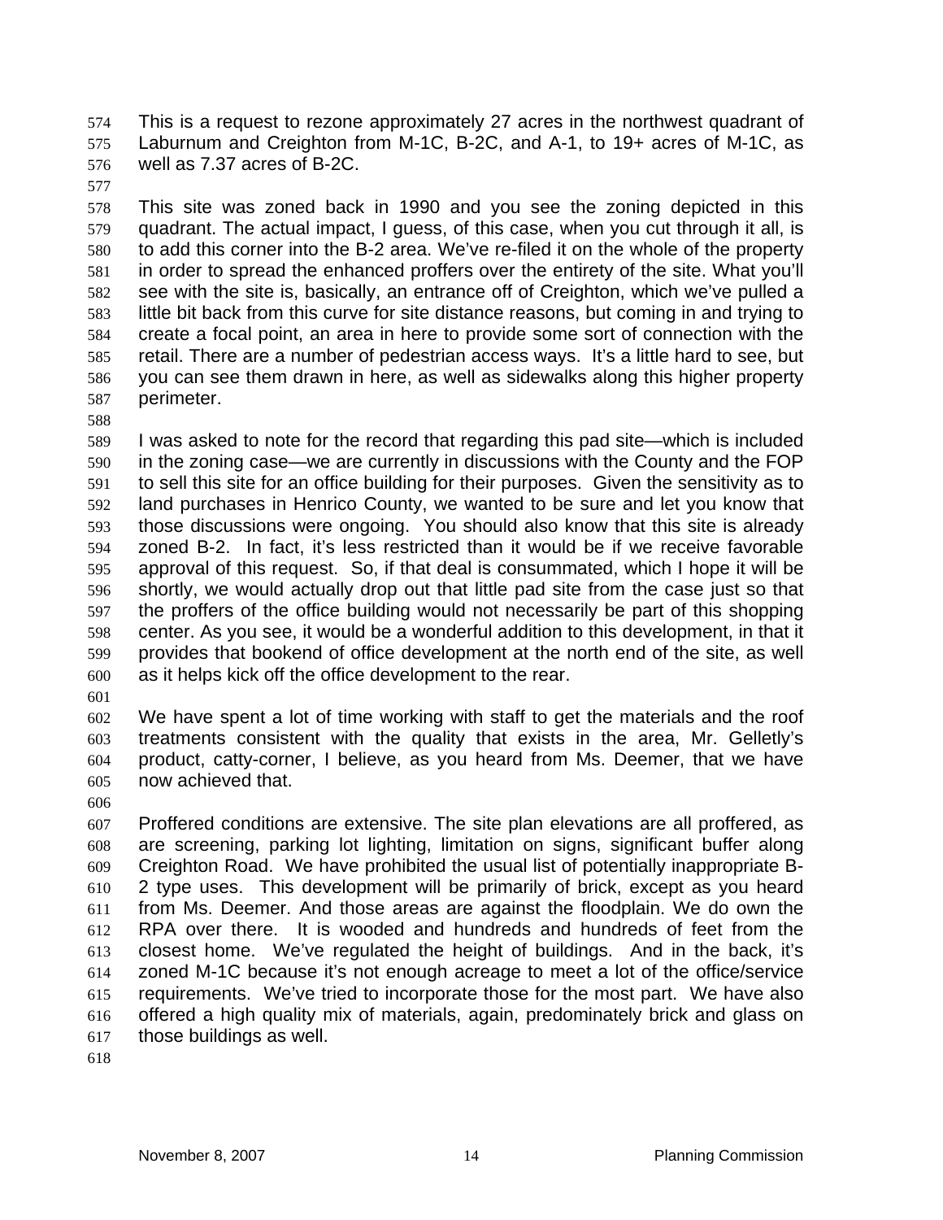This is a request to rezone approximately 27 acres in the northwest quadrant of Laburnum and Creighton from M-1C, B-2C, and A-1, to 19+ acres of M-1C, as well as 7.37 acres of B-2C.

This site was zoned back in 1990 and you see the zoning depicted in this quadrant. The actual impact, I guess, of this case, when you cut through it all, is to add this corner into the B-2 area. We've re-filed it on the whole of the property in order to spread the enhanced proffers over the entirety of the site. What you'll see with the site is, basically, an entrance off of Creighton, which we've pulled a little bit back from this curve for site distance reasons, but coming in and trying to create a focal point, an area in here to provide some sort of connection with the retail. There are a number of pedestrian access ways. It's a little hard to see, but you can see them drawn in here, as well as sidewalks along this higher property perimeter.

I was asked to note for the record that regarding this pad site—which is included in the zoning case—we are currently in discussions with the County and the FOP to sell this site for an office building for their purposes. Given the sensitivity as to land purchases in Henrico County, we wanted to be sure and let you know that those discussions were ongoing. You should also know that this site is already zoned B-2. In fact, it's less restricted than it would be if we receive favorable approval of this request. So, if that deal is consummated, which I hope it will be shortly, we would actually drop out that little pad site from the case just so that the proffers of the office building would not necessarily be part of this shopping center. As you see, it would be a wonderful addition to this development, in that it provides that bookend of office development at the north end of the site, as well as it helps kick off the office development to the rear.

We have spent a lot of time working with staff to get the materials and the roof treatments consistent with the quality that exists in the area, Mr. Gelletly's product, catty-corner, I believe, as you heard from Ms. Deemer, that we have now achieved that.

Proffered conditions are extensive. The site plan elevations are all proffered, as are screening, parking lot lighting, limitation on signs, significant buffer along Creighton Road. We have prohibited the usual list of potentially inappropriate B-2 type uses. This development will be primarily of brick, except as you heard from Ms. Deemer. And those areas are against the floodplain. We do own the RPA over there. It is wooded and hundreds and hundreds of feet from the closest home. We've regulated the height of buildings. And in the back, it's zoned M-1C because it's not enough acreage to meet a lot of the office/service requirements. We've tried to incorporate those for the most part. We have also offered a high quality mix of materials, again, predominately brick and glass on those buildings as well.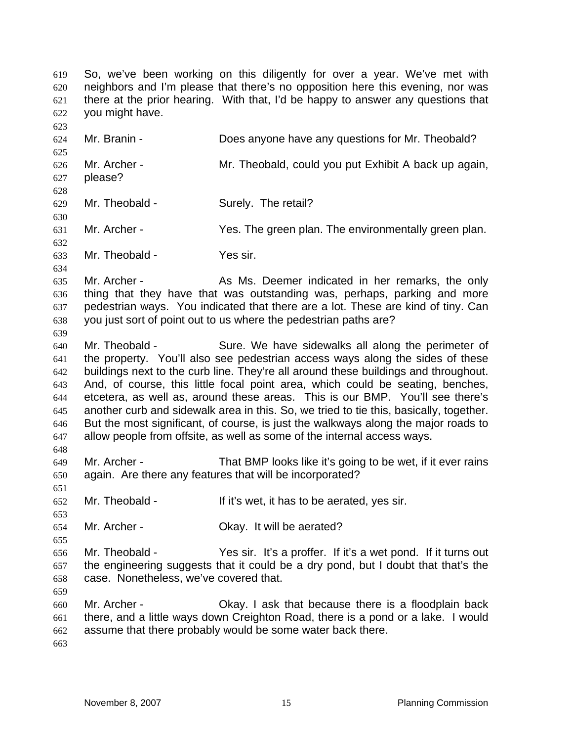So, we've been working on this diligently for over a year. We've met with neighbors and I'm please that there's no opposition here this evening, nor was there at the prior hearing. With that, I'd be happy to answer any questions that you might have.

Mr. Branin - Does anyone have any questions for Mr. Theobald?

Mr. Archer - Mr. Theobald, could you put Exhibit A back up again, please?

Mr. Theobald - Surely. The retail?

Mr. Archer - Yes. The green plan. The environmentally green plan.

Mr. Theobald - Yes sir.

Mr. Archer - As Ms. Deemer indicated in her remarks, the only thing that they have that was outstanding was, perhaps, parking and more pedestrian ways. You indicated that there are a lot. These are kind of tiny. Can you just sort of point out to us where the pedestrian paths are?

Mr. Theobald - Sure. We have sidewalks all along the perimeter of the property. You'll also see pedestrian access ways along the sides of these buildings next to the curb line. They're all around these buildings and throughout. And, of course, this little focal point area, which could be seating, benches, etcetera, as well as, around these areas. This is our BMP. You'll see there's another curb and sidewalk area in this. So, we tried to tie this, basically, together. But the most significant, of course, is just the walkways along the major roads to allow people from offsite, as well as some of the internal access ways.

Mr. Archer - That BMP looks like it's going to be wet, if it ever rains again. Are there any features that will be incorporated?

Mr. Theobald - If it's wet, it has to be aerated, yes sir.

Mr. Archer - Okay. It will be aerated?

Mr. Theobald - Yes sir. It's a proffer. If it's a wet pond. If it turns out the engineering suggests that it could be a dry pond, but I doubt that that's the case. Nonetheless, we've covered that.

Mr. Archer - Okay. I ask that because there is a floodplain back there, and a little ways down Creighton Road, there is a pond or a lake. I would assume that there probably would be some water back there.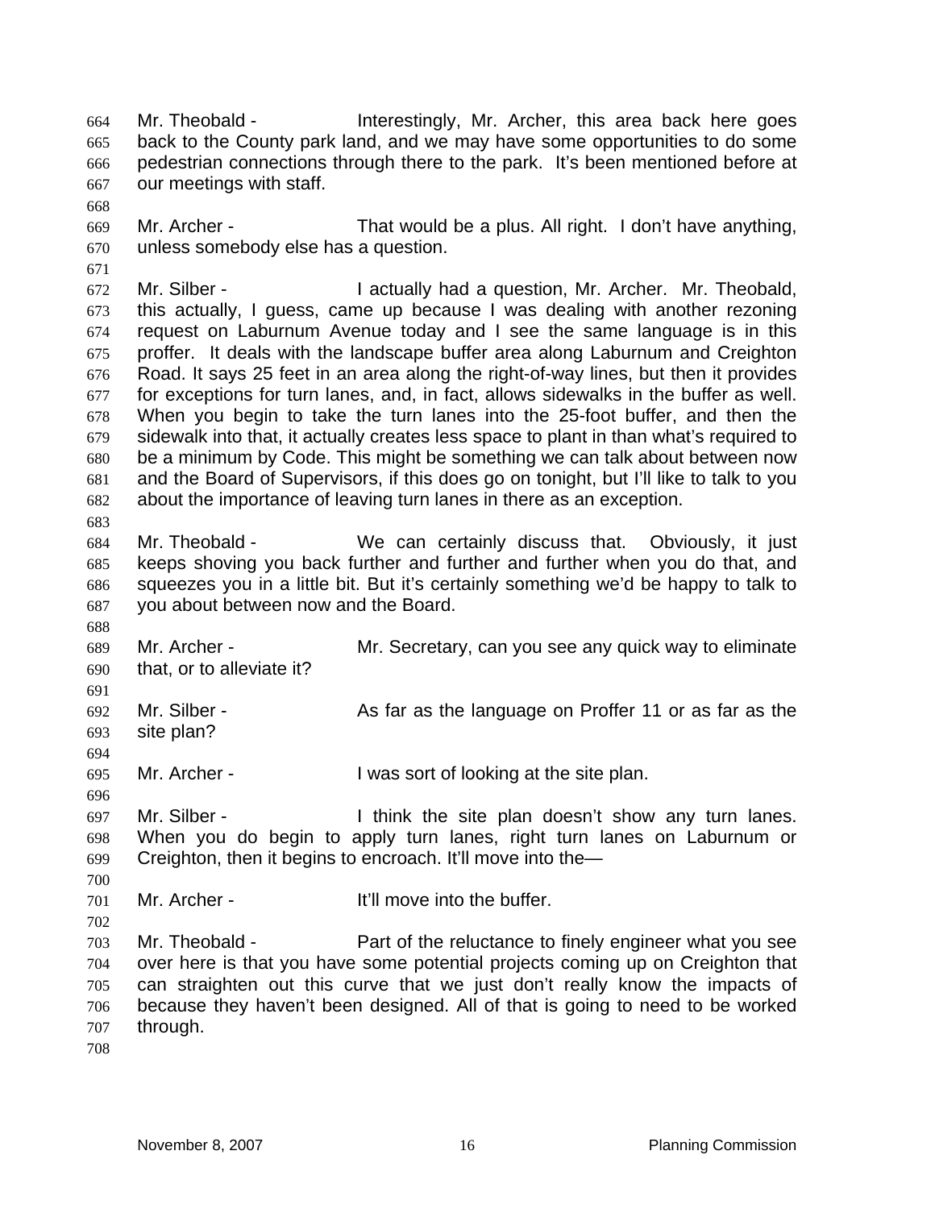Mr. Theobald - Interestingly, Mr. Archer, this area back here goes back to the County park land, and we may have some opportunities to do some pedestrian connections through there to the park. It's been mentioned before at our meetings with staff.

Mr. Archer - That would be a plus. All right. I don't have anything, unless somebody else has a question.

Mr. Silber - I actually had a question, Mr. Archer. Mr. Theobald, this actually, I guess, came up because I was dealing with another rezoning request on Laburnum Avenue today and I see the same language is in this proffer. It deals with the landscape buffer area along Laburnum and Creighton Road. It says 25 feet in an area along the right-of-way lines, but then it provides for exceptions for turn lanes, and, in fact, allows sidewalks in the buffer as well. When you begin to take the turn lanes into the 25-foot buffer, and then the sidewalk into that, it actually creates less space to plant in than what's required to be a minimum by Code. This might be something we can talk about between now and the Board of Supervisors, if this does go on tonight, but I'll like to talk to you about the importance of leaving turn lanes in there as an exception.

Mr. Theobald - We can certainly discuss that. Obviously, it just keeps shoving you back further and further and further when you do that, and squeezes you in a little bit. But it's certainly something we'd be happy to talk to you about between now and the Board.

Mr. Archer - Mr. Secretary, can you see any quick way to eliminate that, or to alleviate it?

Mr. Silber - As far as the language on Proffer 11 or as far as the site plan?

Mr. Archer - I was sort of looking at the site plan.

Mr. Silber - I think the site plan doesn't show any turn lanes. When you do begin to apply turn lanes, right turn lanes on Laburnum or Creighton, then it begins to encroach. It'll move into the—

Mr. Archer - It'll move into the buffer.

Mr. Theobald - Part of the reluctance to finely engineer what you see over here is that you have some potential projects coming up on Creighton that can straighten out this curve that we just don't really know the impacts of because they haven't been designed. All of that is going to need to be worked through.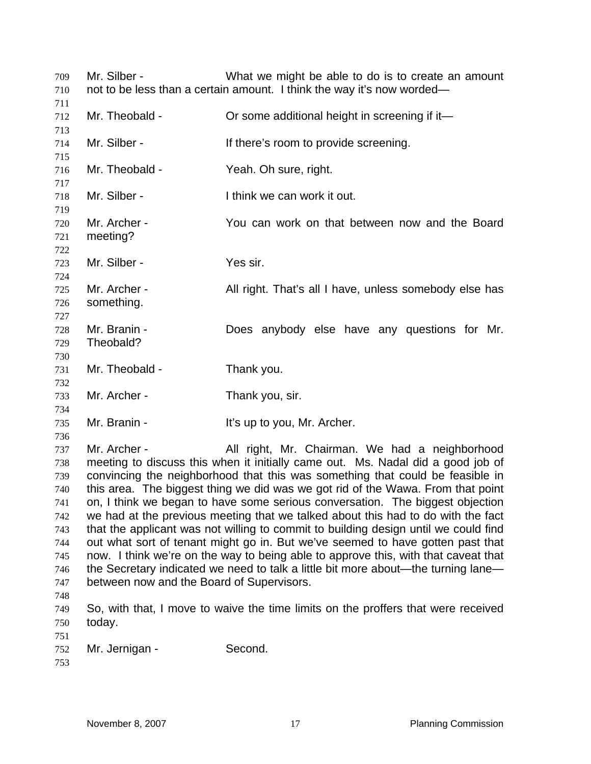Mr. Silber - What we might be able to do is to create an amount not to be less than a certain amount. I think the way it's now worded—

Mr. Theobald - Or some additional height in screening if it—

Mr. Silber - If there's room to provide screening.

Mr. Theobald - Yeah. Oh sure, right.

Mr. Silber - I think we can work it out.

Mr. Archer - You can work on that between now and the Board meeting?

Mr. Silber - Yes sir.

Mr. Archer - All right. That's all I have, unless somebody else has something.

Mr. Branin - Does anybody else have any questions for Mr. Theobald?

Mr. Theobald - Thank you.

Mr. Archer - Thank you, sir.

Mr. Branin - It's up to you, Mr. Archer.

Mr. Archer - All right, Mr. Chairman. We had a neighborhood meeting to discuss this when it initially came out. Ms. Nadal did a good job of convincing the neighborhood that this was something that could be feasible in this area. The biggest thing we did was we got rid of the Wawa. From that point on, I think we began to have some serious conversation. The biggest objection we had at the previous meeting that we talked about this had to do with the fact that the applicant was not willing to commit to building design until we could find out what sort of tenant might go in. But we've seemed to have gotten past that now. I think we're on the way to being able to approve this, with that caveat that the Secretary indicated we need to talk a little bit more about—the turning lane—between now and the Board of Supervisors.

So, with that, I move to waive the time limits on the proffers that were received today.

Mr. Jernigan - Second.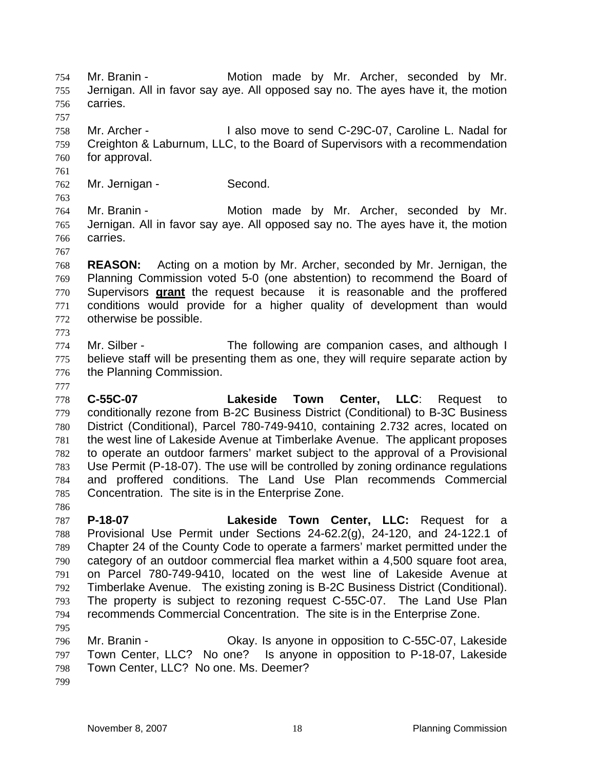Mr. Branin - Motion made by Mr. Archer, seconded by Mr. Jernigan. All in favor say aye. All opposed say no. The ayes have it, the motion carries.

Mr. Archer - I also move to send C-29C-07, Caroline L. Nadal for Creighton & Laburnum, LLC, to the Board of Supervisors with a recommendation for approval.

Mr. Jernigan - Second.

Mr. Branin - Motion made by Mr. Archer, seconded by Mr. Jernigan. All in favor say aye. All opposed say no. The ayes have it, the motion carries.

**REASON:** Acting on a motion by Mr. Archer, seconded by Mr. Jernigan, the Planning Commission voted 5-0 (one abstention) to recommend the Board of Supervisors **grant** the request because it is reasonable and the proffered conditions would provide for a higher quality of development than would otherwise be possible.

Mr. Silber - The following are companion cases, and although I believe staff will be presenting them as one, they will require separate action by the Planning Commission.

**C-55C-07 Lakeside Town Center, LLC**: Request to conditionally rezone from B-2C Business District (Conditional) to B-3C Business District (Conditional), Parcel 780-749-9410, containing 2.732 acres, located on the west line of Lakeside Avenue at Timberlake Avenue. The applicant proposes to operate an outdoor farmers' market subject to the approval of a Provisional Use Permit (P-18-07). The use will be controlled by zoning ordinance regulations and proffered conditions. The Land Use Plan recommends Commercial Concentration. The site is in the Enterprise Zone.

**P-18-07 Lakeside Town Center, LLC:** Request for a Provisional Use Permit under Sections 24-62.2(g), 24-120, and 24-122.1 of Chapter 24 of the County Code to operate a farmers' market permitted under the category of an outdoor commercial flea market within a 4,500 square foot area, on Parcel 780-749-9410, located on the west line of Lakeside Avenue at Timberlake Avenue. The existing zoning is B-2C Business District (Conditional). The property is subject to rezoning request C-55C-07. The Land Use Plan recommends Commercial Concentration. The site is in the Enterprise Zone.

Mr. Branin - Okay. Is anyone in opposition to C-55C-07, Lakeside Town Center, LLC? No one? Is anyone in opposition to P-18-07, Lakeside Town Center, LLC? No one. Ms. Deemer?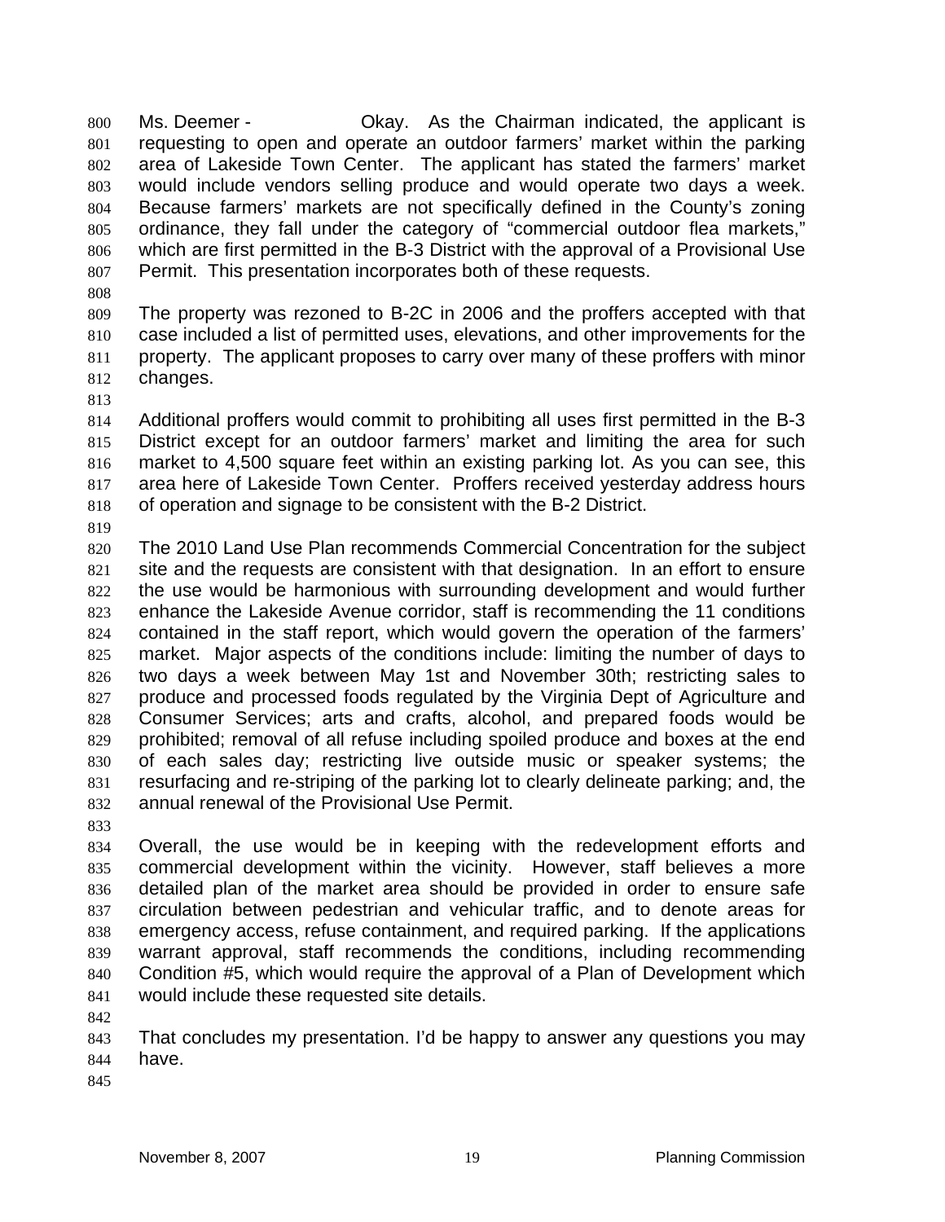Ms. Deemer - Okay. As the Chairman indicated, the applicant is requesting to open and operate an outdoor farmers' market within the parking area of Lakeside Town Center. The applicant has stated the farmers' market would include vendors selling produce and would operate two days a week. Because farmers' markets are not specifically defined in the County's zoning ordinance, they fall under the category of "commercial outdoor flea markets," which are first permitted in the B-3 District with the approval of a Provisional Use Permit. This presentation incorporates both of these requests.

The property was rezoned to B-2C in 2006 and the proffers accepted with that case included a list of permitted uses, elevations, and other improvements for the property. The applicant proposes to carry over many of these proffers with minor changes.

Additional proffers would commit to prohibiting all uses first permitted in the B-3 District except for an outdoor farmers' market and limiting the area for such market to 4,500 square feet within an existing parking lot. As you can see, this area here of Lakeside Town Center. Proffers received yesterday address hours of operation and signage to be consistent with the B-2 District.

The 2010 Land Use Plan recommends Commercial Concentration for the subject site and the requests are consistent with that designation. In an effort to ensure the use would be harmonious with surrounding development and would further enhance the Lakeside Avenue corridor, staff is recommending the 11 conditions contained in the staff report, which would govern the operation of the farmers' market. Major aspects of the conditions include: limiting the number of days to two days a week between May 1st and November 30th; restricting sales to produce and processed foods regulated by the Virginia Dept of Agriculture and Consumer Services; arts and crafts, alcohol, and prepared foods would be prohibited; removal of all refuse including spoiled produce and boxes at the end of each sales day; restricting live outside music or speaker systems; the resurfacing and re-striping of the parking lot to clearly delineate parking; and, the annual renewal of the Provisional Use Permit.

Overall, the use would be in keeping with the redevelopment efforts and commercial development within the vicinity. However, staff believes a more detailed plan of the market area should be provided in order to ensure safe circulation between pedestrian and vehicular traffic, and to denote areas for emergency access, refuse containment, and required parking. If the applications warrant approval, staff recommends the conditions, including recommending Condition #5, which would require the approval of a Plan of Development which would include these requested site details.

That concludes my presentation. I'd be happy to answer any questions you may have.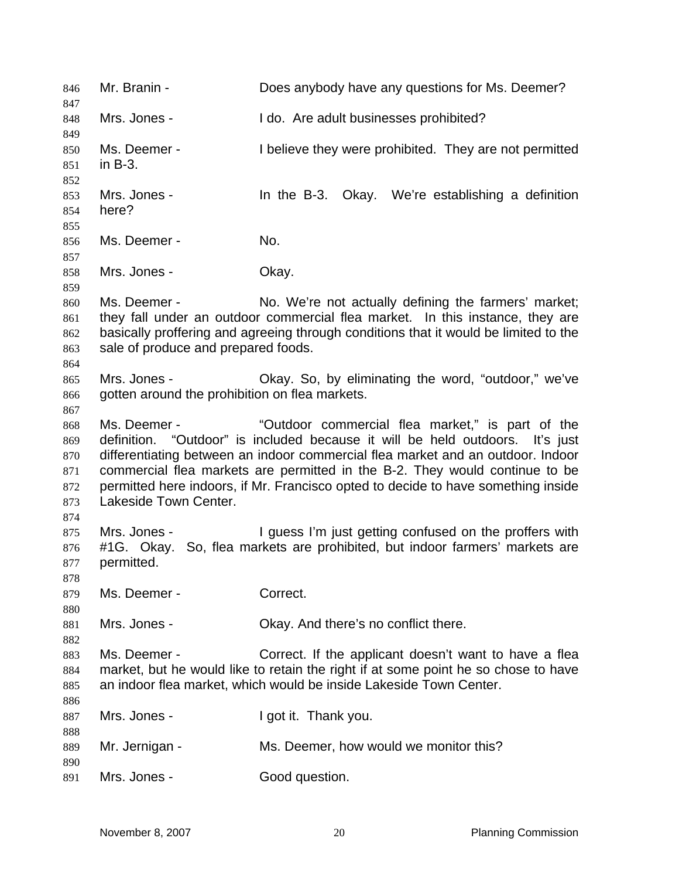Mr. Branin - Does anybody have any questions for Ms. Deemer?

Mrs. Jones - I do. Are adult businesses prohibited?

Ms. Deemer - I believe they were prohibited. They are not permitted in B-3.

Mrs. Jones - In the B-3. Okay. We're establishing a definition here?

Ms. Deemer - No.

Mrs. Jones - Okay.

Ms. Deemer - No. We're not actually defining the farmers' market; they fall under an outdoor commercial flea market. In this instance, they are basically proffering and agreeing through conditions that it would be limited to the sale of produce and prepared foods.

Mrs. Jones - Okay. So, by eliminating the word, "outdoor," we've gotten around the prohibition on flea markets.

Ms. Deemer - "Outdoor commercial flea market," is part of the definition. "Outdoor" is included because it will be held outdoors. It's just differentiating between an indoor commercial flea market and an outdoor. Indoor commercial flea markets are permitted in the B-2. They would continue to be permitted here indoors, if Mr. Francisco opted to decide to have something inside Lakeside Town Center.

Mrs. Jones - I guess I'm just getting confused on the proffers with #1G. Okay. So, flea markets are prohibited, but indoor farmers' markets are permitted.

Ms. Deemer - Correct.

Mrs. Jones - Okay. And there's no conflict there.

Ms. Deemer - Correct. If the applicant doesn't want to have a flea market, but he would like to retain the right if at some point he so chose to have an indoor flea market, which would be inside Lakeside Town Center.

Mrs. Jones - I got it. Thank you.

Mr. Jernigan - Ms. Deemer, how would we monitor this?

Mrs. Jones - Good question.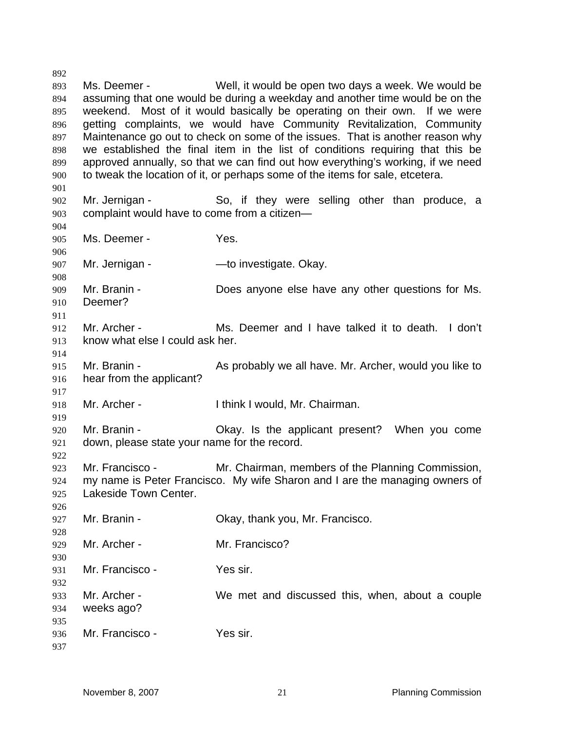Ms. Deemer - Well, it would be open two days a week. We would be assuming that one would be during a weekday and another time would be on the weekend. Most of it would basically be operating on their own. If we were getting complaints, we would have Community Revitalization, Community Maintenance go out to check on some of the issues. That is another reason why we established the final item in the list of conditions requiring that this be approved annually, so that we can find out how everything's working, if we need to tweak the location of it, or perhaps some of the items for sale, etcetera.

Mr. Jernigan - So, if they were selling other than produce, a complaint would have to come from a citizen—

Ms. Deemer - Yes.

Mr. Jernigan - —to investigate. Okay.

Mr. Branin - Does anyone else have any other questions for Ms. Deemer?

Mr. Archer - Ms. Deemer and I have talked it to death. I don't know what else I could ask her.

Mr. Branin - As probably we all have. Mr. Archer, would you like to hear from the applicant?

Mr. Archer - I think I would, Mr. Chairman.

Mr. Branin - Okay. Is the applicant present? When you come down, please state your name for the record.

Mr. Francisco - Mr. Chairman, members of the Planning Commission, my name is Peter Francisco. My wife Sharon and I are the managing owners of Lakeside Town Center.

Mr. Branin - Okay, thank you, Mr. Francisco.

Mr. Archer - Mr. Francisco?

Mr. Francisco - Yes sir.

Mr. Archer - We met and discussed this, when, about a couple weeks ago?

Mr. Francisco - Yes sir.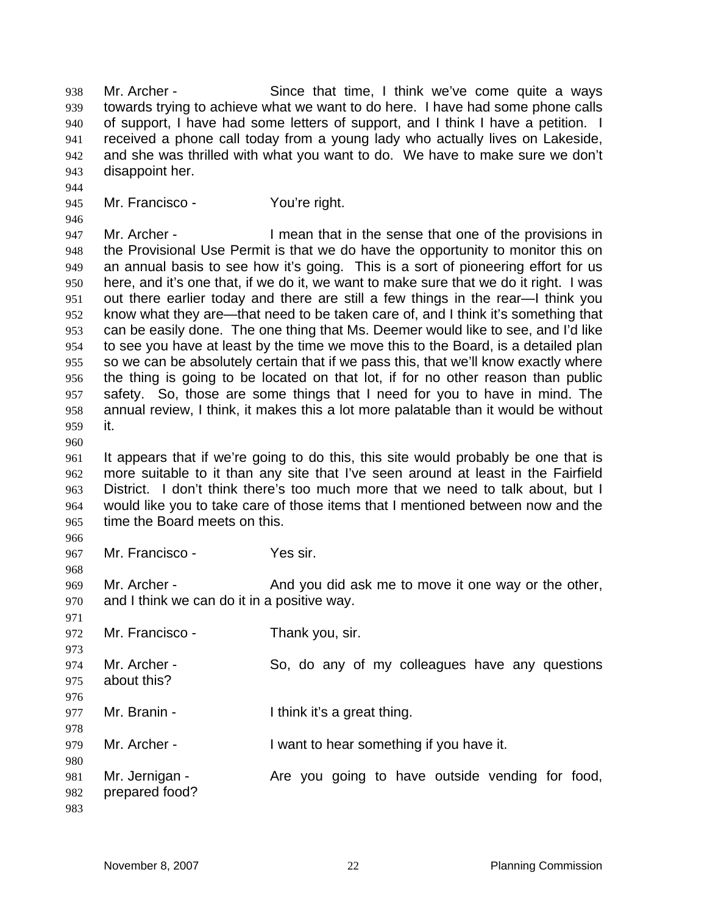Mr. Archer - Since that time, I think we've come quite a ways towards trying to achieve what we want to do here. I have had some phone calls of support, I have had some letters of support, and I think I have a petition. I received a phone call today from a young lady who actually lives on Lakeside, and she was thrilled with what you want to do. We have to make sure we don't disappoint her.

Mr. Francisco - You're right.

Mr. Archer - I mean that in the sense that one of the provisions in the Provisional Use Permit is that we do have the opportunity to monitor this on an annual basis to see how it's going. This is a sort of pioneering effort for us here, and it's one that, if we do it, we want to make sure that we do it right. I was out there earlier today and there are still a few things in the rear—I think you know what they are—that need to be taken care of, and I think it's something that can be easily done. The one thing that Ms. Deemer would like to see, and I'd like to see you have at least by the time we move this to the Board, is a detailed plan so we can be absolutely certain that if we pass this, that we'll know exactly where the thing is going to be located on that lot, if for no other reason than public safety. So, those are some things that I need for you to have in mind. The annual review, I think, it makes this a lot more palatable than it would be without it.

It appears that if we're going to do this, this site would probably be one that is more suitable to it than any site that I've seen around at least in the Fairfield District. I don't think there's too much more that we need to talk about, but I would like you to take care of those items that I mentioned between now and the time the Board meets on this.

Mr. Francisco - Yes sir.

Mr. Archer - And you did ask me to move it one way or the other, and I think we can do it in a positive way.

Mr. Francisco - Thank you, sir.

Mr. Archer - So, do any of my colleagues have any questions about this?

Mr. Branin - I think it's a great thing.

Mr. Archer - I want to hear something if you have it.

Mr. Jernigan - Are you going to have outside vending for food, prepared food?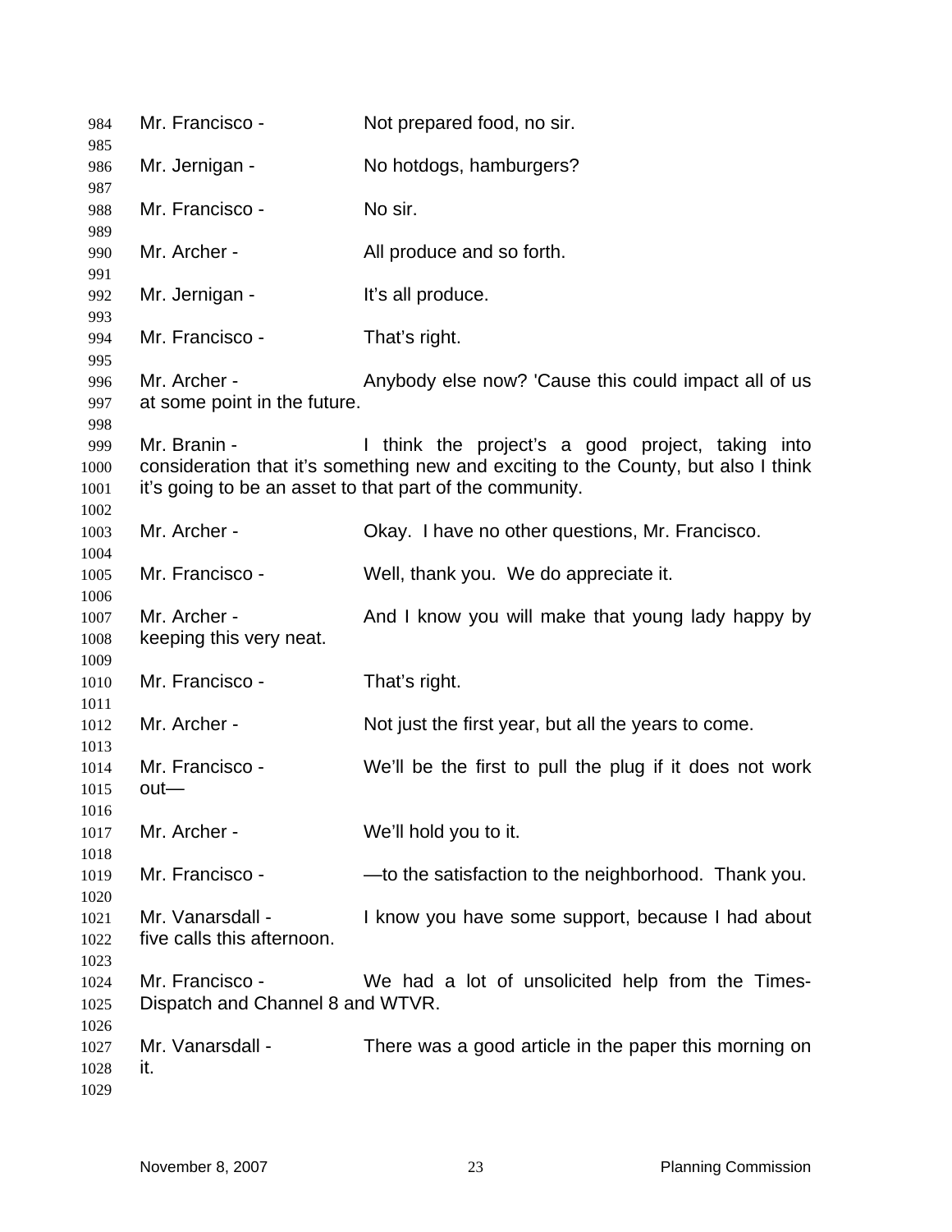Mr. Francisco - Not prepared food, no sir.

Mr. Jernigan - No hotdogs, hamburgers?

Mr. Francisco - No sir.

Mr. Archer - All produce and so forth.

Mr. Jernigan - It's all produce.

Mr. Francisco - That's right.

Mr. Archer - Anybody else now? 'Cause this could impact all of us at some point in the future.

Mr. Branin - I think the project's a good project, taking into consideration that it's something new and exciting to the County, but also I think it's going to be an asset to that part of the community.

Mr. Archer - Okay. I have no other questions, Mr. Francisco.

Mr. Francisco - Well, thank you. We do appreciate it.

Mr. Archer - And I know you will make that young lady happy by keeping this very neat.

Mr. Francisco - That's right.

Mr. Archer - Not just the first year, but all the years to come.

Mr. Francisco - We'll be the first to pull the plug if it does not work out—

Mr. Archer - We'll hold you to it.

Mr. Francisco - —to the satisfaction to the neighborhood. Thank you.

Mr. Vanarsdall - I know you have some support, because I had about five calls this afternoon.

Mr. Francisco - We had a lot of unsolicited help from the Times-Dispatch and Channel 8 and WTVR.

Mr. Vanarsdall - There was a good article in the paper this morning on it.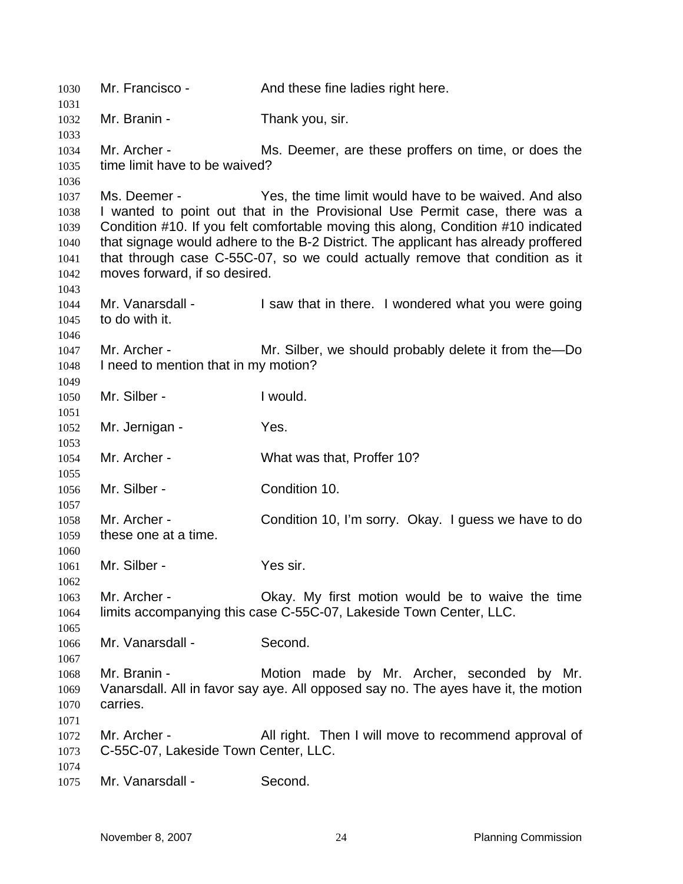Mr. Francisco - And these fine ladies right here.

Mr. Branin - Thank you, sir.

Mr. Archer - Ms. Deemer, are these proffers on time, or does the time limit have to be waived?

Ms. Deemer - Yes, the time limit would have to be waived. And also I wanted to point out that in the Provisional Use Permit case, there was a Condition #10. If you felt comfortable moving this along, Condition #10 indicated that signage would adhere to the B-2 District. The applicant has already proffered that through case C-55C-07, so we could actually remove that condition as it moves forward, if so desired.

Mr. Vanarsdall - I saw that in there. I wondered what you were going to do with it.

Mr. Archer - Mr. Silber, we should probably delete it from the—Do I need to mention that in my motion?

Mr. Silber - I would.

Mr. Jernigan - Yes.

Mr. Archer - What was that, Proffer 10?

Mr. Silber - Condition 10.

Mr. Archer - Condition 10, I'm sorry. Okay. I guess we have to do these one at a time.

Mr. Silber - Yes sir.

Mr. Archer - Okay. My first motion would be to waive the time limits accompanying this case C-55C-07, Lakeside Town Center, LLC.

Mr. Vanarsdall - Second.

Mr. Branin - Motion made by Mr. Archer, seconded by Mr. Vanarsdall. All in favor say aye. All opposed say no. The ayes have it, the motion carries.

Mr. Archer - All right. Then I will move to recommend approval of C-55C-07, Lakeside Town Center, LLC.

Mr. Vanarsdall - Second.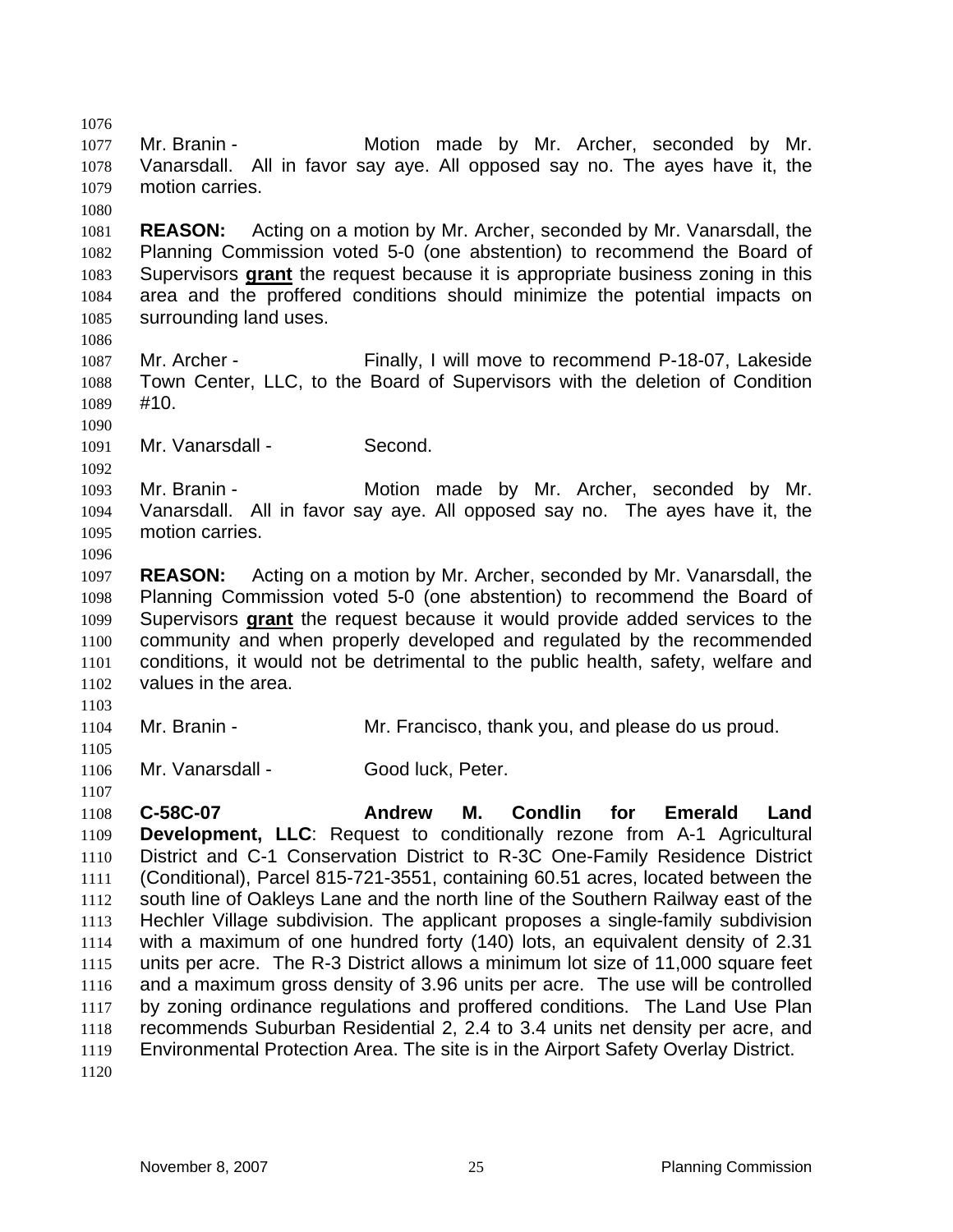Mr. Branin - Motion made by Mr. Archer, seconded by Mr. Vanarsdall. All in favor say aye. All opposed say no. The ayes have it, the motion carries.

**REASON:** Acting on a motion by Mr. Archer, seconded by Mr. Vanarsdall, the Planning Commission voted 5-0 (one abstention) to recommend the Board of Supervisors **grant** the request because it is appropriate business zoning in this area and the proffered conditions should minimize the potential impacts on surrounding land uses.

Mr. Archer - Finally, I will move to recommend P-18-07, Lakeside Town Center, LLC, to the Board of Supervisors with the deletion of Condition #10.

Mr. Vanarsdall - Second.

Mr. Branin - Motion made by Mr. Archer, seconded by Mr. Vanarsdall. All in favor say aye. All opposed say no. The ayes have it, the motion carries.

**REASON:** Acting on a motion by Mr. Archer, seconded by Mr. Vanarsdall, the Planning Commission voted 5-0 (one abstention) to recommend the Board of Supervisors **grant** the request because it would provide added services to the community and when properly developed and regulated by the recommended conditions, it would not be detrimental to the public health, safety, welfare and values in the area.

Mr. Branin - Mr. Francisco, thank you, and please do us proud.

Mr. Vanarsdall - Good luck, Peter.

**C-58C-07 Andrew M. Condlin for Emerald Land Development, LLC**: Request to conditionally rezone from A-1 Agricultural District and C-1 Conservation District to R-3C One-Family Residence District (Conditional), Parcel 815-721-3551, containing 60.51 acres, located between the south line of Oakleys Lane and the north line of the Southern Railway east of the Hechler Village subdivision. The applicant proposes a single-family subdivision with a maximum of one hundred forty (140) lots, an equivalent density of 2.31 units per acre. The R-3 District allows a minimum lot size of 11,000 square feet and a maximum gross density of 3.96 units per acre. The use will be controlled by zoning ordinance regulations and proffered conditions. The Land Use Plan recommends Suburban Residential 2, 2.4 to 3.4 units net density per acre, and Environmental Protection Area. The site is in the Airport Safety Overlay District.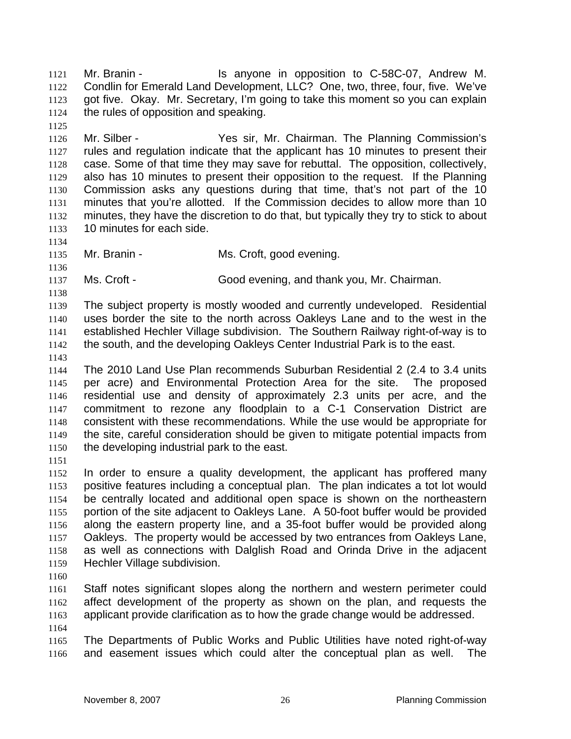Mr. Branin - Is anyone in opposition to C-58C-07, Andrew M. Condlin for Emerald Land Development, LLC? One, two, three, four, five. We've got five. Okay. Mr. Secretary, I'm going to take this moment so you can explain the rules of opposition and speaking.

Mr. Silber - Yes sir, Mr. Chairman. The Planning Commission's rules and regulation indicate that the applicant has 10 minutes to present their case. Some of that time they may save for rebuttal. The opposition, collectively, also has 10 minutes to present their opposition to the request. If the Planning Commission asks any questions during that time, that's not part of the 10 minutes that you're allotted. If the Commission decides to allow more than 10 minutes, they have the discretion to do that, but typically they try to stick to about 10 minutes for each side.

Mr. Branin - Ms. Croft, good evening.

Ms. Croft - Good evening, and thank you, Mr. Chairman.

The subject property is mostly wooded and currently undeveloped. Residential uses border the site to the north across Oakleys Lane and to the west in the established Hechler Village subdivision. The Southern Railway right-of-way is to the south, and the developing Oakleys Center Industrial Park is to the east.

The 2010 Land Use Plan recommends Suburban Residential 2 (2.4 to 3.4 units per acre) and Environmental Protection Area for the site. The proposed residential use and density of approximately 2.3 units per acre, and the commitment to rezone any floodplain to a C-1 Conservation District are consistent with these recommendations. While the use would be appropriate for the site, careful consideration should be given to mitigate potential impacts from the developing industrial park to the east.

In order to ensure a quality development, the applicant has proffered many positive features including a conceptual plan. The plan indicates a tot lot would be centrally located and additional open space is shown on the northeastern portion of the site adjacent to Oakleys Lane. A 50-foot buffer would be provided along the eastern property line, and a 35-foot buffer would be provided along Oakleys. The property would be accessed by two entrances from Oakleys Lane, as well as connections with Dalglish Road and Orinda Drive in the adjacent Hechler Village subdivision.

Staff notes significant slopes along the northern and western perimeter could affect development of the property as shown on the plan, and requests the applicant provide clarification as to how the grade change would be addressed.

The Departments of Public Works and Public Utilities have noted right-of-way and easement issues which could alter the conceptual plan as well. The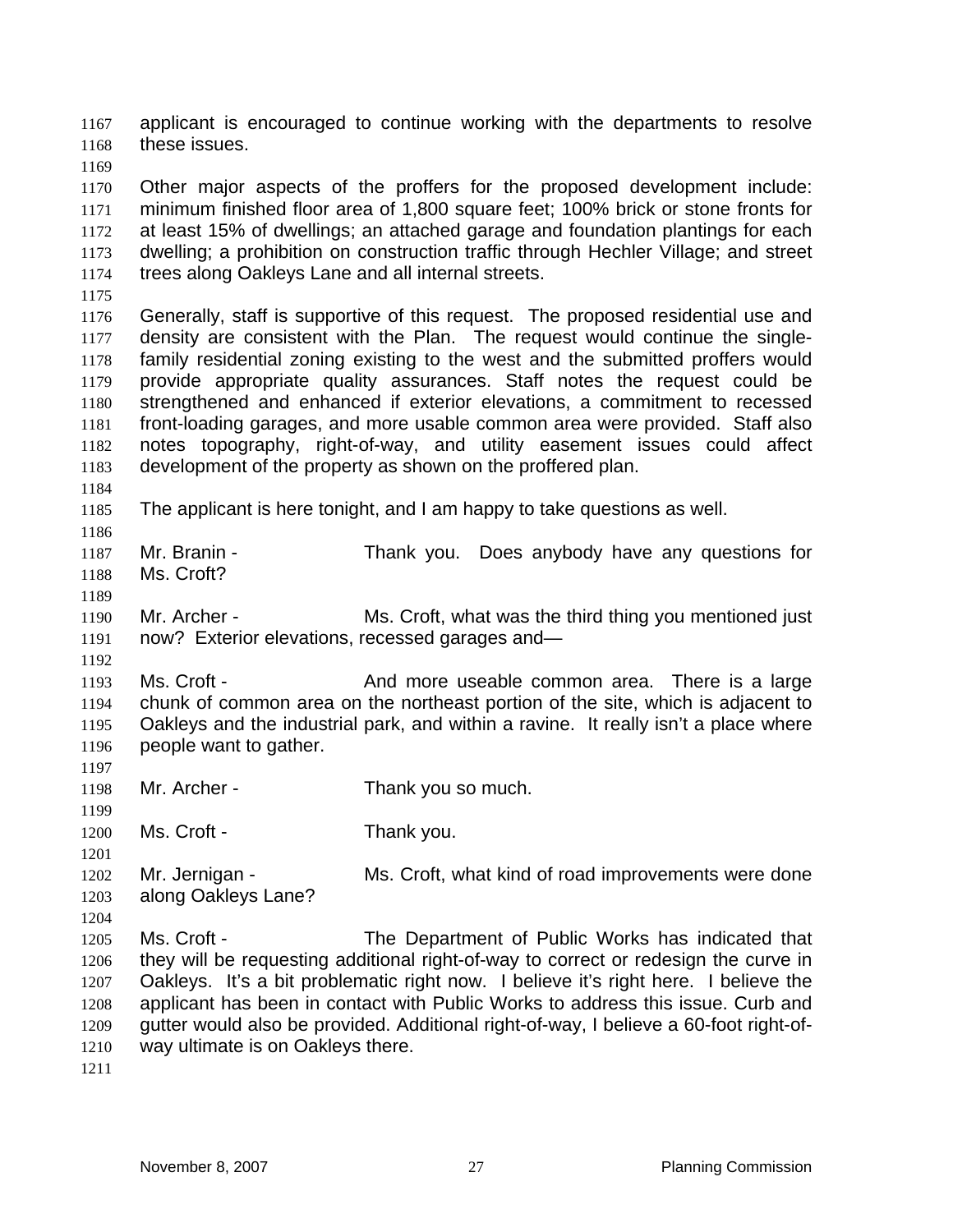applicant is encouraged to continue working with the departments to resolve these issues.

Other major aspects of the proffers for the proposed development include: minimum finished floor area of 1,800 square feet; 100% brick or stone fronts for at least 15% of dwellings; an attached garage and foundation plantings for each dwelling; a prohibition on construction traffic through Hechler Village; and street trees along Oakleys Lane and all internal streets.

Generally, staff is supportive of this request. The proposed residential use and density are consistent with the Plan. The request would continue the single-family residential zoning existing to the west and the submitted proffers would provide appropriate quality assurances. Staff notes the request could be strengthened and enhanced if exterior elevations, a commitment to recessed front-loading garages, and more usable common area were provided. Staff also notes topography, right-of-way, and utility easement issues could affect development of the property as shown on the proffered plan.

The applicant is here tonight, and I am happy to take questions as well.

Mr. Branin - Thank you. Does anybody have any questions for Ms. Croft?

Mr. Archer - Ms. Croft, what was the third thing you mentioned just now? Exterior elevations, recessed garages and—

Ms. Croft - And more useable common area. There is a large chunk of common area on the northeast portion of the site, which is adjacent to Oakleys and the industrial park, and within a ravine. It really isn't a place where people want to gather.

Mr. Archer - Thank you so much.

Ms. Croft - Thank you.

Mr. Jernigan - Ms. Croft, what kind of road improvements were done along Oakleys Lane?

Ms. Croft - The Department of Public Works has indicated that they will be requesting additional right-of-way to correct or redesign the curve in Oakleys. It's a bit problematic right now. I believe it's right here. I believe the applicant has been in contact with Public Works to address this issue. Curb and gutter would also be provided. Additional right-of-way, I believe a 60-foot right-of-way ultimate is on Oakleys there.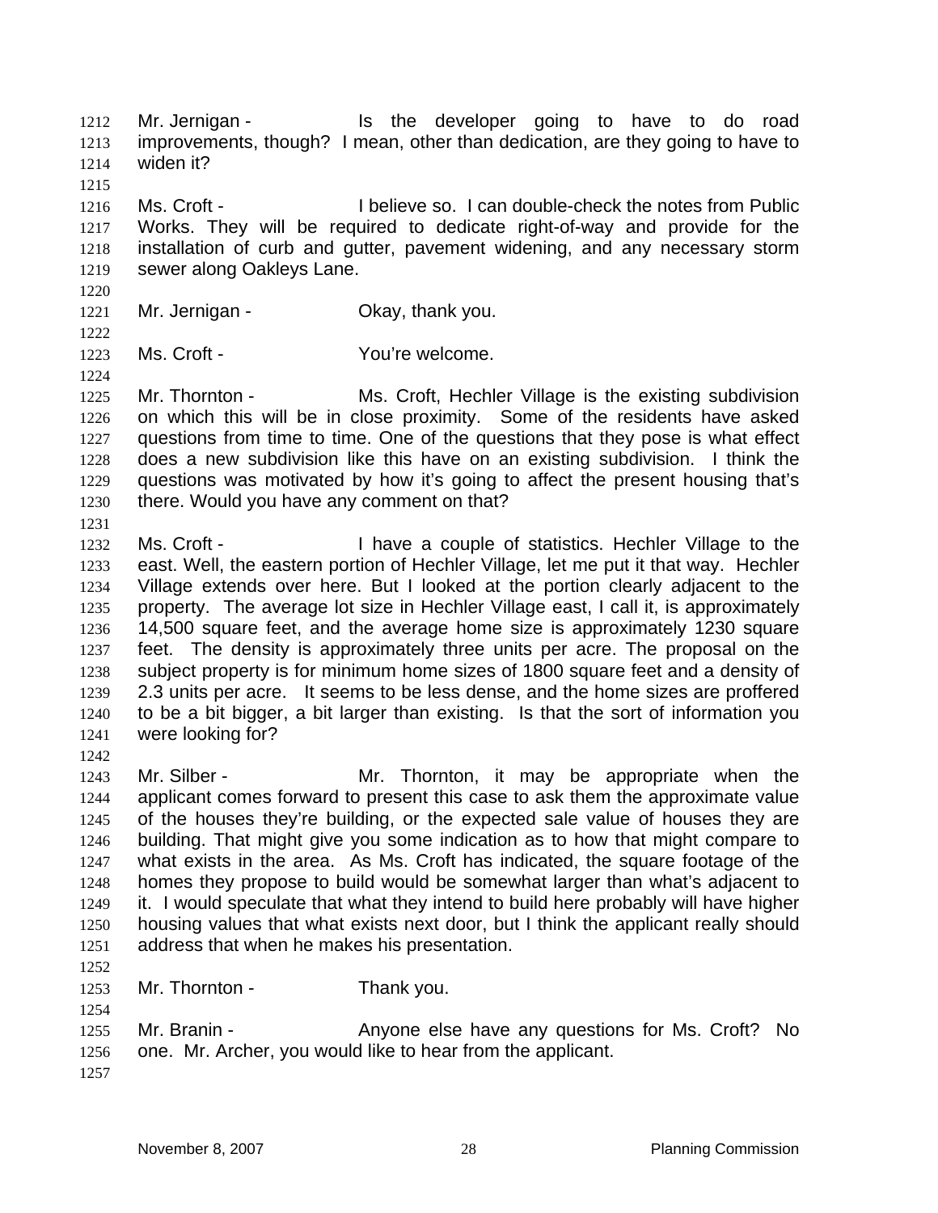Mr. Jernigan - Is the developer going to have to do road improvements, though? I mean, other than dedication, are they going to have to widen it?

Ms. Croft - I believe so. I can double-check the notes from Public Works. They will be required to dedicate right-of-way and provide for the installation of curb and gutter, pavement widening, and any necessary storm sewer along Oakleys Lane.

Mr. Jernigan - Okay, thank you.

Ms. Croft - You're welcome.

Mr. Thornton - Ms. Croft, Hechler Village is the existing subdivision on which this will be in close proximity. Some of the residents have asked questions from time to time. One of the questions that they pose is what effect does a new subdivision like this have on an existing subdivision. I think the questions was motivated by how it's going to affect the present housing that's there. Would you have any comment on that?

Ms. Croft - I have a couple of statistics. Hechler Village to the east. Well, the eastern portion of Hechler Village, let me put it that way. Hechler Village extends over here. But I looked at the portion clearly adjacent to the property. The average lot size in Hechler Village east, I call it, is approximately 14,500 square feet, and the average home size is approximately 1230 square feet. The density is approximately three units per acre. The proposal on the subject property is for minimum home sizes of 1800 square feet and a density of 2.3 units per acre. It seems to be less dense, and the home sizes are proffered to be a bit bigger, a bit larger than existing. Is that the sort of information you were looking for?

Mr. Silber - Mr. Thornton, it may be appropriate when the applicant comes forward to present this case to ask them the approximate value of the houses they're building, or the expected sale value of houses they are building. That might give you some indication as to how that might compare to what exists in the area. As Ms. Croft has indicated, the square footage of the homes they propose to build would be somewhat larger than what's adjacent to it. I would speculate that what they intend to build here probably will have higher housing values that what exists next door, but I think the applicant really should address that when he makes his presentation.

Mr. Thornton - Thank you.

Mr. Branin - Anyone else have any questions for Ms. Croft? No one. Mr. Archer, you would like to hear from the applicant.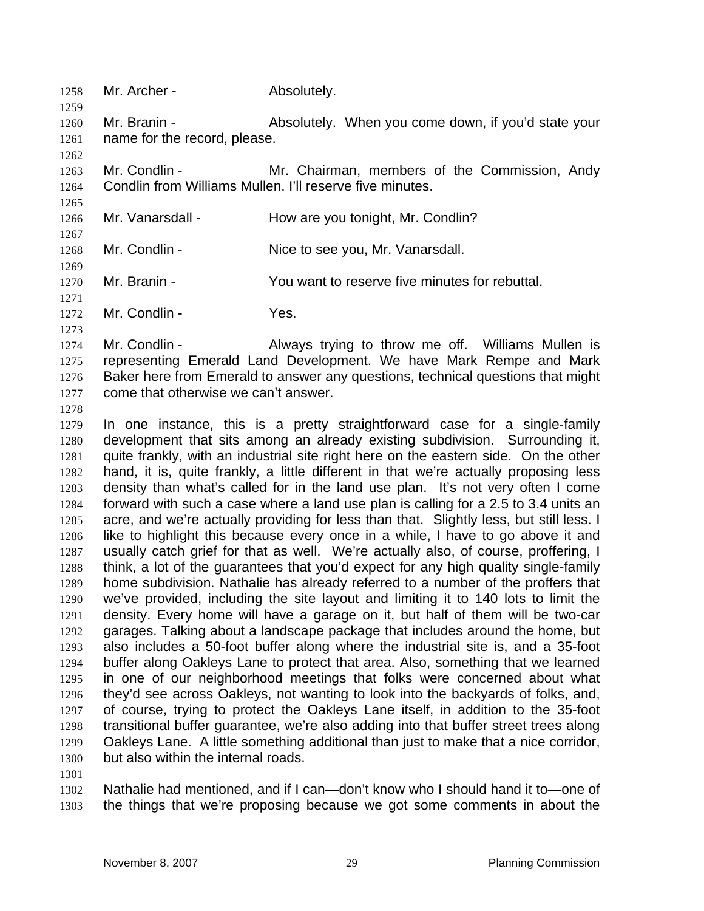Mr. Archer - Absolutely.

Mr. Branin - Absolutely. When you come down, if you'd state your name for the record, please.

Mr. Condlin - Mr. Chairman, members of the Commission, Andy Condlin from Williams Mullen. I'll reserve five minutes.

Mr. Vanarsdall - How are you tonight, Mr. Condlin?

Mr. Condlin - Nice to see you, Mr. Vanarsdall.

Mr. Branin - You want to reserve five minutes for rebuttal.

Mr. Condlin - Yes.

Mr. Condlin - Always trying to throw me off. Williams Mullen is representing Emerald Land Development. We have Mark Rempe and Mark Baker here from Emerald to answer any questions, technical questions that might come that otherwise we can't answer.

In one instance, this is a pretty straightforward case for a single-family development that sits among an already existing subdivision. Surrounding it, quite frankly, with an industrial site right here on the eastern side. On the other hand, it is, quite frankly, a little different in that we're actually proposing less density than what's called for in the land use plan. It's not very often I come forward with such a case where a land use plan is calling for a 2.5 to 3.4 units an acre, and we're actually providing for less than that. Slightly less, but still less. I like to highlight this because every once in a while, I have to go above it and usually catch grief for that as well. We're actually also, of course, proffering, I think, a lot of the guarantees that you'd expect for any high quality single-family home subdivision. Nathalie has already referred to a number of the proffers that we've provided, including the site layout and limiting it to 140 lots to limit the density. Every home will have a garage on it, but half of them will be two-car garages. Talking about a landscape package that includes around the home, but also includes a 50-foot buffer along where the industrial site is, and a 35-foot buffer along Oakleys Lane to protect that area. Also, something that we learned in one of our neighborhood meetings that folks were concerned about what they'd see across Oakleys, not wanting to look into the backyards of folks, and, of course, trying to protect the Oakleys Lane itself, in addition to the 35-foot transitional buffer guarantee, we're also adding into that buffer street trees along Oakleys Lane. A little something additional than just to make that a nice corridor, but also within the internal roads.

Nathalie had mentioned, and if I can—don't know who I should hand it to—one of the things that we're proposing because we got some comments in about the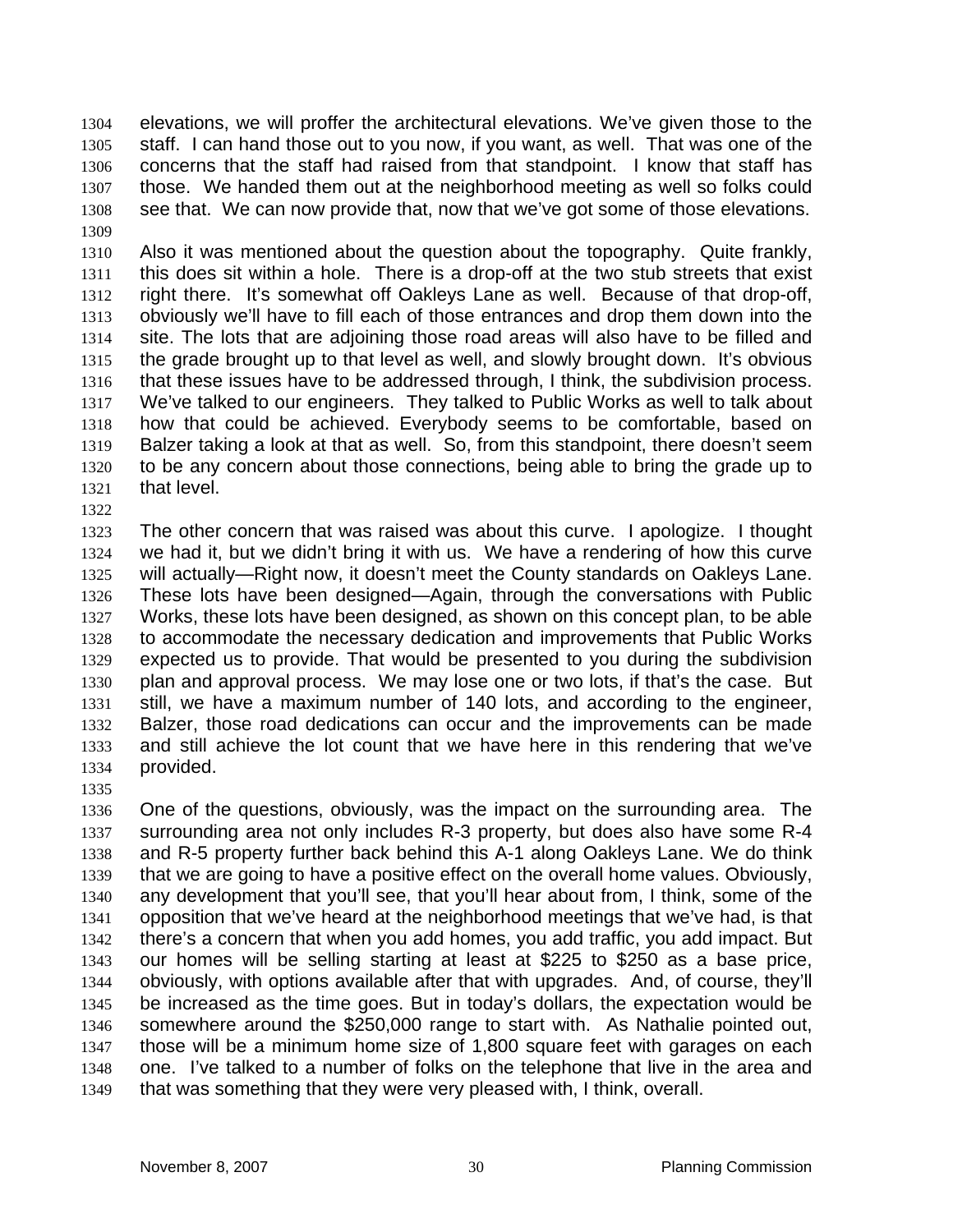elevations, we will proffer the architectural elevations. We've given those to the staff. I can hand those out to you now, if you want, as well. That was one of the concerns that the staff had raised from that standpoint. I know that staff has those. We handed them out at the neighborhood meeting as well so folks could see that. We can now provide that, now that we've got some of those elevations.

Also it was mentioned about the question about the topography. Quite frankly, this does sit within a hole. There is a drop-off at the two stub streets that exist right there. It's somewhat off Oakleys Lane as well. Because of that drop-off, obviously we'll have to fill each of those entrances and drop them down into the site. The lots that are adjoining those road areas will also have to be filled and the grade brought up to that level as well, and slowly brought down. It's obvious that these issues have to be addressed through, I think, the subdivision process. We've talked to our engineers. They talked to Public Works as well to talk about how that could be achieved. Everybody seems to be comfortable, based on Balzer taking a look at that as well. So, from this standpoint, there doesn't seem to be any concern about those connections, being able to bring the grade up to that level.

The other concern that was raised was about this curve. I apologize. I thought we had it, but we didn't bring it with us. We have a rendering of how this curve will actually—Right now, it doesn't meet the County standards on Oakleys Lane. These lots have been designed—Again, through the conversations with Public Works, these lots have been designed, as shown on this concept plan, to be able to accommodate the necessary dedication and improvements that Public Works expected us to provide. That would be presented to you during the subdivision plan and approval process. We may lose one or two lots, if that's the case. But still, we have a maximum number of 140 lots, and according to the engineer, Balzer, those road dedications can occur and the improvements can be made and still achieve the lot count that we have here in this rendering that we've provided.

One of the questions, obviously, was the impact on the surrounding area. The surrounding area not only includes R-3 property, but does also have some R-4 and R-5 property further back behind this A-1 along Oakleys Lane. We do think that we are going to have a positive effect on the overall home values. Obviously, any development that you'll see, that you'll hear about from, I think, some of the opposition that we've heard at the neighborhood meetings that we've had, is that there's a concern that when you add homes, you add traffic, you add impact. But our homes will be selling starting at least at $225 to $250 as a base price, obviously, with options available after that with upgrades. And, of course, they'll be increased as the time goes. But in today's dollars, the expectation would be somewhere around the $250,000 range to start with. As Nathalie pointed out, those will be a minimum home size of 1,800 square feet with garages on each one. I've talked to a number of folks on the telephone that live in the area and that was something that they were very pleased with, I think, overall.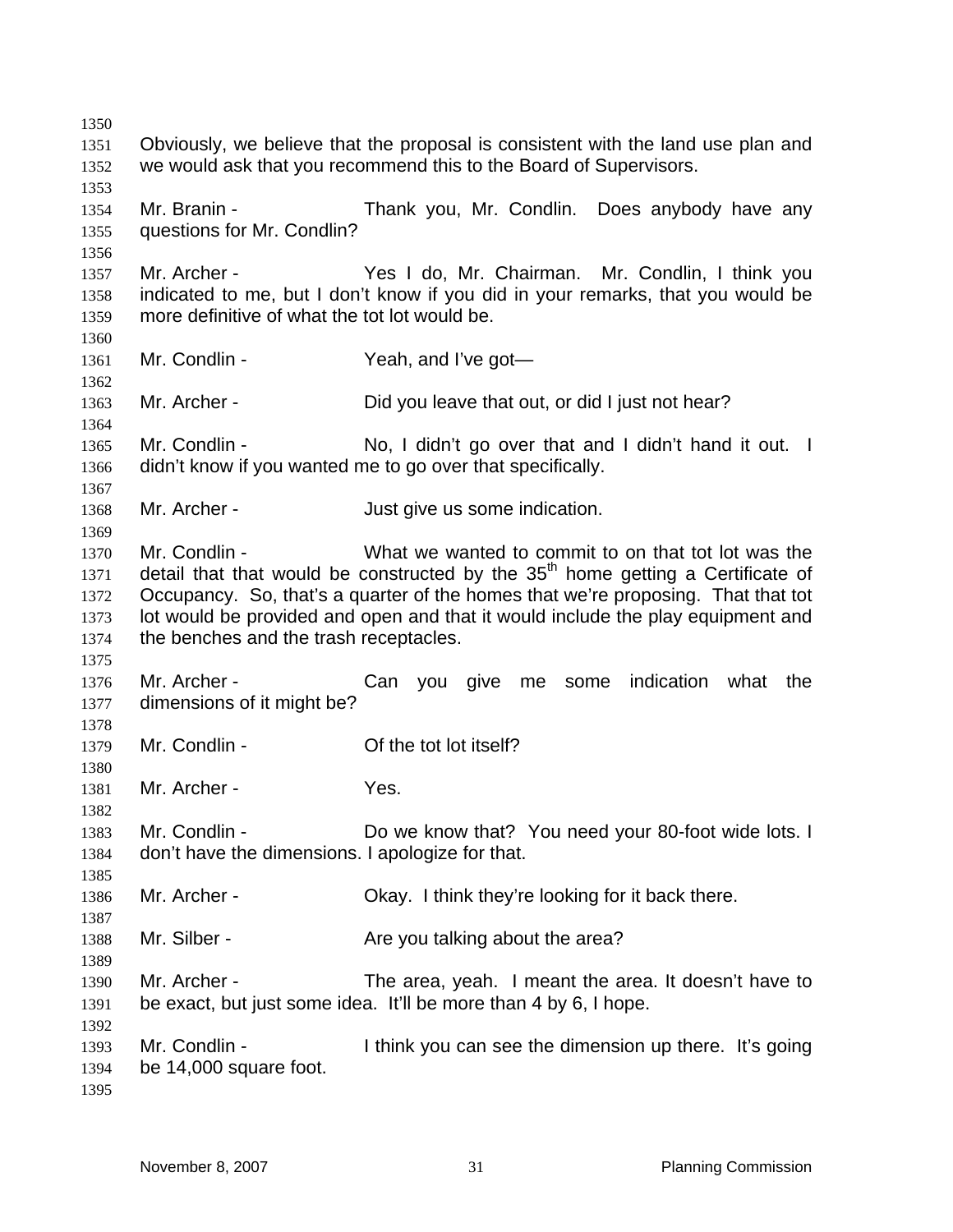Obviously, we believe that the proposal is consistent with the land use plan and we would ask that you recommend this to the Board of Supervisors.

Mr. Branin - Thank you, Mr. Condlin. Does anybody have any questions for Mr. Condlin?

Mr. Archer - Yes I do, Mr. Chairman. Mr. Condlin, I think you indicated to me, but I don't know if you did in your remarks, that you would be more definitive of what the tot lot would be.

Mr. Condlin - Yeah, and I've got—

Mr. Archer - Did you leave that out, or did I just not hear?

Mr. Condlin - No, I didn't go over that and I didn't hand it out. I didn't know if you wanted me to go over that specifically.

Mr. Archer - Just give us some indication.

Mr. Condlin - What we wanted to commit to on that tot lot was the detail that that would be constructed by the 35th home getting a Certificate of Occupancy. So, that's a quarter of the homes that we're proposing. That that tot lot would be provided and open and that it would include the play equipment and the benches and the trash receptacles.

Mr. Archer - Can you give me some indication what the dimensions of it might be?

Mr. Condlin - Of the tot lot itself?

Mr. Archer - Yes.

Mr. Condlin - Do we know that? You need your 80-foot wide lots. I don't have the dimensions. I apologize for that.

Mr. Archer - Okay. I think they're looking for it back there.

Mr. Silber - Are you talking about the area?

Mr. Archer - The area, yeah. I meant the area. It doesn't have to be exact, but just some idea. It'll be more than 4 by 6, I hope.

Mr. Condlin - I think you can see the dimension up there. It's going be 14,000 square foot.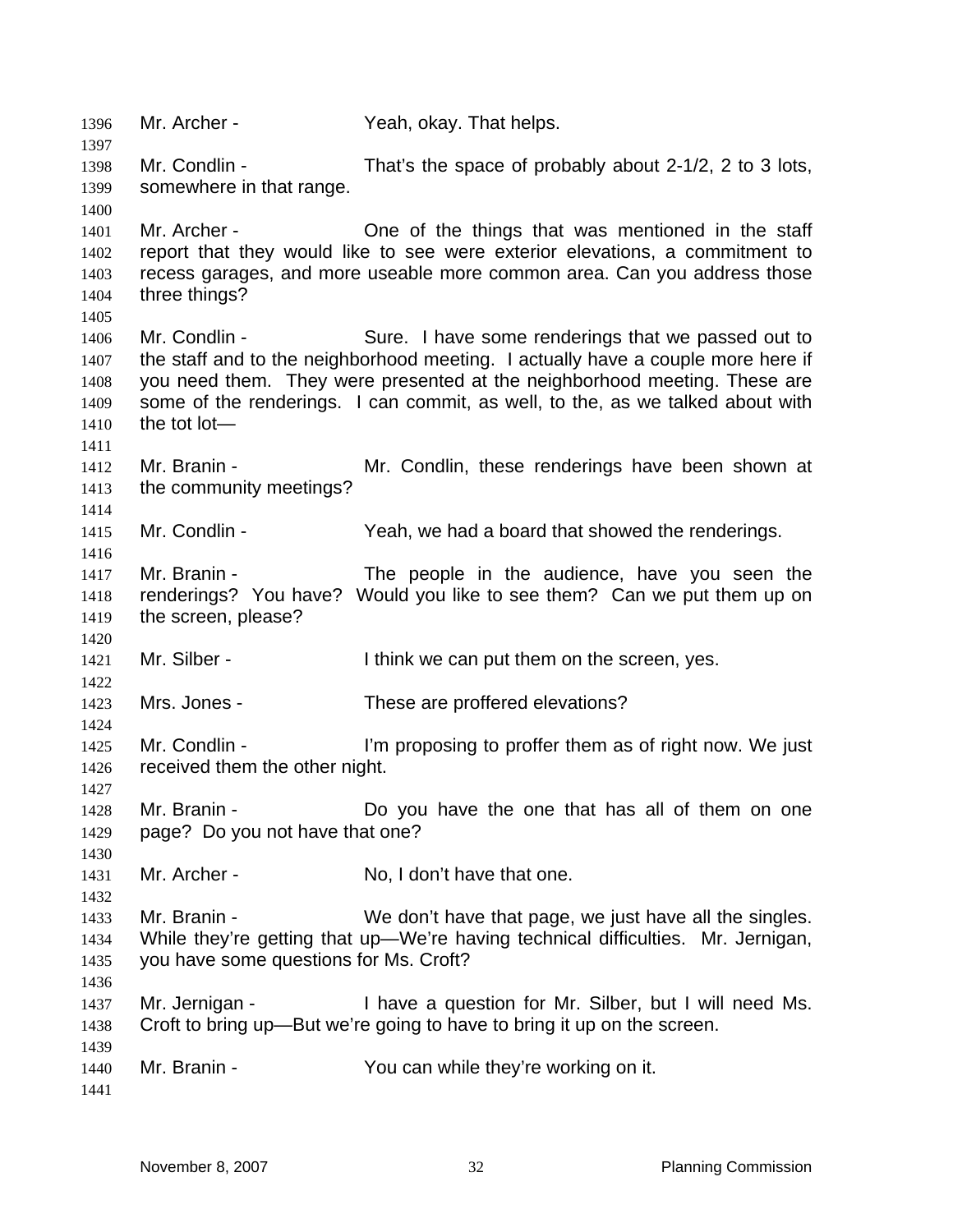Mr. Archer - Yeah, okay. That helps.

Mr. Condlin - That's the space of probably about 2-1/2, 2 to 3 lots, somewhere in that range.

Mr. Archer - One of the things that was mentioned in the staff report that they would like to see were exterior elevations, a commitment to recess garages, and more useable more common area. Can you address those three things?

Mr. Condlin - Sure. I have some renderings that we passed out to the staff and to the neighborhood meeting. I actually have a couple more here if you need them. They were presented at the neighborhood meeting. These are some of the renderings. I can commit, as well, to the, as we talked about with the tot lot—

Mr. Branin - Mr. Condlin, these renderings have been shown at the community meetings?

Mr. Condlin - Yeah, we had a board that showed the renderings.

Mr. Branin - The people in the audience, have you seen the renderings? You have? Would you like to see them? Can we put them up on the screen, please?

Mr. Silber - I think we can put them on the screen, yes.

Mrs. Jones - These are proffered elevations?

Mr. Condlin - I'm proposing to proffer them as of right now. We just received them the other night.

Mr. Branin - Do you have the one that has all of them on one page? Do you not have that one?

Mr. Archer - No, I don't have that one.

Mr. Branin - We don't have that page, we just have all the singles. While they're getting that up—We're having technical difficulties. Mr. Jernigan, you have some questions for Ms. Croft?

Mr. Jernigan - I have a question for Mr. Silber, but I will need Ms. Croft to bring up—But we're going to have to bring it up on the screen.

Mr. Branin - You can while they're working on it.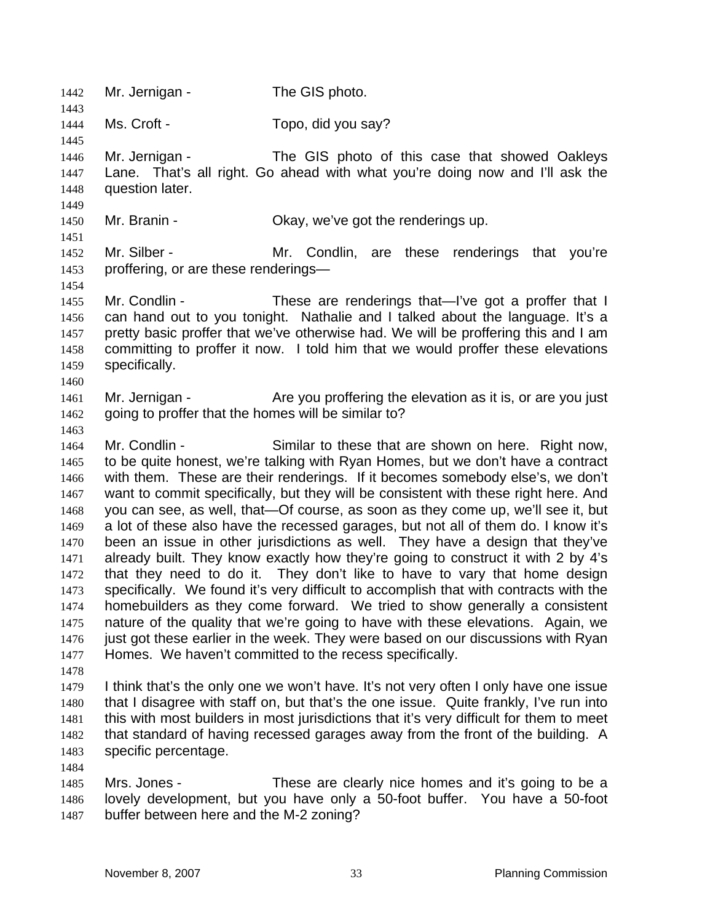Mr. Jernigan - The GIS photo.

Ms. Croft - Topo, did you say?

Mr. Jernigan - The GIS photo of this case that showed Oakleys Lane. That's all right. Go ahead with what you're doing now and I'll ask the question later.

Mr. Branin - Okay, we've got the renderings up.

Mr. Silber - Mr. Condlin, are these renderings that you're proffering, or are these renderings—

Mr. Condlin - These are renderings that—I've got a proffer that I can hand out to you tonight. Nathalie and I talked about the language. It's a pretty basic proffer that we've otherwise had. We will be proffering this and I am committing to proffer it now. I told him that we would proffer these elevations specifically.

Mr. Jernigan - Are you proffering the elevation as it is, or are you just going to proffer that the homes will be similar to?

Mr. Condlin - Similar to these that are shown on here. Right now, to be quite honest, we're talking with Ryan Homes, but we don't have a contract with them. These are their renderings. If it becomes somebody else's, we don't want to commit specifically, but they will be consistent with these right here. And you can see, as well, that—Of course, as soon as they come up, we'll see it, but a lot of these also have the recessed garages, but not all of them do. I know it's been an issue in other jurisdictions as well. They have a design that they've already built. They know exactly how they're going to construct it with 2 by 4's that they need to do it. They don't like to have to vary that home design specifically. We found it's very difficult to accomplish that with contracts with the homebuilders as they come forward. We tried to show generally a consistent nature of the quality that we're going to have with these elevations. Again, we just got these earlier in the week. They were based on our discussions with Ryan Homes. We haven't committed to the recess specifically.

I think that's the only one we won't have. It's not very often I only have one issue that I disagree with staff on, but that's the one issue. Quite frankly, I've run into this with most builders in most jurisdictions that it's very difficult for them to meet that standard of having recessed garages away from the front of the building. A specific percentage.

Mrs. Jones - These are clearly nice homes and it's going to be a lovely development, but you have only a 50-foot buffer. You have a 50-foot buffer between here and the M-2 zoning?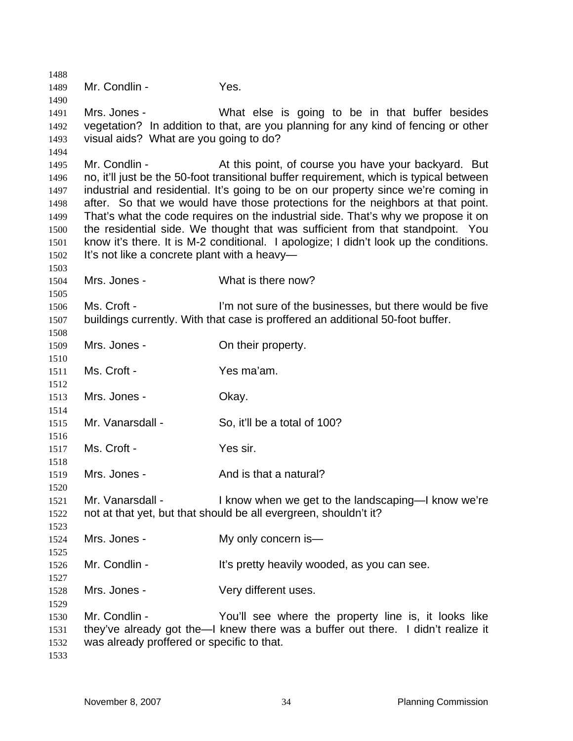Mr. Condlin - Yes.

Mrs. Jones - What else is going to be in that buffer besides vegetation? In addition to that, are you planning for any kind of fencing or other visual aids? What are you going to do?

Mr. Condlin - At this point, of course you have your backyard. But no, it'll just be the 50-foot transitional buffer requirement, which is typical between industrial and residential. It's going to be on our property since we're coming in after. So that we would have those protections for the neighbors at that point. That's what the code requires on the industrial side. That's why we propose it on the residential side. We thought that was sufficient from that standpoint. You know it's there. It is M-2 conditional. I apologize; I didn't look up the conditions. It's not like a concrete plant with a heavy—

Mrs. Jones - What is there now?

Ms. Croft - I'm not sure of the businesses, but there would be five buildings currently. With that case is proffered an additional 50-foot buffer.

Mrs. Jones - On their property.

Ms. Croft - Yes ma'am.

Mrs. Jones - Okay.

Mr. Vanarsdall - So, it'll be a total of 100?

Ms. Croft - Yes sir.

Mrs. Jones - And is that a natural?

Mr. Vanarsdall - I know when we get to the landscaping—I know we're not at that yet, but that should be all evergreen, shouldn't it?

Mrs. Jones - My only concern is—

Mr. Condlin - It's pretty heavily wooded, as you can see.

Mrs. Jones - Very different uses.

Mr. Condlin - You'll see where the property line is, it looks like they've already got the—I knew there was a buffer out there. I didn't realize it was already proffered or specific to that.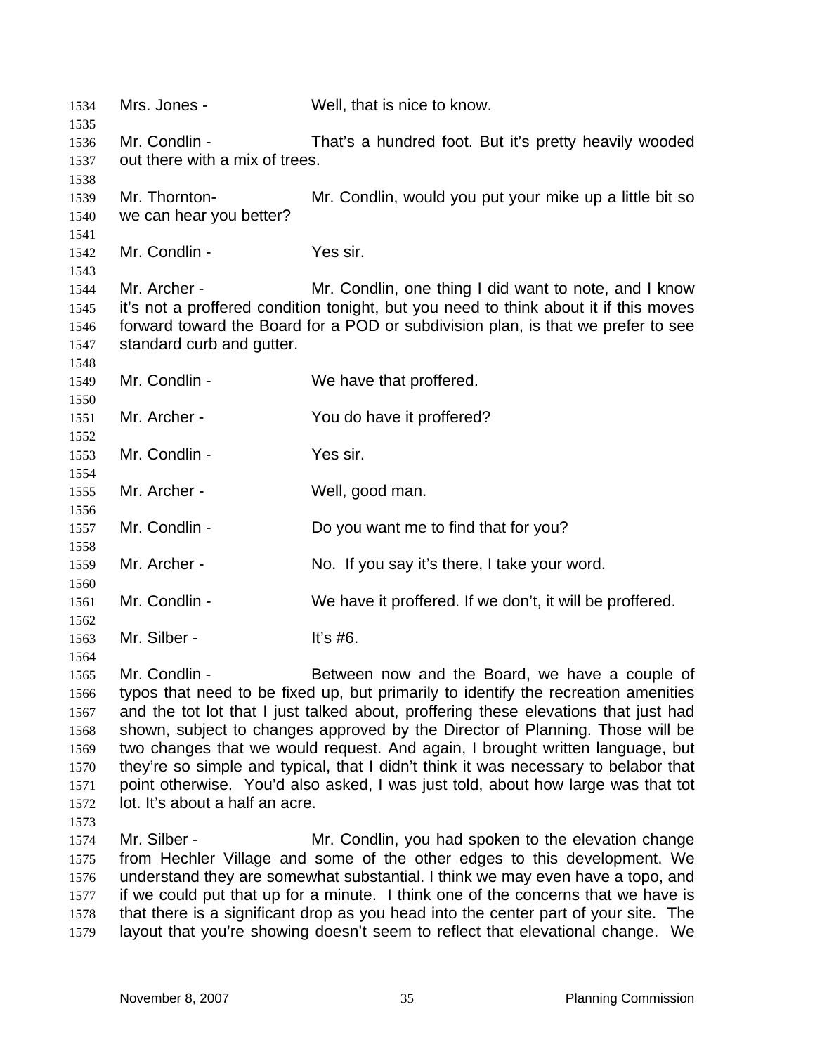1534 Mrs. Jones - Well, that is nice to know.

1536 Mr. Condlin - That's a hundred foot. But it's pretty heavily wooded
1537 out there with a mix of trees.

1539 Mr. Thornton- Mr. Condlin, would you put your mike up a little bit so
1540 we can hear you better?

1542 Mr. Condlin - Yes sir.

1544 Mr. Archer - Mr. Condlin, one thing I did want to note, and I know
1545 it's not a proffered condition tonight, but you need to think about it if this moves
1546 forward toward the Board for a POD or subdivision plan, is that we prefer to see
1547 standard curb and gutter.

1549 Mr. Condlin - We have that proffered.

1551 Mr. Archer - You do have it proffered?

1553 Mr. Condlin - Yes sir.

1555 Mr. Archer - Well, good man.

1557 Mr. Condlin - Do you want me to find that for you?

1559 Mr. Archer - No. If you say it's there, I take your word.

1561 Mr. Condlin - We have it proffered. If we don't, it will be proffered.

1563 Mr. Silber - It's #6.

1565 Mr. Condlin - Between now and the Board, we have a couple of
1566 typos that need to be fixed up, but primarily to identify the recreation amenities
1567 and the tot lot that I just talked about, proffering these elevations that just had
1568 shown, subject to changes approved by the Director of Planning. Those will be
1569 two changes that we would request. And again, I brought written language, but
1570 they're so simple and typical, that I didn't think it was necessary to belabor that
1571 point otherwise. You'd also asked, I was just told, about how large was that tot
1572 lot. It's about a half an acre.

1574 Mr. Silber - Mr. Condlin, you had spoken to the elevation change
1575 from Hechler Village and some of the other edges to this development. We
1576 understand they are somewhat substantial. I think we may even have a topo, and
1577 if we could put that up for a minute. I think one of the concerns that we have is
1578 that there is a significant drop as you head into the center part of your site. The
1579 layout that you're showing doesn't seem to reflect that elevational change. We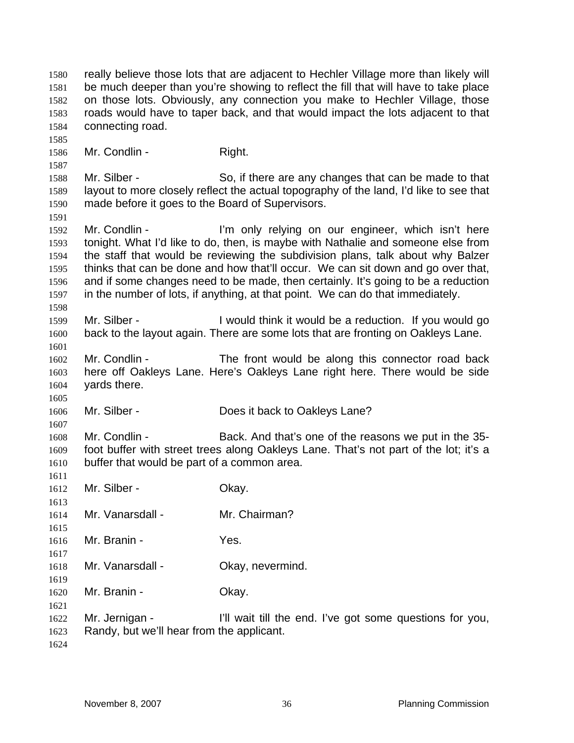really believe those lots that are adjacent to Hechler Village more than likely will be much deeper than you're showing to reflect the fill that will have to take place on those lots. Obviously, any connection you make to Hechler Village, those roads would have to taper back, and that would impact the lots adjacent to that connecting road.

Mr. Condlin - Right.

Mr. Silber - So, if there are any changes that can be made to that layout to more closely reflect the actual topography of the land, I'd like to see that made before it goes to the Board of Supervisors.

Mr. Condlin - I'm only relying on our engineer, which isn't here tonight. What I'd like to do, then, is maybe with Nathalie and someone else from the staff that would be reviewing the subdivision plans, talk about why Balzer thinks that can be done and how that'll occur. We can sit down and go over that, and if some changes need to be made, then certainly. It's going to be a reduction in the number of lots, if anything, at that point. We can do that immediately.

Mr. Silber - I would think it would be a reduction. If you would go back to the layout again. There are some lots that are fronting on Oakleys Lane.

Mr. Condlin - The front would be along this connector road back here off Oakleys Lane. Here's Oakleys Lane right here. There would be side yards there.

Mr. Silber - Does it back to Oakleys Lane?

Mr. Condlin - Back. And that's one of the reasons we put in the 35-foot buffer with street trees along Oakleys Lane. That's not part of the lot; it's a buffer that would be part of a common area.

Mr. Silber - Okay.

Mr. Vanarsdall - Mr. Chairman?

Mr. Branin - Yes.

Mr. Vanarsdall - Okay, nevermind.

Mr. Branin - Okay.

Mr. Jernigan - I'll wait till the end. I've got some questions for you, Randy, but we'll hear from the applicant.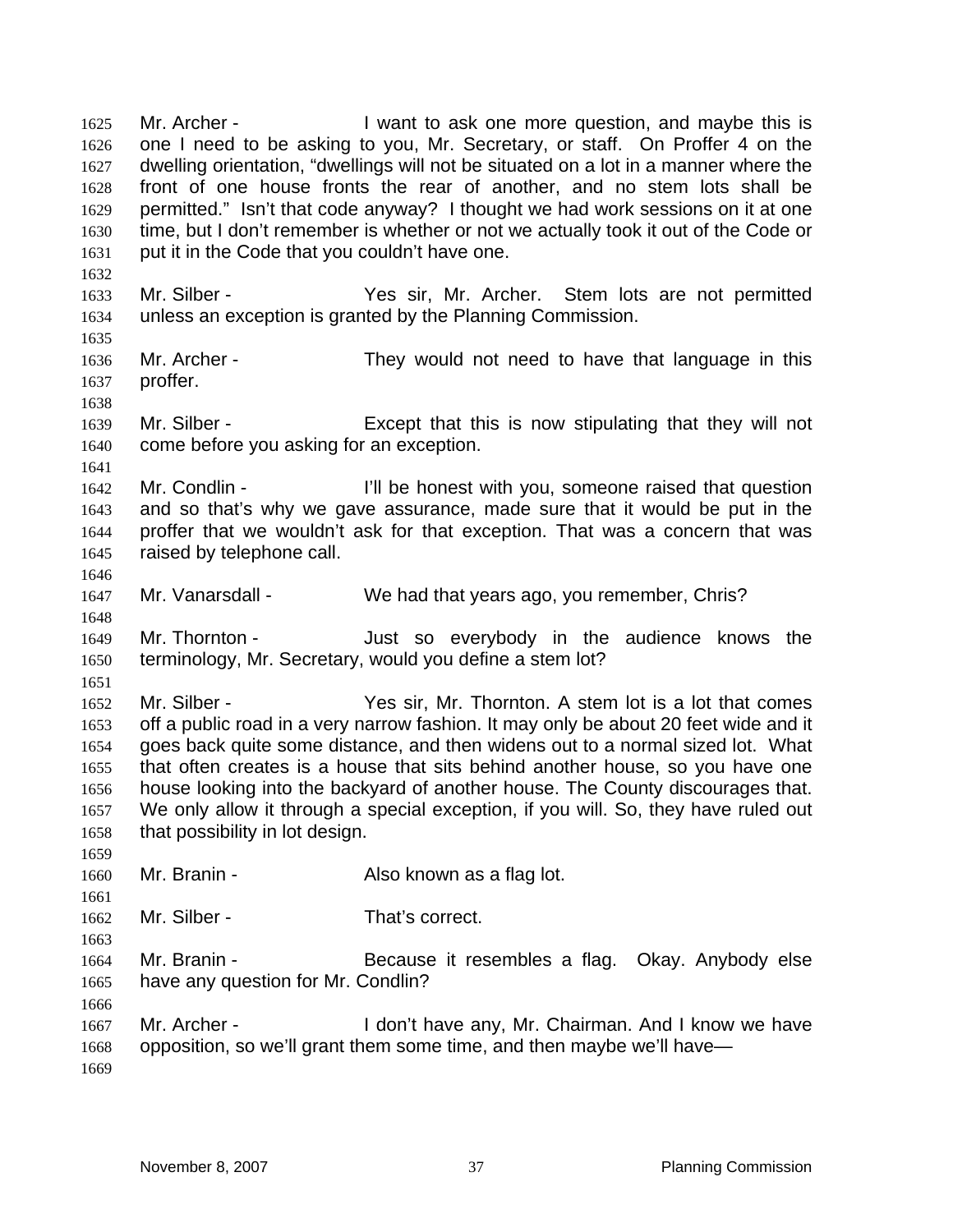1625 Mr. Archer - I want to ask one more question, and maybe this is
1626 one I need to be asking to you, Mr. Secretary, or staff. On Proffer 4 on the
1627 dwelling orientation, "dwellings will not be situated on a lot in a manner where the
1628 front of one house fronts the rear of another, and no stem lots shall be
1629 permitted." Isn't that code anyway? I thought we had work sessions on it at one
1630 time, but I don't remember is whether or not we actually took it out of the Code or
1631 put it in the Code that you couldn't have one.
1632
1633 Mr. Silber - Yes sir, Mr. Archer. Stem lots are not permitted
1634 unless an exception is granted by the Planning Commission.
1635
1636 Mr. Archer - They would not need to have that language in this
1637 proffer.
1638
1639 Mr. Silber - Except that this is now stipulating that they will not
1640 come before you asking for an exception.
1641
1642 Mr. Condlin - I'll be honest with you, someone raised that question
1643 and so that's why we gave assurance, made sure that it would be put in the
1644 proffer that we wouldn't ask for that exception. That was a concern that was
1645 raised by telephone call.
1646
1647 Mr. Vanarsdall - We had that years ago, you remember, Chris?
1648
1649 Mr. Thornton - Just so everybody in the audience knows the
1650 terminology, Mr. Secretary, would you define a stem lot?
1651
1652 Mr. Silber - Yes sir, Mr. Thornton. A stem lot is a lot that comes
1653 off a public road in a very narrow fashion. It may only be about 20 feet wide and it
1654 goes back quite some distance, and then widens out to a normal sized lot. What
1655 that often creates is a house that sits behind another house, so you have one
1656 house looking into the backyard of another house. The County discourages that.
1657 We only allow it through a special exception, if you will. So, they have ruled out
1658 that possibility in lot design.
1659
1660 Mr. Branin - Also known as a flag lot.
1661
1662 Mr. Silber - That's correct.
1663
1664 Mr. Branin - Because it resembles a flag. Okay. Anybody else
1665 have any question for Mr. Condlin?
1666
1667 Mr. Archer - I don't have any, Mr. Chairman. And I know we have
1668 opposition, so we'll grant them some time, and then maybe we'll have—
1669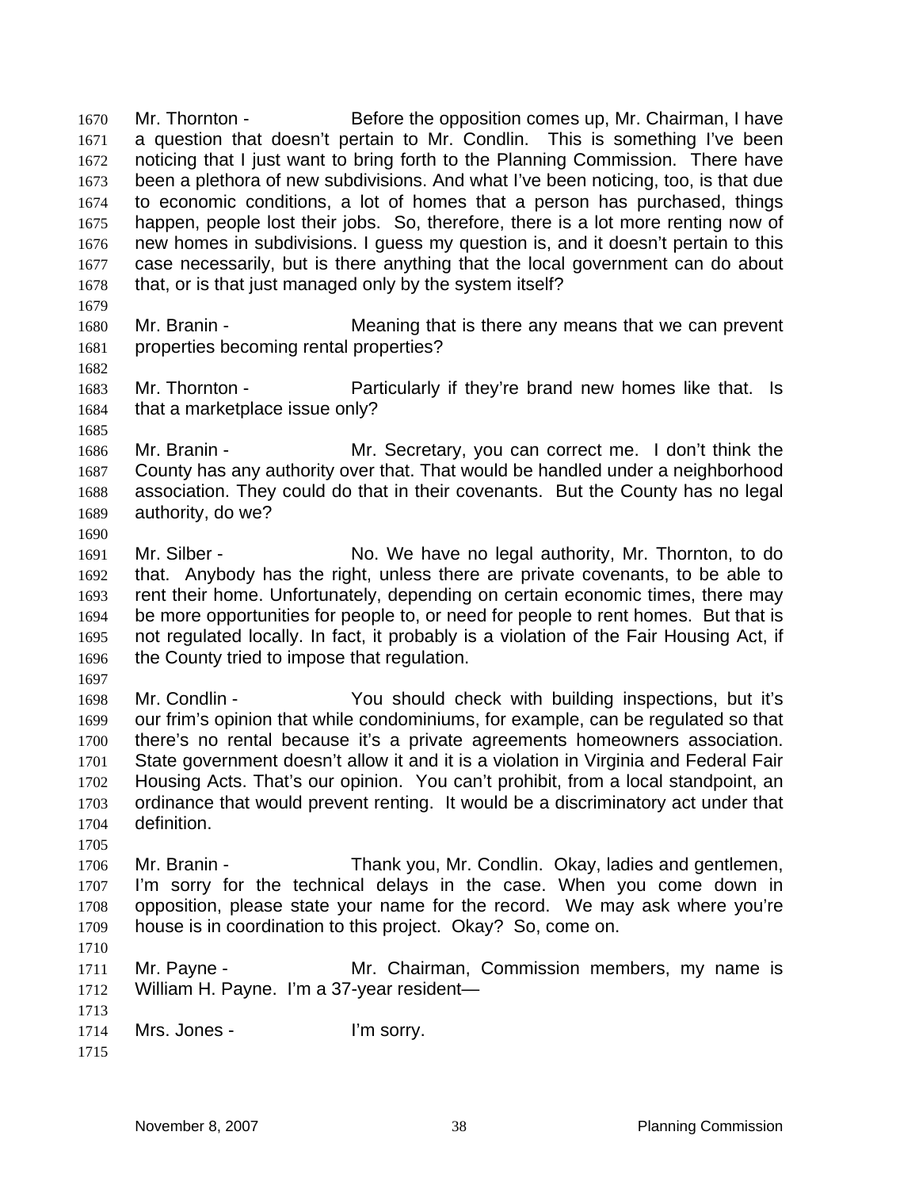Mr. Thornton - Before the opposition comes up, Mr. Chairman, I have a question that doesn't pertain to Mr. Condlin. This is something I've been noticing that I just want to bring forth to the Planning Commission. There have been a plethora of new subdivisions. And what I've been noticing, too, is that due to economic conditions, a lot of homes that a person has purchased, things happen, people lost their jobs. So, therefore, there is a lot more renting now of new homes in subdivisions. I guess my question is, and it doesn't pertain to this case necessarily, but is there anything that the local government can do about that, or is that just managed only by the system itself?

Mr. Branin - Meaning that is there any means that we can prevent properties becoming rental properties?

Mr. Thornton - Particularly if they're brand new homes like that. Is that a marketplace issue only?

Mr. Branin - Mr. Secretary, you can correct me. I don't think the County has any authority over that. That would be handled under a neighborhood association. They could do that in their covenants. But the County has no legal authority, do we?

Mr. Silber - No. We have no legal authority, Mr. Thornton, to do that. Anybody has the right, unless there are private covenants, to be able to rent their home. Unfortunately, depending on certain economic times, there may be more opportunities for people to, or need for people to rent homes. But that is not regulated locally. In fact, it probably is a violation of the Fair Housing Act, if the County tried to impose that regulation.

Mr. Condlin - You should check with building inspections, but it's our frim's opinion that while condominiums, for example, can be regulated so that there's no rental because it's a private agreements homeowners association. State government doesn't allow it and it is a violation in Virginia and Federal Fair Housing Acts. That's our opinion. You can't prohibit, from a local standpoint, an ordinance that would prevent renting. It would be a discriminatory act under that definition.

Mr. Branin - Thank you, Mr. Condlin. Okay, ladies and gentlemen, I'm sorry for the technical delays in the case. When you come down in opposition, please state your name for the record. We may ask where you're house is in coordination to this project. Okay? So, come on.

Mr. Payne - Mr. Chairman, Commission members, my name is William H. Payne. I'm a 37-year resident—

Mrs. Jones - I'm sorry.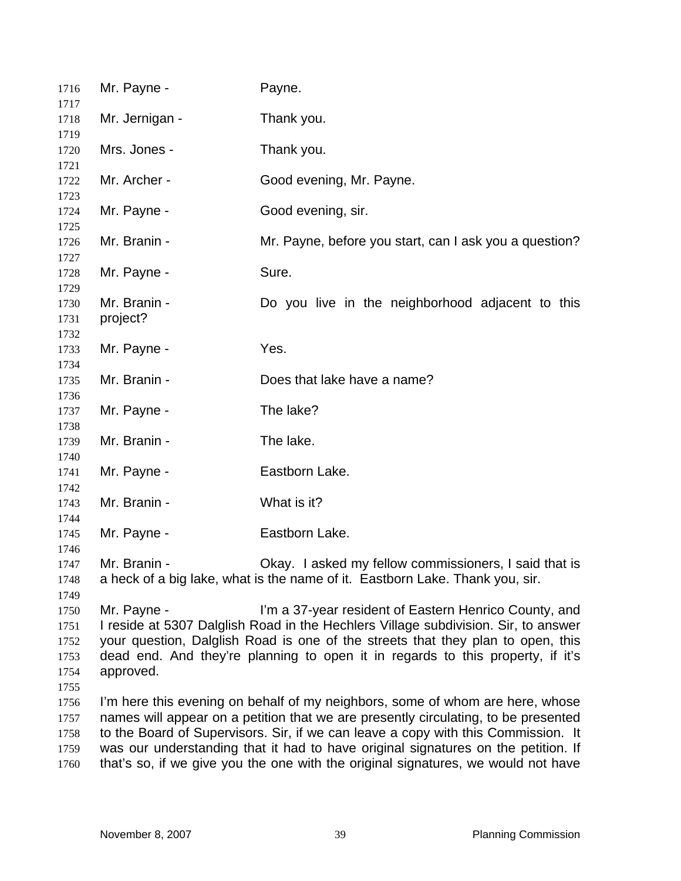Mr. Payne - Payne.

Mr. Jernigan - Thank you.

Mrs. Jones - Thank you.

Mr. Archer - Good evening, Mr. Payne.

Mr. Payne - Good evening, sir.

Mr. Branin - Mr. Payne, before you start, can I ask you a question?

Mr. Payne - Sure.

Mr. Branin - Do you live in the neighborhood adjacent to this project?

Mr. Payne - Yes.

Mr. Branin - Does that lake have a name?

Mr. Payne - The lake?

Mr. Branin - The lake.

Mr. Payne - Eastborn Lake.

Mr. Branin - What is it?

Mr. Payne - Eastborn Lake.

Mr. Branin - Okay. I asked my fellow commissioners, I said that is a heck of a big lake, what is the name of it. Eastborn Lake. Thank you, sir.

Mr. Payne - I'm a 37-year resident of Eastern Henrico County, and I reside at 5307 Dalglish Road in the Hechlers Village subdivision. Sir, to answer your question, Dalglish Road is one of the streets that they plan to open, this dead end. And they're planning to open it in regards to this property, if it's approved.

I'm here this evening on behalf of my neighbors, some of whom are here, whose names will appear on a petition that we are presently circulating, to be presented to the Board of Supervisors. Sir, if we can leave a copy with this Commission. It was our understanding that it had to have original signatures on the petition. If that's so, if we give you the one with the original signatures, we would not have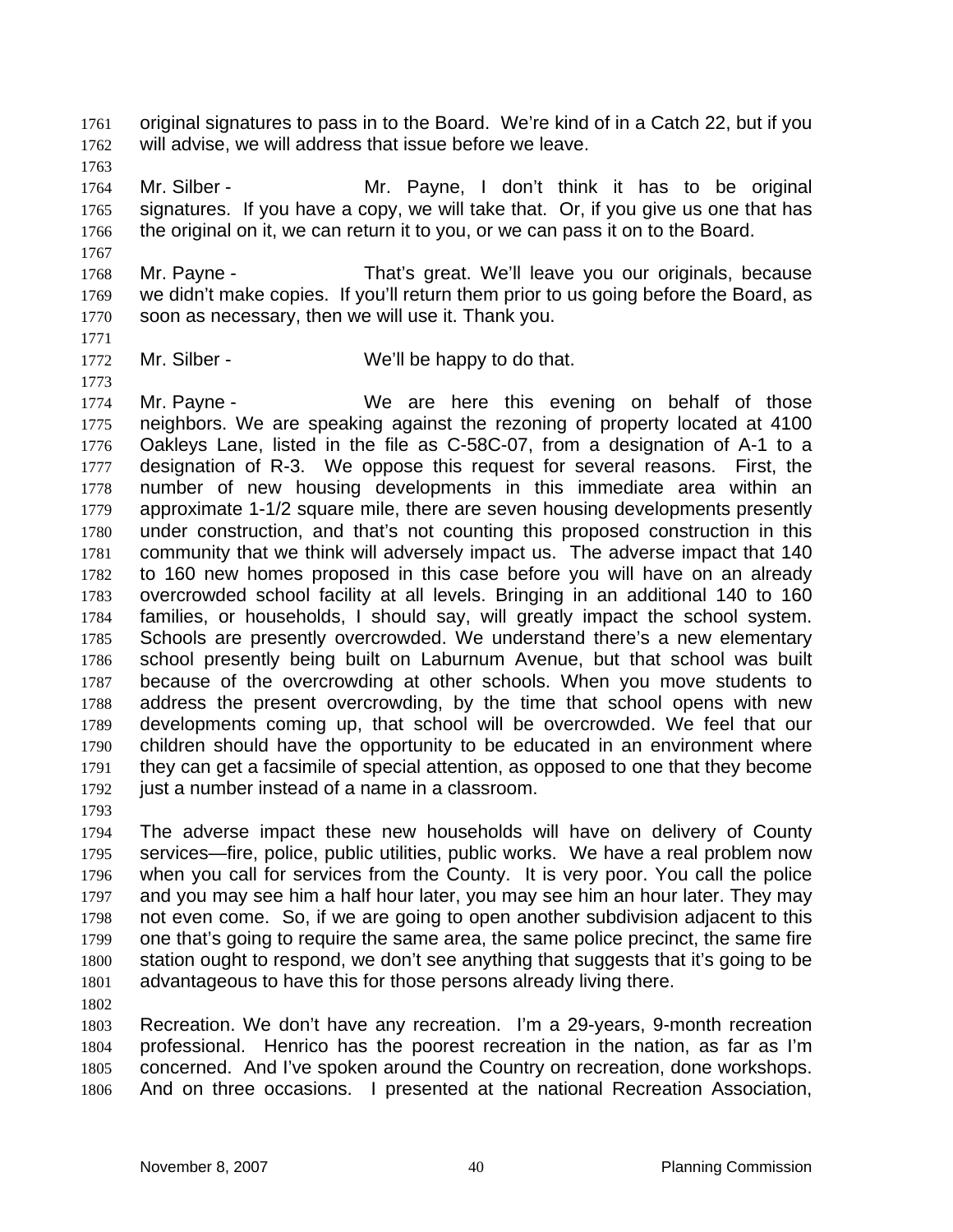original signatures to pass in to the Board. We're kind of in a Catch 22, but if you will advise, we will address that issue before we leave.

Mr. Silber - Mr. Payne, I don't think it has to be original signatures. If you have a copy, we will take that. Or, if you give us one that has the original on it, we can return it to you, or we can pass it on to the Board.

Mr. Payne - That's great. We'll leave you our originals, because we didn't make copies. If you'll return them prior to us going before the Board, as soon as necessary, then we will use it. Thank you.

Mr. Silber - We'll be happy to do that.

Mr. Payne - We are here this evening on behalf of those neighbors. We are speaking against the rezoning of property located at 4100 Oakleys Lane, listed in the file as C-58C-07, from a designation of A-1 to a designation of R-3. We oppose this request for several reasons. First, the number of new housing developments in this immediate area within an approximate 1-1/2 square mile, there are seven housing developments presently under construction, and that's not counting this proposed construction in this community that we think will adversely impact us. The adverse impact that 140 to 160 new homes proposed in this case before you will have on an already overcrowded school facility at all levels. Bringing in an additional 140 to 160 families, or households, I should say, will greatly impact the school system. Schools are presently overcrowded. We understand there's a new elementary school presently being built on Laburnum Avenue, but that school was built because of the overcrowding at other schools. When you move students to address the present overcrowding, by the time that school opens with new developments coming up, that school will be overcrowded. We feel that our children should have the opportunity to be educated in an environment where they can get a facsimile of special attention, as opposed to one that they become just a number instead of a name in a classroom.

The adverse impact these new households will have on delivery of County services—fire, police, public utilities, public works. We have a real problem now when you call for services from the County. It is very poor. You call the police and you may see him a half hour later, you may see him an hour later. They may not even come. So, if we are going to open another subdivision adjacent to this one that's going to require the same area, the same police precinct, the same fire station ought to respond, we don't see anything that suggests that it's going to be advantageous to have this for those persons already living there.

Recreation. We don't have any recreation. I'm a 29-years, 9-month recreation professional. Henrico has the poorest recreation in the nation, as far as I'm concerned. And I've spoken around the Country on recreation, done workshops. And on three occasions. I presented at the national Recreation Association,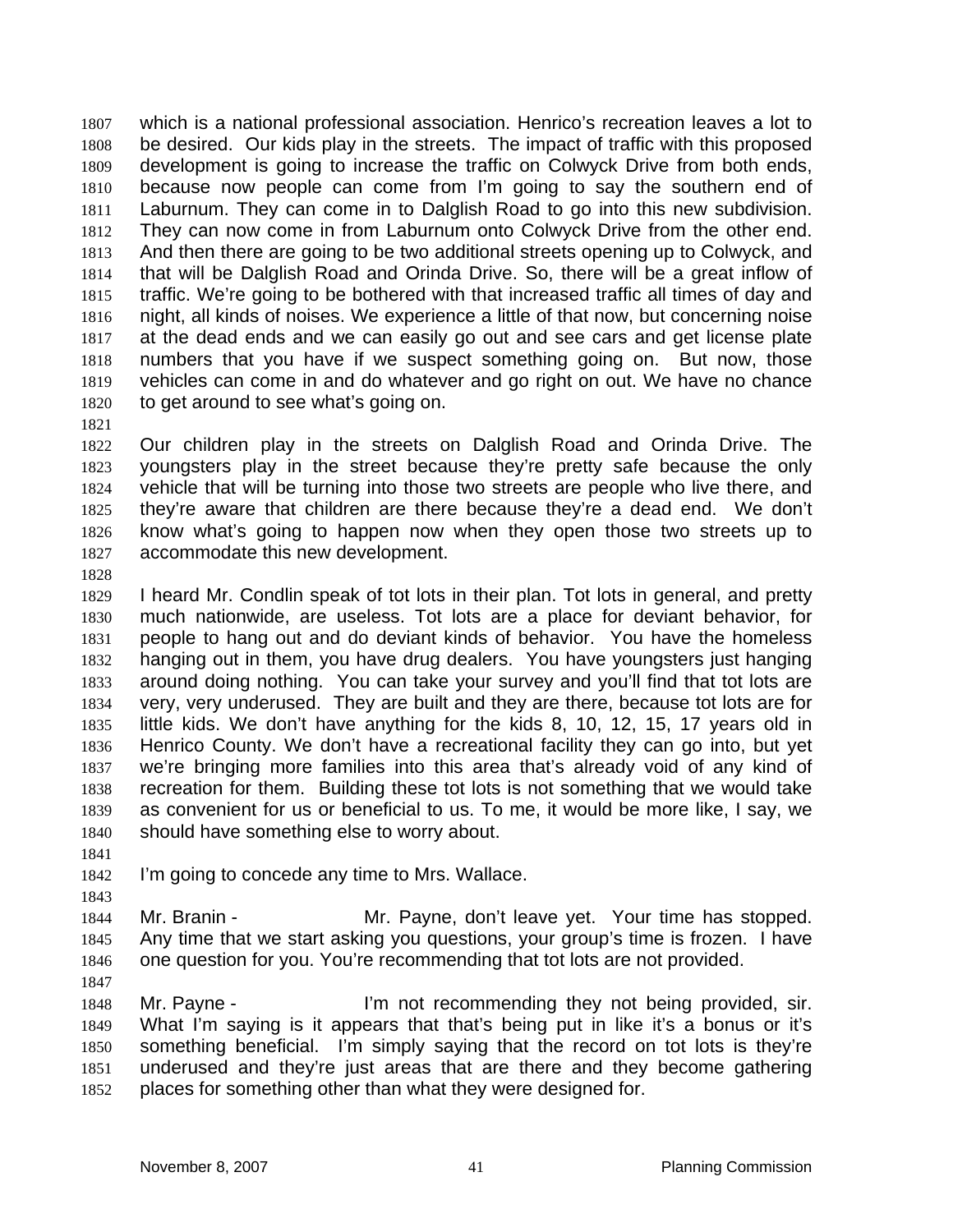which is a national professional association. Henrico's recreation leaves a lot to be desired. Our kids play in the streets. The impact of traffic with this proposed development is going to increase the traffic on Colwyck Drive from both ends, because now people can come from I'm going to say the southern end of Laburnum. They can come in to Dalglish Road to go into this new subdivision. They can now come in from Laburnum onto Colwyck Drive from the other end. And then there are going to be two additional streets opening up to Colwyck, and that will be Dalglish Road and Orinda Drive. So, there will be a great inflow of traffic. We're going to be bothered with that increased traffic all times of day and night, all kinds of noises. We experience a little of that now, but concerning noise at the dead ends and we can easily go out and see cars and get license plate numbers that you have if we suspect something going on. But now, those vehicles can come in and do whatever and go right on out. We have no chance to get around to see what's going on.

Our children play in the streets on Dalglish Road and Orinda Drive. The youngsters play in the street because they're pretty safe because the only vehicle that will be turning into those two streets are people who live there, and they're aware that children are there because they're a dead end. We don't know what's going to happen now when they open those two streets up to accommodate this new development.

I heard Mr. Condlin speak of tot lots in their plan. Tot lots in general, and pretty much nationwide, are useless. Tot lots are a place for deviant behavior, for people to hang out and do deviant kinds of behavior. You have the homeless hanging out in them, you have drug dealers. You have youngsters just hanging around doing nothing. You can take your survey and you'll find that tot lots are very, very underused. They are built and they are there, because tot lots are for little kids. We don't have anything for the kids 8, 10, 12, 15, 17 years old in Henrico County. We don't have a recreational facility they can go into, but yet we're bringing more families into this area that's already void of any kind of recreation for them. Building these tot lots is not something that we would take as convenient for us or beneficial to us. To me, it would be more like, I say, we should have something else to worry about.

I'm going to concede any time to Mrs. Wallace.

Mr. Branin - Mr. Payne, don't leave yet. Your time has stopped. Any time that we start asking you questions, your group's time is frozen. I have one question for you. You're recommending that tot lots are not provided.

Mr. Payne - I'm not recommending they not being provided, sir. What I'm saying is it appears that that's being put in like it's a bonus or it's something beneficial. I'm simply saying that the record on tot lots is they're underused and they're just areas that are there and they become gathering places for something other than what they were designed for.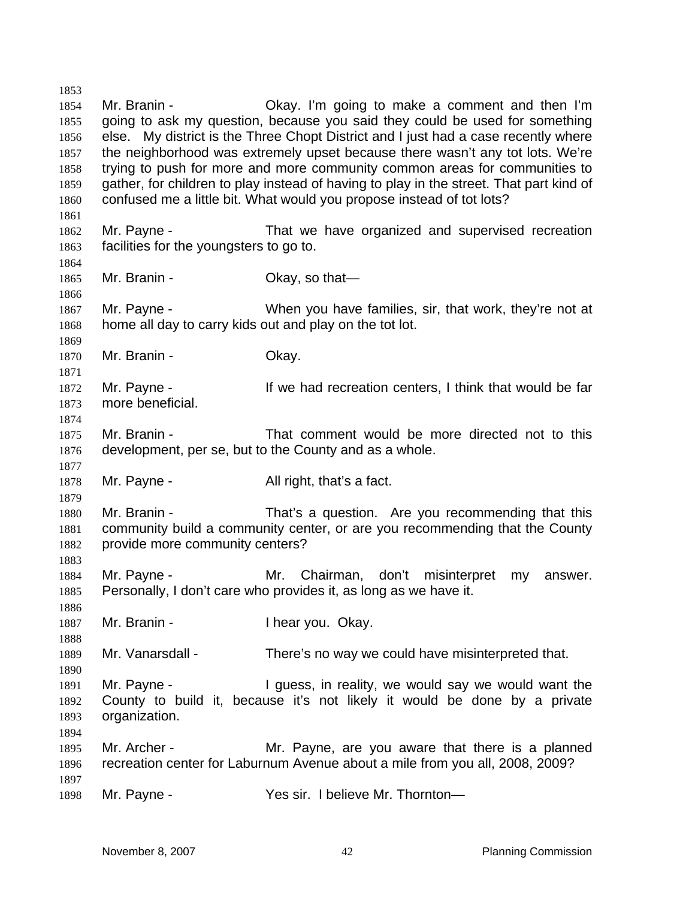Mr. Branin - Okay. I'm going to make a comment and then I'm going to ask my question, because you said they could be used for something else. My district is the Three Chopt District and I just had a case recently where the neighborhood was extremely upset because there wasn't any tot lots. We're trying to push for more and more community common areas for communities to gather, for children to play instead of having to play in the street. That part kind of confused me a little bit. What would you propose instead of tot lots?

Mr. Payne - That we have organized and supervised recreation facilities for the youngsters to go to.

Mr. Branin - Okay, so that—

Mr. Payne - When you have families, sir, that work, they're not at home all day to carry kids out and play on the tot lot.

Mr. Branin - Okay.

Mr. Payne - If we had recreation centers, I think that would be far more beneficial.

Mr. Branin - That comment would be more directed not to this development, per se, but to the County and as a whole.

Mr. Payne - All right, that's a fact.

Mr. Branin - That's a question. Are you recommending that this community build a community center, or are you recommending that the County provide more community centers?

Mr. Payne - Mr. Chairman, don't misinterpret my answer. Personally, I don't care who provides it, as long as we have it.

Mr. Branin - I hear you. Okay.

Mr. Vanarsdall - There's no way we could have misinterpreted that.

Mr. Payne - I guess, in reality, we would say we would want the County to build it, because it's not likely it would be done by a private organization.

Mr. Archer - Mr. Payne, are you aware that there is a planned recreation center for Laburnum Avenue about a mile from you all, 2008, 2009?

Mr. Payne - Yes sir. I believe Mr. Thornton—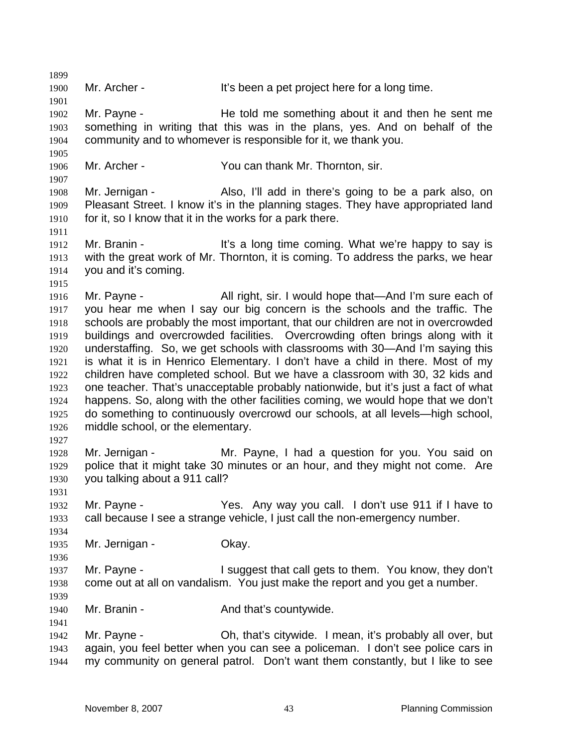Mr. Archer - It's been a pet project here for a long time.

Mr. Payne - He told me something about it and then he sent me something in writing that this was in the plans, yes. And on behalf of the community and to whomever is responsible for it, we thank you.

Mr. Archer - You can thank Mr. Thornton, sir.

Mr. Jernigan - Also, I'll add in there's going to be a park also, on Pleasant Street. I know it's in the planning stages. They have appropriated land for it, so I know that it in the works for a park there.

Mr. Branin - It's a long time coming. What we're happy to say is with the great work of Mr. Thornton, it is coming. To address the parks, we hear you and it's coming.

Mr. Payne - All right, sir. I would hope that—And I'm sure each of you hear me when I say our big concern is the schools and the traffic. The schools are probably the most important, that our children are not in overcrowded buildings and overcrowded facilities. Overcrowding often brings along with it understaffing. So, we get schools with classrooms with 30—And I'm saying this is what it is in Henrico Elementary. I don't have a child in there. Most of my children have completed school. But we have a classroom with 30, 32 kids and one teacher. That's unacceptable probably nationwide, but it's just a fact of what happens. So, along with the other facilities coming, we would hope that we don't do something to continuously overcrowd our schools, at all levels—high school, middle school, or the elementary.

Mr. Jernigan - Mr. Payne, I had a question for you. You said on police that it might take 30 minutes or an hour, and they might not come. Are you talking about a 911 call?

Mr. Payne - Yes. Any way you call. I don't use 911 if I have to call because I see a strange vehicle, I just call the non-emergency number.

Mr. Jernigan - Okay.

Mr. Payne - I suggest that call gets to them. You know, they don't come out at all on vandalism. You just make the report and you get a number.

Mr. Branin - And that's countywide.

Mr. Payne - Oh, that's citywide. I mean, it's probably all over, but again, you feel better when you can see a policeman. I don't see police cars in my community on general patrol. Don't want them constantly, but I like to see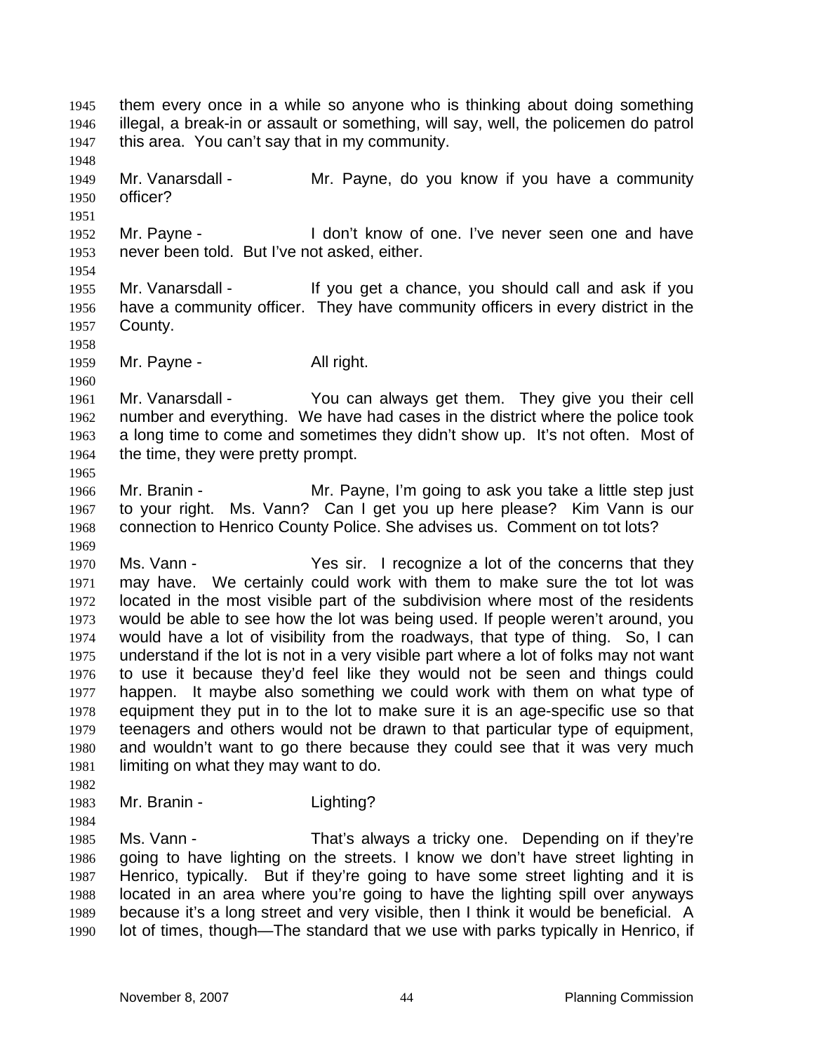them every once in a while so anyone who is thinking about doing something illegal, a break-in or assault or something, will say, well, the policemen do patrol this area. You can't say that in my community.

Mr. Vanarsdall - Mr. Payne, do you know if you have a community officer?

Mr. Payne - I don't know of one. I've never seen one and have never been told. But I've not asked, either.

Mr. Vanarsdall - If you get a chance, you should call and ask if you have a community officer. They have community officers in every district in the County.

Mr. Payne - All right.

Mr. Vanarsdall - You can always get them. They give you their cell number and everything. We have had cases in the district where the police took a long time to come and sometimes they didn't show up. It's not often. Most of the time, they were pretty prompt.

Mr. Branin - Mr. Payne, I'm going to ask you take a little step just to your right. Ms. Vann? Can I get you up here please? Kim Vann is our connection to Henrico County Police. She advises us. Comment on tot lots?

Ms. Vann - Yes sir. I recognize a lot of the concerns that they may have. We certainly could work with them to make sure the tot lot was located in the most visible part of the subdivision where most of the residents would be able to see how the lot was being used. If people weren't around, you would have a lot of visibility from the roadways, that type of thing. So, I can understand if the lot is not in a very visible part where a lot of folks may not want to use it because they'd feel like they would not be seen and things could happen. It maybe also something we could work with them on what type of equipment they put in to the lot to make sure it is an age-specific use so that teenagers and others would not be drawn to that particular type of equipment, and wouldn't want to go there because they could see that it was very much limiting on what they may want to do.

Mr. Branin - Lighting?

Ms. Vann - That's always a tricky one. Depending on if they're going to have lighting on the streets. I know we don't have street lighting in Henrico, typically. But if they're going to have some street lighting and it is located in an area where you're going to have the lighting spill over anyways because it's a long street and very visible, then I think it would be beneficial. A lot of times, though—The standard that we use with parks typically in Henrico, if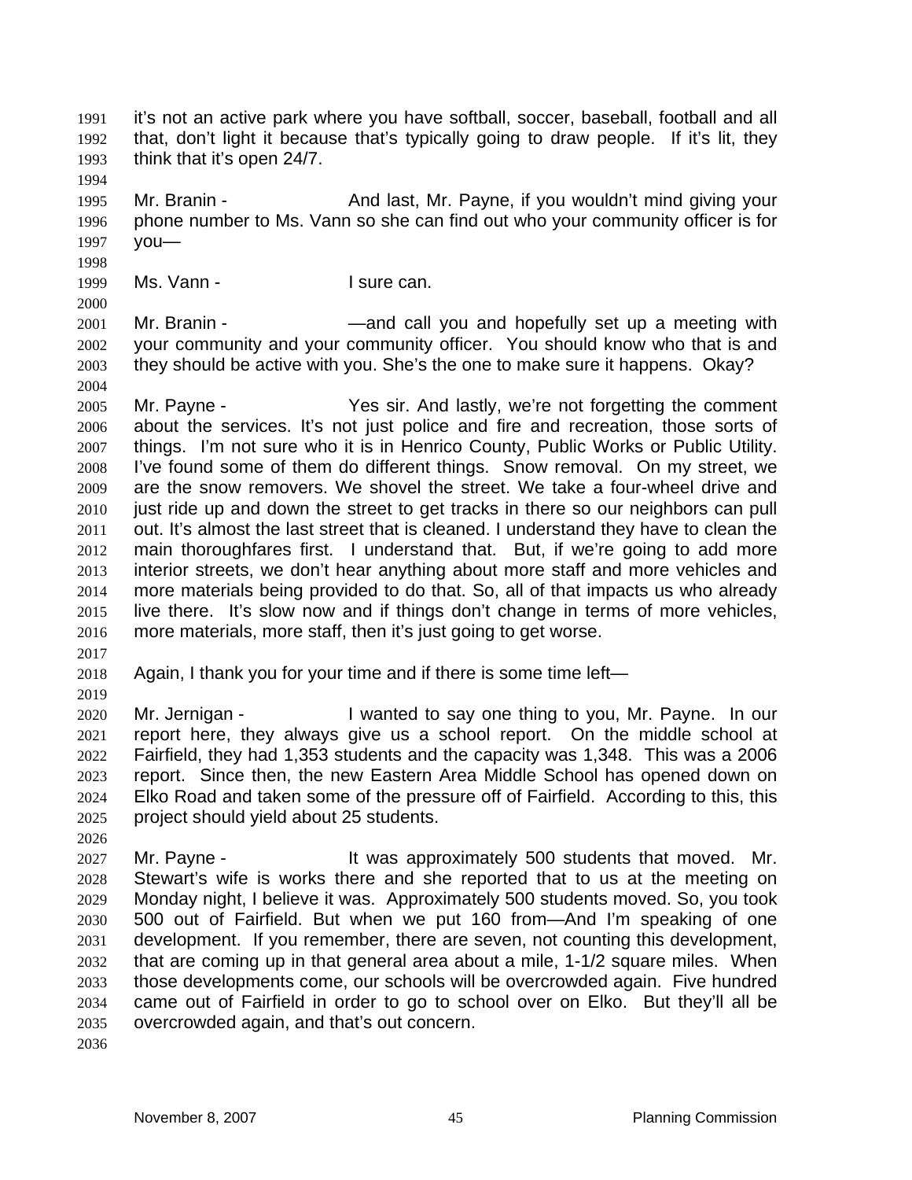it's not an active park where you have softball, soccer, baseball, football and all that, don't light it because that's typically going to draw people. If it's lit, they think that it's open 24/7.

Mr. Branin - And last, Mr. Payne, if you wouldn't mind giving your phone number to Ms. Vann so she can find out who your community officer is for you—

Ms. Vann - I sure can.

Mr. Branin - —and call you and hopefully set up a meeting with your community and your community officer. You should know who that is and they should be active with you. She's the one to make sure it happens. Okay?

Mr. Payne - Yes sir. And lastly, we're not forgetting the comment about the services. It's not just police and fire and recreation, those sorts of things. I'm not sure who it is in Henrico County, Public Works or Public Utility. I've found some of them do different things. Snow removal. On my street, we are the snow removers. We shovel the street. We take a four-wheel drive and just ride up and down the street to get tracks in there so our neighbors can pull out. It's almost the last street that is cleaned. I understand they have to clean the main thoroughfares first. I understand that. But, if we're going to add more interior streets, we don't hear anything about more staff and more vehicles and more materials being provided to do that. So, all of that impacts us who already live there. It's slow now and if things don't change in terms of more vehicles, more materials, more staff, then it's just going to get worse.

Again, I thank you for your time and if there is some time left—

Mr. Jernigan - I wanted to say one thing to you, Mr. Payne. In our report here, they always give us a school report. On the middle school at Fairfield, they had 1,353 students and the capacity was 1,348. This was a 2006 report. Since then, the new Eastern Area Middle School has opened down on Elko Road and taken some of the pressure off of Fairfield. According to this, this project should yield about 25 students.

Mr. Payne - It was approximately 500 students that moved. Mr. Stewart's wife is works there and she reported that to us at the meeting on Monday night, I believe it was. Approximately 500 students moved. So, you took 500 out of Fairfield. But when we put 160 from—And I'm speaking of one development. If you remember, there are seven, not counting this development, that are coming up in that general area about a mile, 1-1/2 square miles. When those developments come, our schools will be overcrowded again. Five hundred came out of Fairfield in order to go to school over on Elko. But they'll all be overcrowded again, and that's out concern.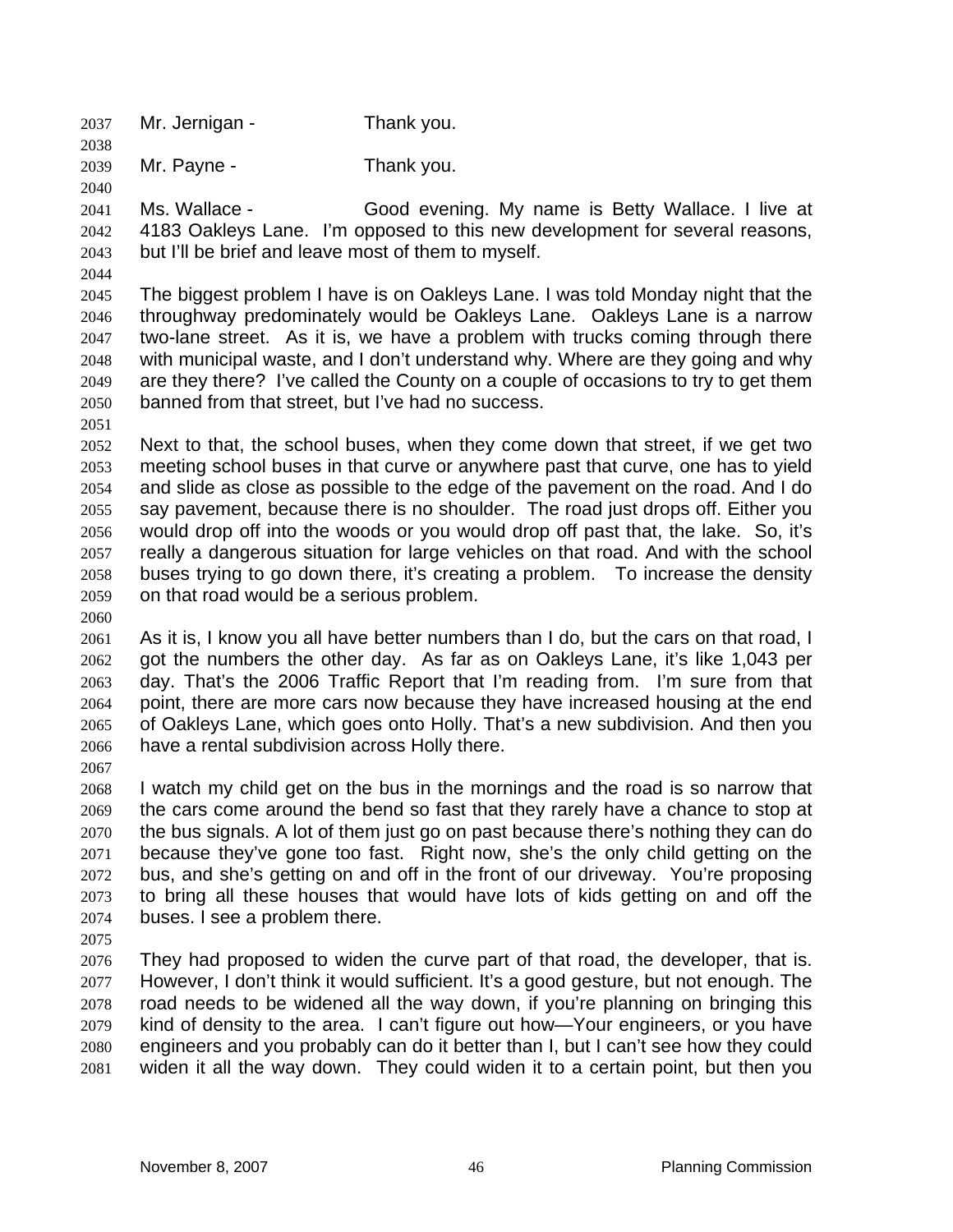Mr. Jernigan - Thank you.

Mr. Payne - Thank you.

Ms. Wallace - Good evening. My name is Betty Wallace. I live at 4183 Oakleys Lane. I'm opposed to this new development for several reasons, but I'll be brief and leave most of them to myself.

The biggest problem I have is on Oakleys Lane. I was told Monday night that the throughway predominately would be Oakleys Lane. Oakleys Lane is a narrow two-lane street. As it is, we have a problem with trucks coming through there with municipal waste, and I don't understand why. Where are they going and why are they there? I've called the County on a couple of occasions to try to get them banned from that street, but I've had no success.

Next to that, the school buses, when they come down that street, if we get two meeting school buses in that curve or anywhere past that curve, one has to yield and slide as close as possible to the edge of the pavement on the road. And I do say pavement, because there is no shoulder. The road just drops off. Either you would drop off into the woods or you would drop off past that, the lake. So, it's really a dangerous situation for large vehicles on that road. And with the school buses trying to go down there, it's creating a problem. To increase the density on that road would be a serious problem.

As it is, I know you all have better numbers than I do, but the cars on that road, I got the numbers the other day. As far as on Oakleys Lane, it's like 1,043 per day. That's the 2006 Traffic Report that I'm reading from. I'm sure from that point, there are more cars now because they have increased housing at the end of Oakleys Lane, which goes onto Holly. That's a new subdivision. And then you have a rental subdivision across Holly there.

I watch my child get on the bus in the mornings and the road is so narrow that the cars come around the bend so fast that they rarely have a chance to stop at the bus signals. A lot of them just go on past because there's nothing they can do because they've gone too fast. Right now, she's the only child getting on the bus, and she's getting on and off in the front of our driveway. You're proposing to bring all these houses that would have lots of kids getting on and off the buses. I see a problem there.

They had proposed to widen the curve part of that road, the developer, that is. However, I don't think it would sufficient. It's a good gesture, but not enough. The road needs to be widened all the way down, if you're planning on bringing this kind of density to the area. I can't figure out how—Your engineers, or you have engineers and you probably can do it better than I, but I can't see how they could widen it all the way down. They could widen it to a certain point, but then you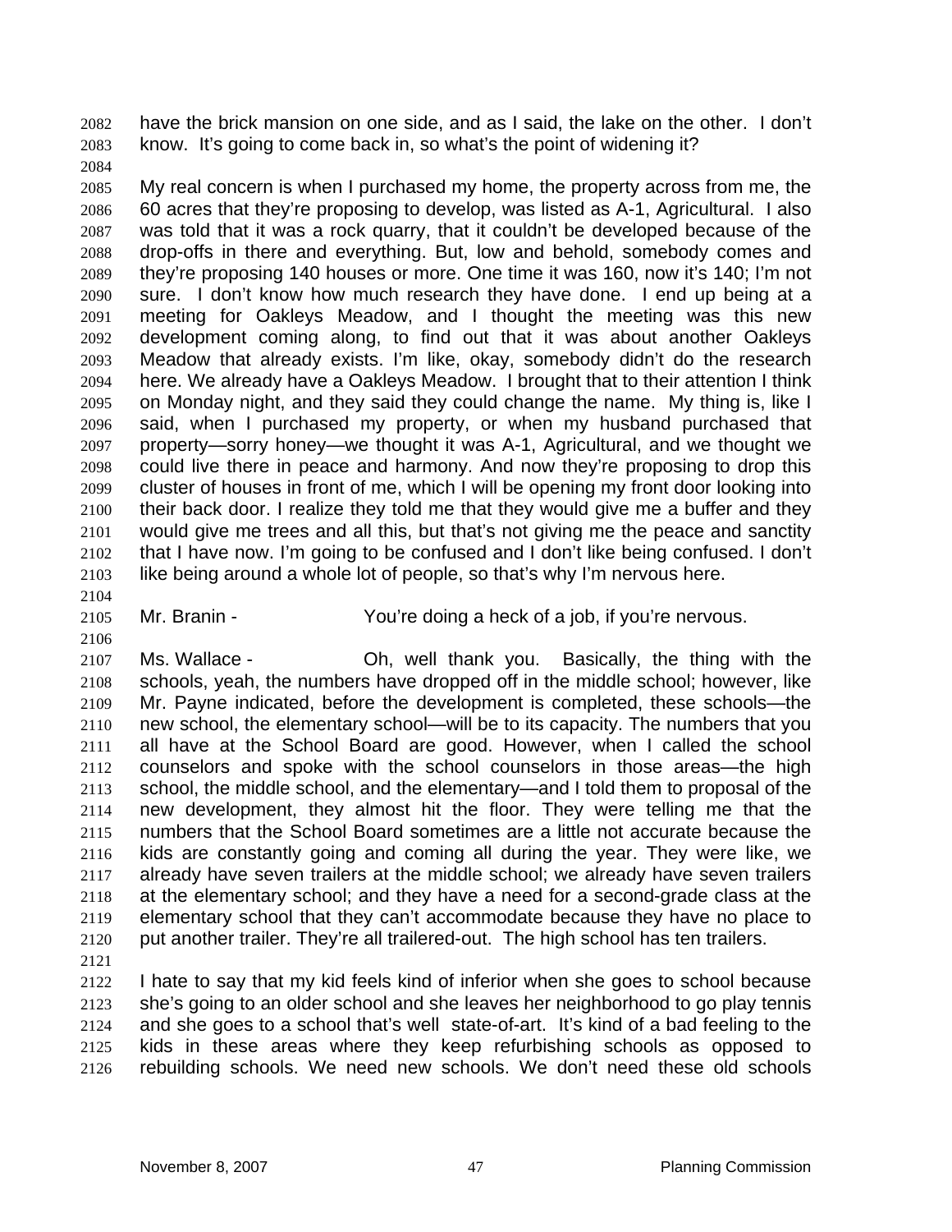have the brick mansion on one side, and as I said, the lake on the other. I don't know. It's going to come back in, so what's the point of widening it?

My real concern is when I purchased my home, the property across from me, the 60 acres that they're proposing to develop, was listed as A-1, Agricultural. I also was told that it was a rock quarry, that it couldn't be developed because of the drop-offs in there and everything. But, low and behold, somebody comes and they're proposing 140 houses or more. One time it was 160, now it's 140; I'm not sure. I don't know how much research they have done. I end up being at a meeting for Oakleys Meadow, and I thought the meeting was this new development coming along, to find out that it was about another Oakleys Meadow that already exists. I'm like, okay, somebody didn't do the research here. We already have a Oakleys Meadow. I brought that to their attention I think on Monday night, and they said they could change the name. My thing is, like I said, when I purchased my property, or when my husband purchased that property—sorry honey—we thought it was A-1, Agricultural, and we thought we could live there in peace and harmony. And now they're proposing to drop this cluster of houses in front of me, which I will be opening my front door looking into their back door. I realize they told me that they would give me a buffer and they would give me trees and all this, but that's not giving me the peace and sanctity that I have now. I'm going to be confused and I don't like being confused. I don't like being around a whole lot of people, so that's why I'm nervous here.

Mr. Branin - You're doing a heck of a job, if you're nervous.

Ms. Wallace - Oh, well thank you. Basically, the thing with the schools, yeah, the numbers have dropped off in the middle school; however, like Mr. Payne indicated, before the development is completed, these schools—the new school, the elementary school—will be to its capacity. The numbers that you all have at the School Board are good. However, when I called the school counselors and spoke with the school counselors in those areas—the high school, the middle school, and the elementary—and I told them to proposal of the new development, they almost hit the floor. They were telling me that the numbers that the School Board sometimes are a little not accurate because the kids are constantly going and coming all during the year. They were like, we already have seven trailers at the middle school; we already have seven trailers at the elementary school; and they have a need for a second-grade class at the elementary school that they can't accommodate because they have no place to put another trailer. They're all trailered-out. The high school has ten trailers.

I hate to say that my kid feels kind of inferior when she goes to school because she's going to an older school and she leaves her neighborhood to go play tennis and she goes to a school that's well state-of-art. It's kind of a bad feeling to the kids in these areas where they keep refurbishing schools as opposed to rebuilding schools. We need new schools. We don't need these old schools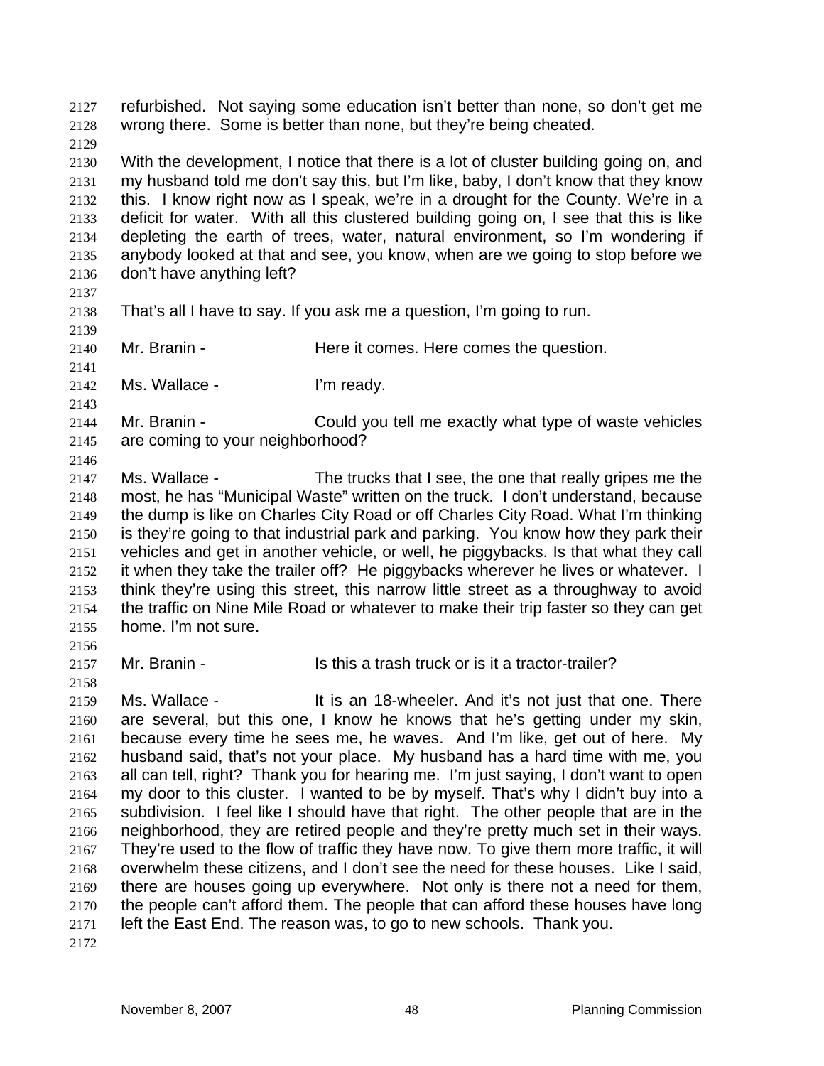refurbished. Not saying some education isn't better than none, so don't get me wrong there. Some is better than none, but they're being cheated.

With the development, I notice that there is a lot of cluster building going on, and my husband told me don't say this, but I'm like, baby, I don't know that they know this. I know right now as I speak, we're in a drought for the County. We're in a deficit for water. With all this clustered building going on, I see that this is like depleting the earth of trees, water, natural environment, so I'm wondering if anybody looked at that and see, you know, when are we going to stop before we don't have anything left?

That's all I have to say. If you ask me a question, I'm going to run.

Mr. Branin - Here it comes. Here comes the question.

Ms. Wallace - I'm ready.

Mr. Branin - Could you tell me exactly what type of waste vehicles are coming to your neighborhood?

Ms. Wallace - The trucks that I see, the one that really gripes me the most, he has "Municipal Waste" written on the truck. I don't understand, because the dump is like on Charles City Road or off Charles City Road. What I'm thinking is they're going to that industrial park and parking. You know how they park their vehicles and get in another vehicle, or well, he piggybacks. Is that what they call it when they take the trailer off? He piggybacks wherever he lives or whatever. I think they're using this street, this narrow little street as a throughway to avoid the traffic on Nine Mile Road or whatever to make their trip faster so they can get home. I'm not sure.

Mr. Branin - Is this a trash truck or is it a tractor-trailer?

Ms. Wallace - It is an 18-wheeler. And it's not just that one. There are several, but this one, I know he knows that he's getting under my skin, because every time he sees me, he waves. And I'm like, get out of here. My husband said, that's not your place. My husband has a hard time with me, you all can tell, right? Thank you for hearing me. I'm just saying, I don't want to open my door to this cluster. I wanted to be by myself. That's why I didn't buy into a subdivision. I feel like I should have that right. The other people that are in the neighborhood, they are retired people and they're pretty much set in their ways. They're used to the flow of traffic they have now. To give them more traffic, it will overwhelm these citizens, and I don't see the need for these houses. Like I said, there are houses going up everywhere. Not only is there not a need for them, the people can't afford them. The people that can afford these houses have long left the East End. The reason was, to go to new schools. Thank you.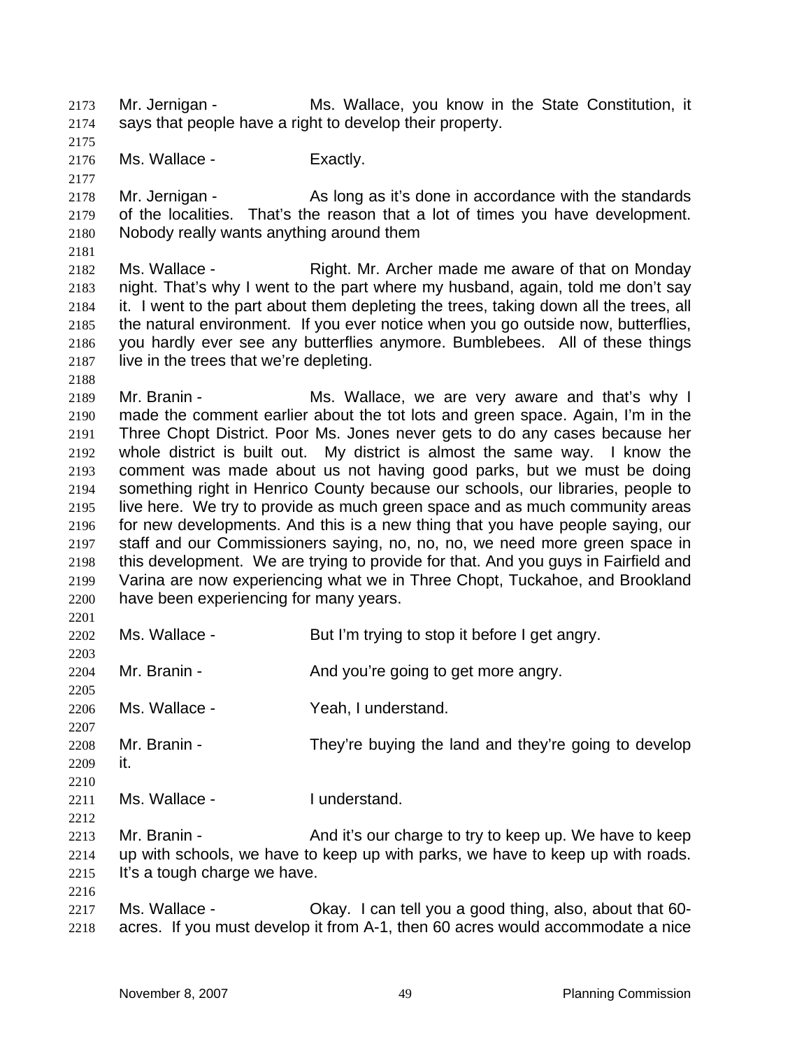Mr. Jernigan - Ms. Wallace, you know in the State Constitution, it says that people have a right to develop their property.

Ms. Wallace - Exactly.

Mr. Jernigan - As long as it's done in accordance with the standards of the localities. That's the reason that a lot of times you have development. Nobody really wants anything around them

Ms. Wallace - Right. Mr. Archer made me aware of that on Monday night. That's why I went to the part where my husband, again, told me don't say it. I went to the part about them depleting the trees, taking down all the trees, all the natural environment. If you ever notice when you go outside now, butterflies, you hardly ever see any butterflies anymore. Bumblebees. All of these things live in the trees that we're depleting.

Mr. Branin - Ms. Wallace, we are very aware and that's why I made the comment earlier about the tot lots and green space. Again, I'm in the Three Chopt District. Poor Ms. Jones never gets to do any cases because her whole district is built out. My district is almost the same way. I know the comment was made about us not having good parks, but we must be doing something right in Henrico County because our schools, our libraries, people to live here. We try to provide as much green space and as much community areas for new developments. And this is a new thing that you have people saying, our staff and our Commissioners saying, no, no, no, we need more green space in this development. We are trying to provide for that. And you guys in Fairfield and Varina are now experiencing what we in Three Chopt, Tuckahoe, and Brookland have been experiencing for many years.

Ms. Wallace - But I'm trying to stop it before I get angry.

Mr. Branin - And you're going to get more angry.

Ms. Wallace - Yeah, I understand.

Mr. Branin - They're buying the land and they're going to develop it.

Ms. Wallace - I understand.

Mr. Branin - And it's our charge to try to keep up. We have to keep up with schools, we have to keep up with parks, we have to keep up with roads. It's a tough charge we have.

Ms. Wallace - Okay. I can tell you a good thing, also, about that 60-acres. If you must develop it from A-1, then 60 acres would accommodate a nice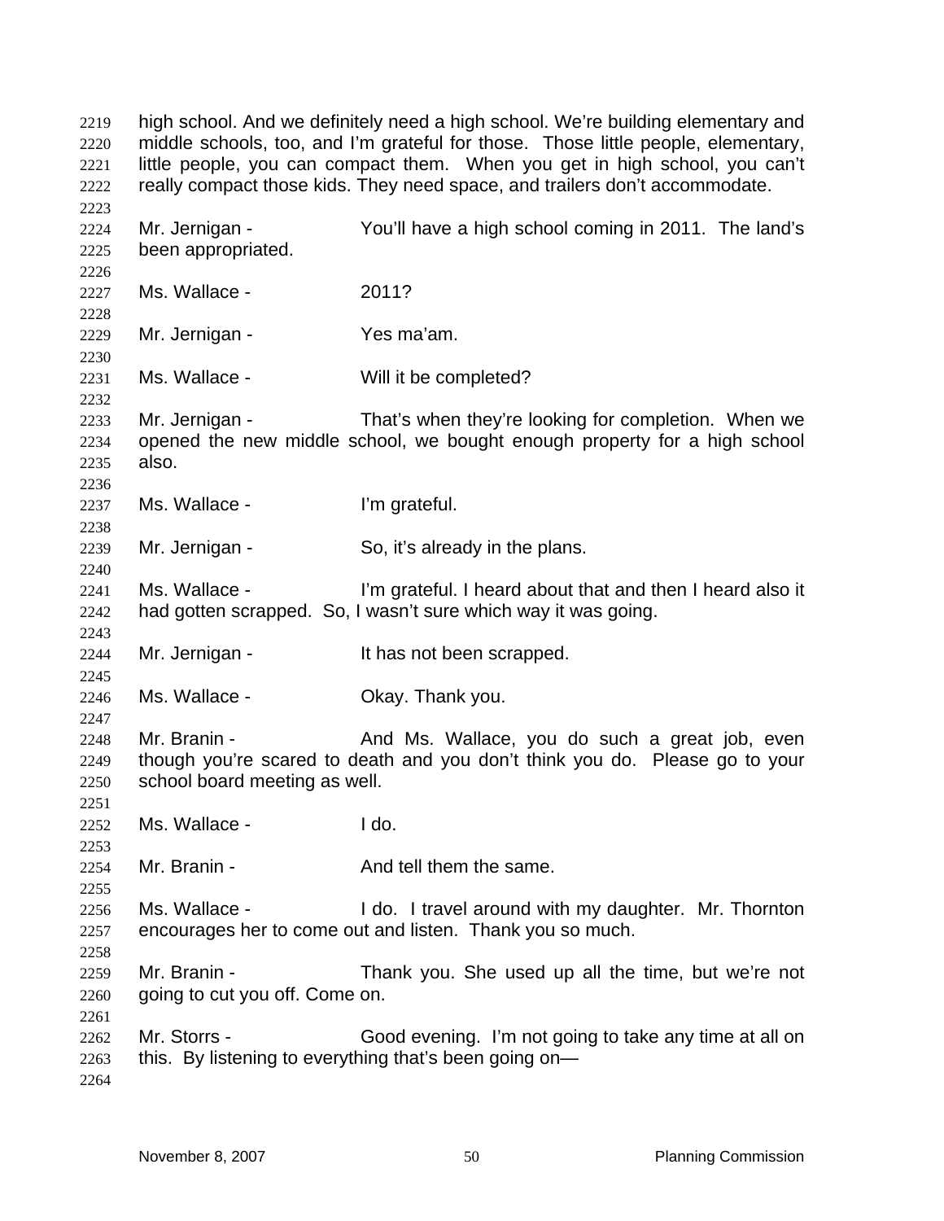high school. And we definitely need a high school. We're building elementary and middle schools, too, and I'm grateful for those. Those little people, elementary, little people, you can compact them. When you get in high school, you can't really compact those kids. They need space, and trailers don't accommodate.

Mr. Jernigan - You'll have a high school coming in 2011. The land's been appropriated.

Ms. Wallace - 2011?

Mr. Jernigan - Yes ma'am.

Ms. Wallace - Will it be completed?

Mr. Jernigan - That's when they're looking for completion. When we opened the new middle school, we bought enough property for a high school also.

Ms. Wallace - I'm grateful.

Mr. Jernigan - So, it's already in the plans.

Ms. Wallace - I'm grateful. I heard about that and then I heard also it had gotten scrapped. So, I wasn't sure which way it was going.

Mr. Jernigan - It has not been scrapped.

Ms. Wallace - Okay. Thank you.

Mr. Branin - And Ms. Wallace, you do such a great job, even though you're scared to death and you don't think you do. Please go to your school board meeting as well.

Ms. Wallace - I do.

Mr. Branin - And tell them the same.

Ms. Wallace - I do. I travel around with my daughter. Mr. Thornton encourages her to come out and listen. Thank you so much.

Mr. Branin - Thank you. She used up all the time, but we're not going to cut you off. Come on.

Mr. Storrs - Good evening. I'm not going to take any time at all on this. By listening to everything that's been going on—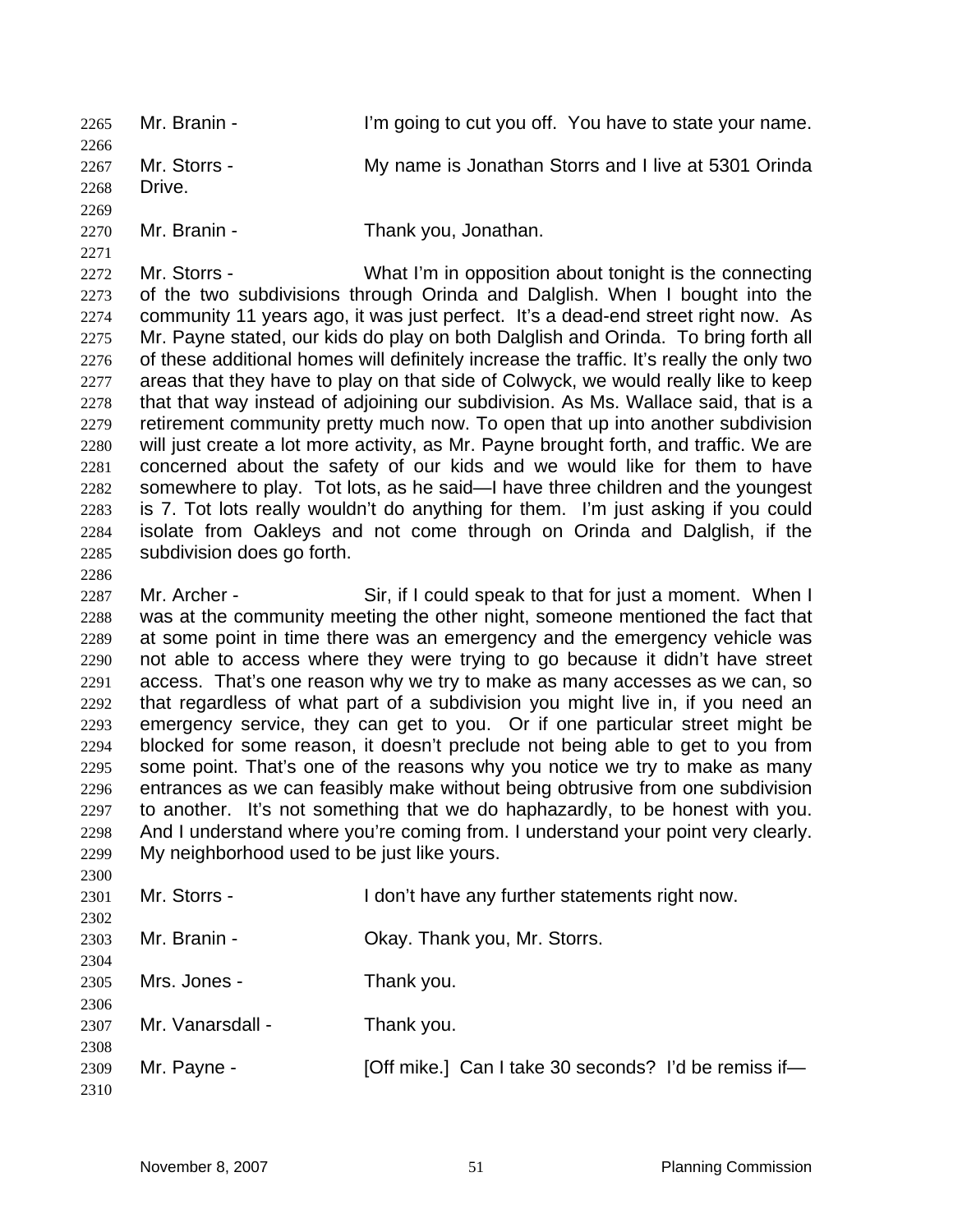Mr. Branin - I'm going to cut you off. You have to state your name.

Mr. Storrs - My name is Jonathan Storrs and I live at 5301 Orinda Drive.

Mr. Branin - Thank you, Jonathan.

Mr. Storrs - What I'm in opposition about tonight is the connecting of the two subdivisions through Orinda and Dalglish. When I bought into the community 11 years ago, it was just perfect. It's a dead-end street right now. As Mr. Payne stated, our kids do play on both Dalglish and Orinda. To bring forth all of these additional homes will definitely increase the traffic. It's really the only two areas that they have to play on that side of Colwyck, we would really like to keep that that way instead of adjoining our subdivision. As Ms. Wallace said, that is a retirement community pretty much now. To open that up into another subdivision will just create a lot more activity, as Mr. Payne brought forth, and traffic. We are concerned about the safety of our kids and we would like for them to have somewhere to play. Tot lots, as he said—I have three children and the youngest is 7. Tot lots really wouldn't do anything for them. I'm just asking if you could isolate from Oakleys and not come through on Orinda and Dalglish, if the subdivision does go forth.

Mr. Archer - Sir, if I could speak to that for just a moment. When I was at the community meeting the other night, someone mentioned the fact that at some point in time there was an emergency and the emergency vehicle was not able to access where they were trying to go because it didn't have street access. That's one reason why we try to make as many accesses as we can, so that regardless of what part of a subdivision you might live in, if you need an emergency service, they can get to you. Or if one particular street might be blocked for some reason, it doesn't preclude not being able to get to you from some point. That's one of the reasons why you notice we try to make as many entrances as we can feasibly make without being obtrusive from one subdivision to another. It's not something that we do haphazardly, to be honest with you. And I understand where you're coming from. I understand your point very clearly. My neighborhood used to be just like yours.

Mr. Storrs - I don't have any further statements right now.

Mr. Branin - Okay. Thank you, Mr. Storrs.

Mrs. Jones - Thank you.

Mr. Vanarsdall - Thank you.

Mr. Payne - [Off mike.] Can I take 30 seconds? I'd be remiss if—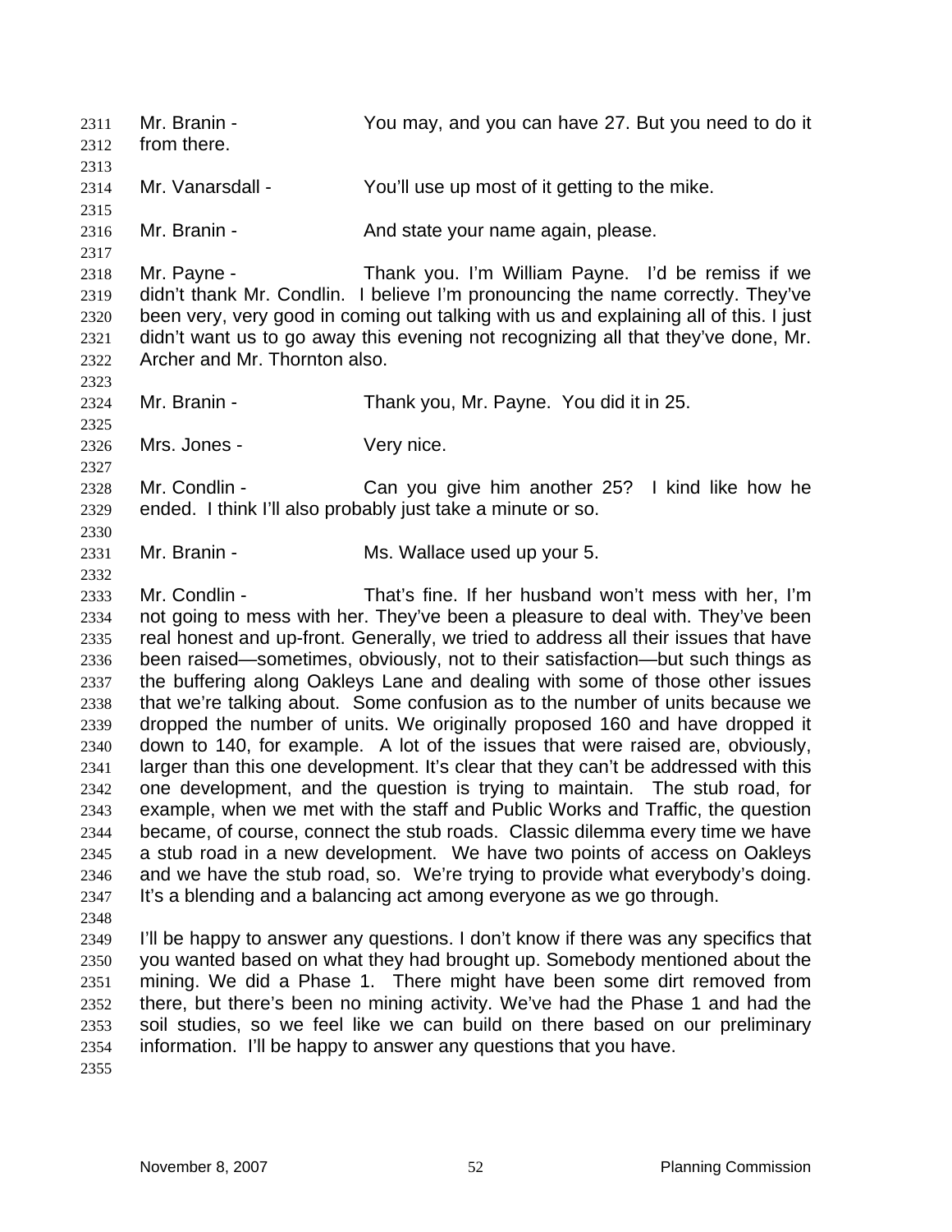Mr. Branin - You may, and you can have 27. But you need to do it from there.

Mr. Vanarsdall - You'll use up most of it getting to the mike.

Mr. Branin - And state your name again, please.

Mr. Payne - Thank you. I'm William Payne. I'd be remiss if we didn't thank Mr. Condlin. I believe I'm pronouncing the name correctly. They've been very, very good in coming out talking with us and explaining all of this. I just didn't want us to go away this evening not recognizing all that they've done, Mr. Archer and Mr. Thornton also.

Mr. Branin - Thank you, Mr. Payne. You did it in 25.

Mrs. Jones - Very nice.

Mr. Condlin - Can you give him another 25? I kind like how he ended. I think I'll also probably just take a minute or so.

Mr. Branin - Ms. Wallace used up your 5.

Mr. Condlin - That's fine. If her husband won't mess with her, I'm not going to mess with her. They've been a pleasure to deal with. They've been real honest and up-front. Generally, we tried to address all their issues that have been raised—sometimes, obviously, not to their satisfaction—but such things as the buffering along Oakleys Lane and dealing with some of those other issues that we're talking about. Some confusion as to the number of units because we dropped the number of units. We originally proposed 160 and have dropped it down to 140, for example. A lot of the issues that were raised are, obviously, larger than this one development. It's clear that they can't be addressed with this one development, and the question is trying to maintain. The stub road, for example, when we met with the staff and Public Works and Traffic, the question became, of course, connect the stub roads. Classic dilemma every time we have a stub road in a new development. We have two points of access on Oakleys and we have the stub road, so. We're trying to provide what everybody's doing. It's a blending and a balancing act among everyone as we go through.

I'll be happy to answer any questions. I don't know if there was any specifics that you wanted based on what they had brought up. Somebody mentioned about the mining. We did a Phase 1. There might have been some dirt removed from there, but there's been no mining activity. We've had the Phase 1 and had the soil studies, so we feel like we can build on there based on our preliminary information. I'll be happy to answer any questions that you have.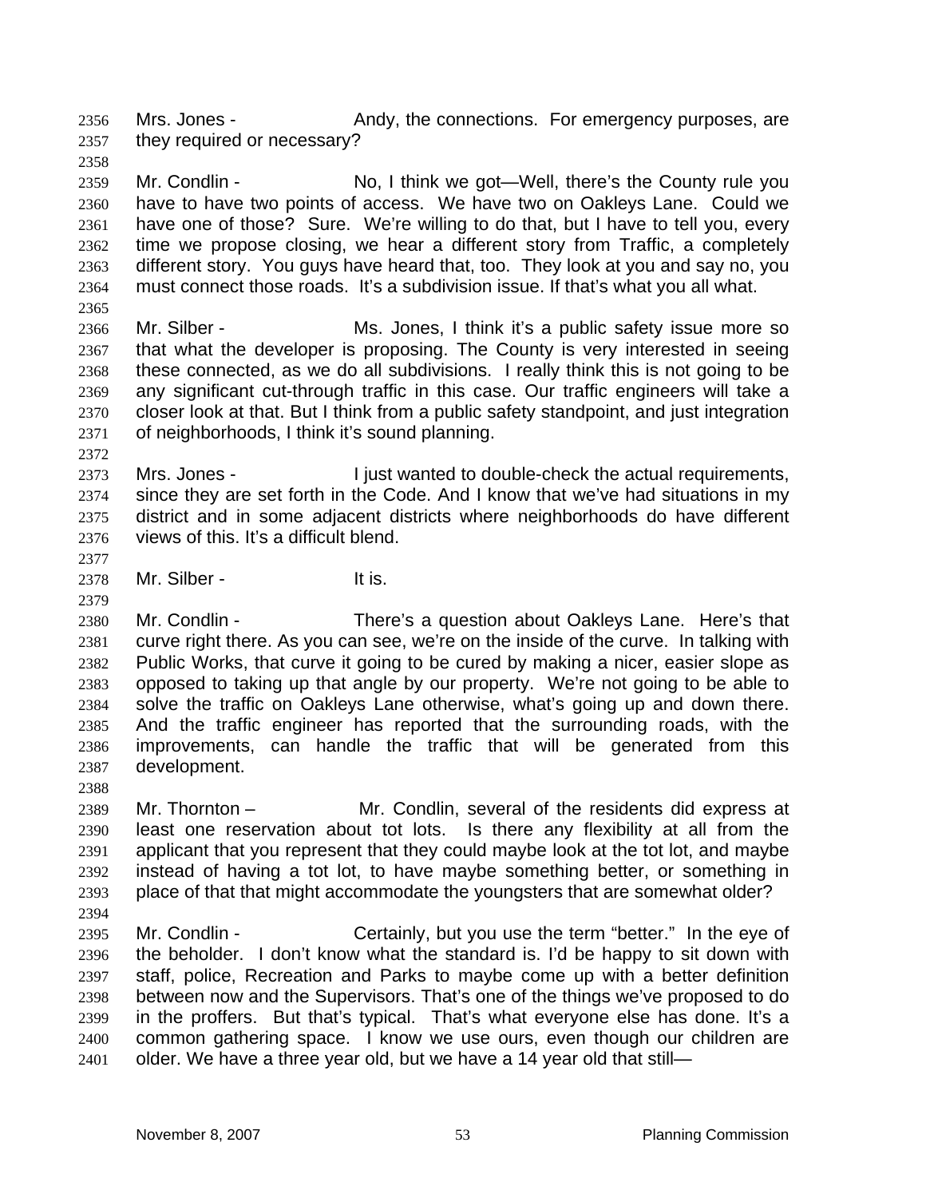Mrs. Jones - Andy, the connections. For emergency purposes, are they required or necessary?

Mr. Condlin - No, I think we got—Well, there's the County rule you have to have two points of access. We have two on Oakleys Lane. Could we have one of those? Sure. We're willing to do that, but I have to tell you, every time we propose closing, we hear a different story from Traffic, a completely different story. You guys have heard that, too. They look at you and say no, you must connect those roads. It's a subdivision issue. If that's what you all what.

Mr. Silber - Ms. Jones, I think it's a public safety issue more so that what the developer is proposing. The County is very interested in seeing these connected, as we do all subdivisions. I really think this is not going to be any significant cut-through traffic in this case. Our traffic engineers will take a closer look at that. But I think from a public safety standpoint, and just integration of neighborhoods, I think it's sound planning.

Mrs. Jones - I just wanted to double-check the actual requirements, since they are set forth in the Code. And I know that we've had situations in my district and in some adjacent districts where neighborhoods do have different views of this. It's a difficult blend.

Mr. Silber - It is.

Mr. Condlin - There's a question about Oakleys Lane. Here's that curve right there. As you can see, we're on the inside of the curve. In talking with Public Works, that curve it going to be cured by making a nicer, easier slope as opposed to taking up that angle by our property. We're not going to be able to solve the traffic on Oakleys Lane otherwise, what's going up and down there. And the traffic engineer has reported that the surrounding roads, with the improvements, can handle the traffic that will be generated from this development.

Mr. Thornton – Mr. Condlin, several of the residents did express at least one reservation about tot lots. Is there any flexibility at all from the applicant that you represent that they could maybe look at the tot lot, and maybe instead of having a tot lot, to have maybe something better, or something in place of that that might accommodate the youngsters that are somewhat older?

Mr. Condlin - Certainly, but you use the term "better." In the eye of the beholder. I don't know what the standard is. I'd be happy to sit down with staff, police, Recreation and Parks to maybe come up with a better definition between now and the Supervisors. That's one of the things we've proposed to do in the proffers. But that's typical. That's what everyone else has done. It's a common gathering space. I know we use ours, even though our children are older. We have a three year old, but we have a 14 year old that still—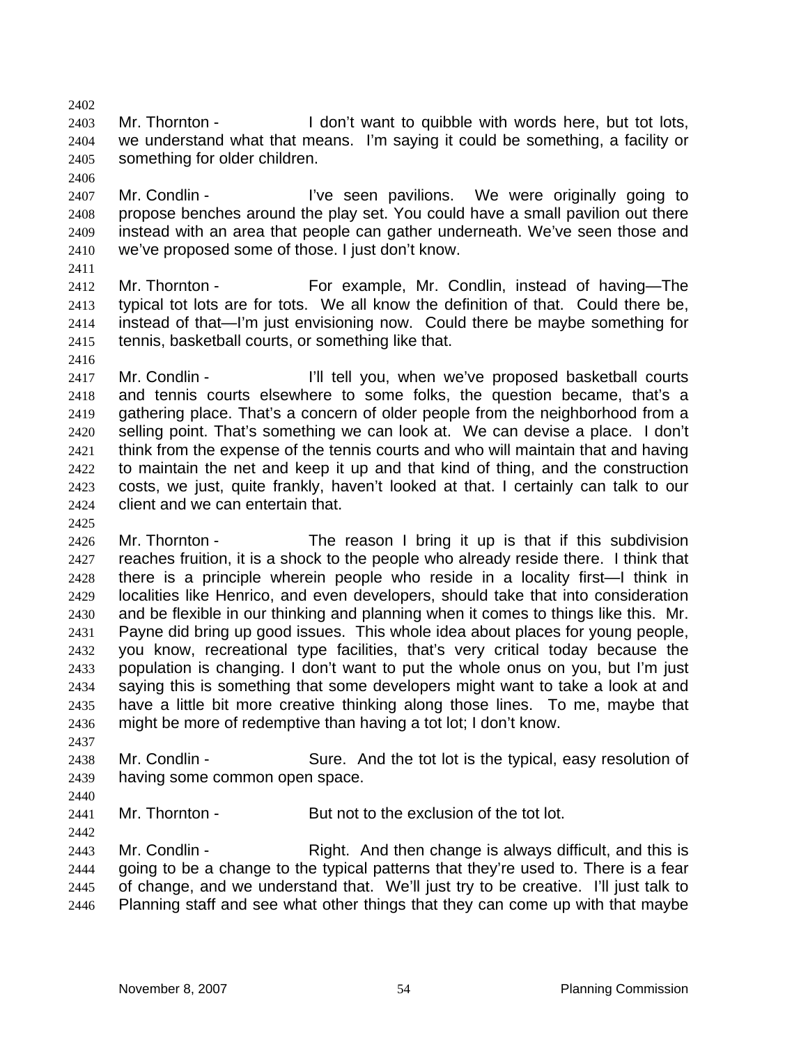Mr. Thornton - I don't want to quibble with words here, but tot lots, we understand what that means. I'm saying it could be something, a facility or something for older children.

Mr. Condlin - I've seen pavilions. We were originally going to propose benches around the play set. You could have a small pavilion out there instead with an area that people can gather underneath. We've seen those and we've proposed some of those. I just don't know.

Mr. Thornton - For example, Mr. Condlin, instead of having—The typical tot lots are for tots. We all know the definition of that. Could there be, instead of that—I'm just envisioning now. Could there be maybe something for tennis, basketball courts, or something like that.

Mr. Condlin - I'll tell you, when we've proposed basketball courts and tennis courts elsewhere to some folks, the question became, that's a gathering place. That's a concern of older people from the neighborhood from a selling point. That's something we can look at. We can devise a place. I don't think from the expense of the tennis courts and who will maintain that and having to maintain the net and keep it up and that kind of thing, and the construction costs, we just, quite frankly, haven't looked at that. I certainly can talk to our client and we can entertain that.

Mr. Thornton - The reason I bring it up is that if this subdivision reaches fruition, it is a shock to the people who already reside there. I think that there is a principle wherein people who reside in a locality first—I think in localities like Henrico, and even developers, should take that into consideration and be flexible in our thinking and planning when it comes to things like this. Mr. Payne did bring up good issues. This whole idea about places for young people, you know, recreational type facilities, that's very critical today because the population is changing. I don't want to put the whole onus on you, but I'm just saying this is something that some developers might want to take a look at and have a little bit more creative thinking along those lines. To me, maybe that might be more of redemptive than having a tot lot; I don't know.

Mr. Condlin - Sure. And the tot lot is the typical, easy resolution of having some common open space.

Mr. Thornton - But not to the exclusion of the tot lot.

Mr. Condlin - Right. And then change is always difficult, and this is going to be a change to the typical patterns that they're used to. There is a fear of change, and we understand that. We'll just try to be creative. I'll just talk to Planning staff and see what other things that they can come up with that maybe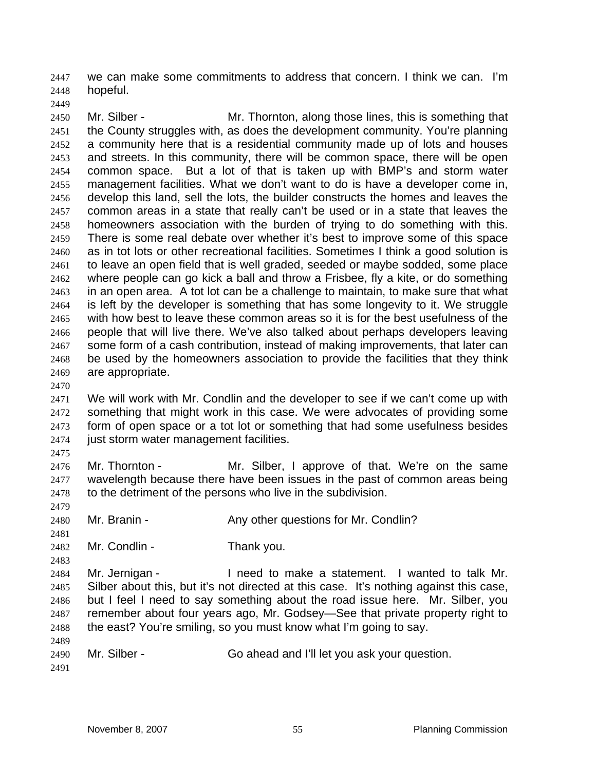we can make some commitments to address that concern. I think we can. I'm hopeful.

Mr. Silber - Mr. Thornton, along those lines, this is something that the County struggles with, as does the development community. You're planning a community here that is a residential community made up of lots and houses and streets. In this community, there will be common space, there will be open common space. But a lot of that is taken up with BMP's and storm water management facilities. What we don't want to do is have a developer come in, develop this land, sell the lots, the builder constructs the homes and leaves the common areas in a state that really can't be used or in a state that leaves the homeowners association with the burden of trying to do something with this. There is some real debate over whether it's best to improve some of this space as in tot lots or other recreational facilities. Sometimes I think a good solution is to leave an open field that is well graded, seeded or maybe sodded, some place where people can go kick a ball and throw a Frisbee, fly a kite, or do something in an open area. A tot lot can be a challenge to maintain, to make sure that what is left by the developer is something that has some longevity to it. We struggle with how best to leave these common areas so it is for the best usefulness of the people that will live there. We've also talked about perhaps developers leaving some form of a cash contribution, instead of making improvements, that later can be used by the homeowners association to provide the facilities that they think are appropriate.

We will work with Mr. Condlin and the developer to see if we can't come up with something that might work in this case. We were advocates of providing some form of open space or a tot lot or something that had some usefulness besides just storm water management facilities.

Mr. Thornton - Mr. Silber, I approve of that. We're on the same wavelength because there have been issues in the past of common areas being to the detriment of the persons who live in the subdivision.

Mr. Branin - Any other questions for Mr. Condlin?

Mr. Condlin - Thank you.

Mr. Jernigan - I need to make a statement. I wanted to talk Mr. Silber about this, but it's not directed at this case. It's nothing against this case, but I feel I need to say something about the road issue here. Mr. Silber, you remember about four years ago, Mr. Godsey—See that private property right to the east? You're smiling, so you must know what I'm going to say.

Mr. Silber - Go ahead and I'll let you ask your question.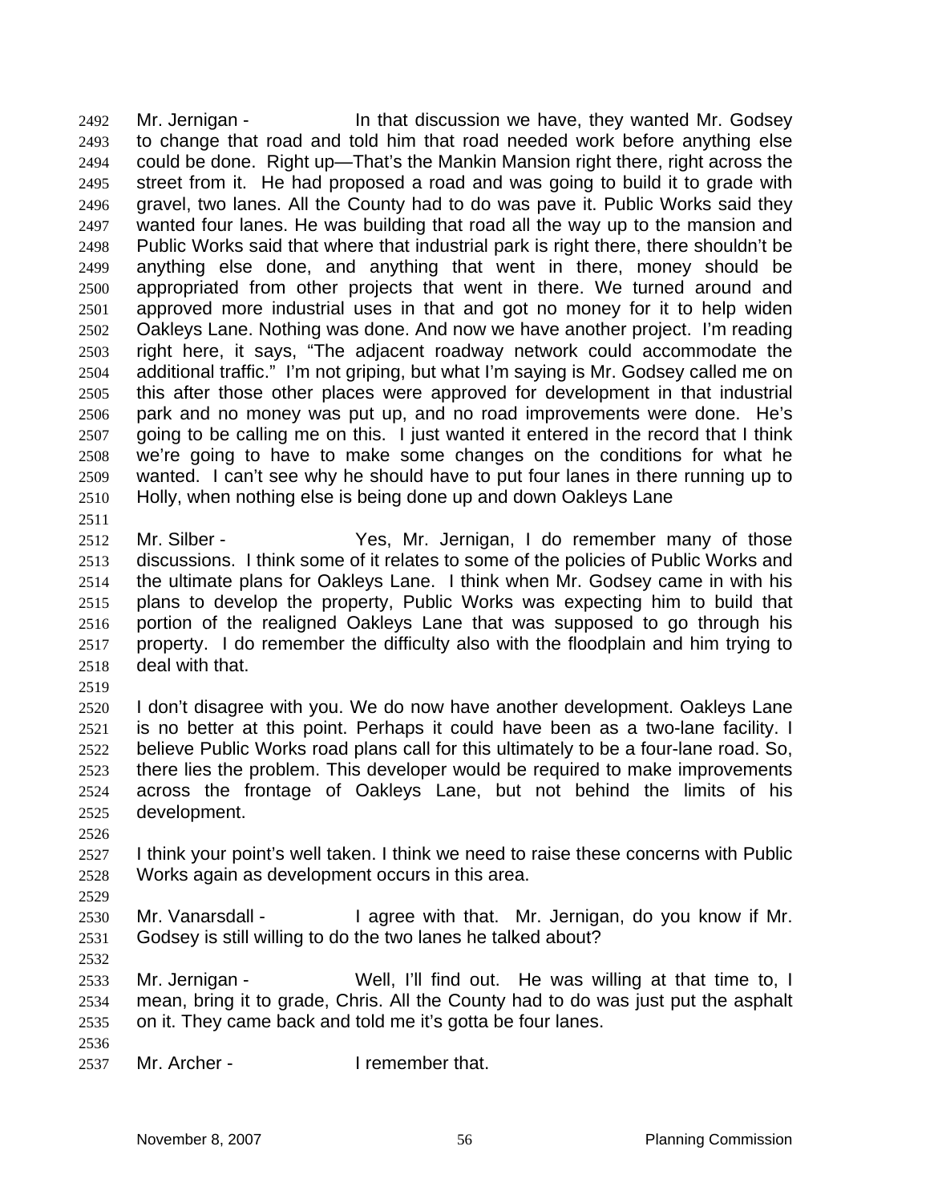Mr. Jernigan - In that discussion we have, they wanted Mr. Godsey to change that road and told him that road needed work before anything else could be done. Right up—That's the Mankin Mansion right there, right across the street from it. He had proposed a road and was going to build it to grade with gravel, two lanes. All the County had to do was pave it. Public Works said they wanted four lanes. He was building that road all the way up to the mansion and Public Works said that where that industrial park is right there, there shouldn't be anything else done, and anything that went in there, money should be appropriated from other projects that went in there. We turned around and approved more industrial uses in that and got no money for it to help widen Oakleys Lane. Nothing was done. And now we have another project. I'm reading right here, it says, "The adjacent roadway network could accommodate the additional traffic." I'm not griping, but what I'm saying is Mr. Godsey called me on this after those other places were approved for development in that industrial park and no money was put up, and no road improvements were done. He's going to be calling me on this. I just wanted it entered in the record that I think we're going to have to make some changes on the conditions for what he wanted. I can't see why he should have to put four lanes in there running up to Holly, when nothing else is being done up and down Oakleys Lane

Mr. Silber - Yes, Mr. Jernigan, I do remember many of those discussions. I think some of it relates to some of the policies of Public Works and the ultimate plans for Oakleys Lane. I think when Mr. Godsey came in with his plans to develop the property, Public Works was expecting him to build that portion of the realigned Oakleys Lane that was supposed to go through his property. I do remember the difficulty also with the floodplain and him trying to deal with that.

I don't disagree with you. We do now have another development. Oakleys Lane is no better at this point. Perhaps it could have been as a two-lane facility. I believe Public Works road plans call for this ultimately to be a four-lane road. So, there lies the problem. This developer would be required to make improvements across the frontage of Oakleys Lane, but not behind the limits of his development.

I think your point's well taken. I think we need to raise these concerns with Public Works again as development occurs in this area.

Mr. Vanarsdall - I agree with that. Mr. Jernigan, do you know if Mr. Godsey is still willing to do the two lanes he talked about?

Mr. Jernigan - Well, I'll find out. He was willing at that time to, I mean, bring it to grade, Chris. All the County had to do was just put the asphalt on it. They came back and told me it's gotta be four lanes.

Mr. Archer - I remember that.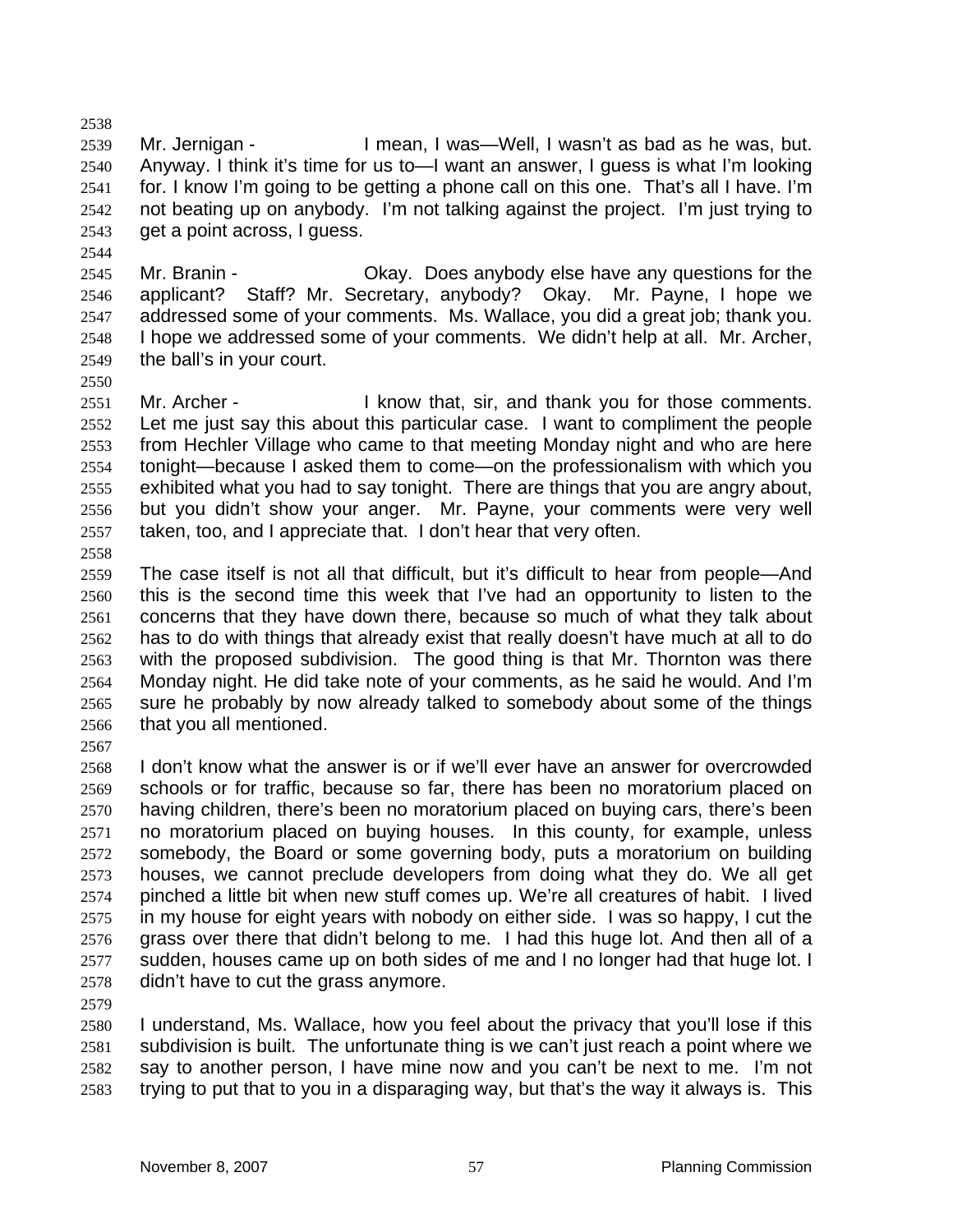Mr. Jernigan - I mean, I was—Well, I wasn't as bad as he was, but. Anyway. I think it's time for us to—I want an answer, I guess is what I'm looking for. I know I'm going to be getting a phone call on this one. That's all I have. I'm not beating up on anybody. I'm not talking against the project. I'm just trying to get a point across, I guess.

Mr. Branin - Okay. Does anybody else have any questions for the applicant? Staff? Mr. Secretary, anybody? Okay. Mr. Payne, I hope we addressed some of your comments. Ms. Wallace, you did a great job; thank you. I hope we addressed some of your comments. We didn't help at all. Mr. Archer, the ball's in your court.

Mr. Archer - I know that, sir, and thank you for those comments. Let me just say this about this particular case. I want to compliment the people from Hechler Village who came to that meeting Monday night and who are here tonight—because I asked them to come—on the professionalism with which you exhibited what you had to say tonight. There are things that you are angry about, but you didn't show your anger. Mr. Payne, your comments were very well taken, too, and I appreciate that. I don't hear that very often.

The case itself is not all that difficult, but it's difficult to hear from people—And this is the second time this week that I've had an opportunity to listen to the concerns that they have down there, because so much of what they talk about has to do with things that already exist that really doesn't have much at all to do with the proposed subdivision. The good thing is that Mr. Thornton was there Monday night. He did take note of your comments, as he said he would. And I'm sure he probably by now already talked to somebody about some of the things that you all mentioned.

I don't know what the answer is or if we'll ever have an answer for overcrowded schools or for traffic, because so far, there has been no moratorium placed on having children, there's been no moratorium placed on buying cars, there's been no moratorium placed on buying houses. In this county, for example, unless somebody, the Board or some governing body, puts a moratorium on building houses, we cannot preclude developers from doing what they do. We all get pinched a little bit when new stuff comes up. We're all creatures of habit. I lived in my house for eight years with nobody on either side. I was so happy, I cut the grass over there that didn't belong to me. I had this huge lot. And then all of a sudden, houses came up on both sides of me and I no longer had that huge lot. I didn't have to cut the grass anymore.

I understand, Ms. Wallace, how you feel about the privacy that you'll lose if this subdivision is built. The unfortunate thing is we can't just reach a point where we say to another person, I have mine now and you can't be next to me. I'm not trying to put that to you in a disparaging way, but that's the way it always is. This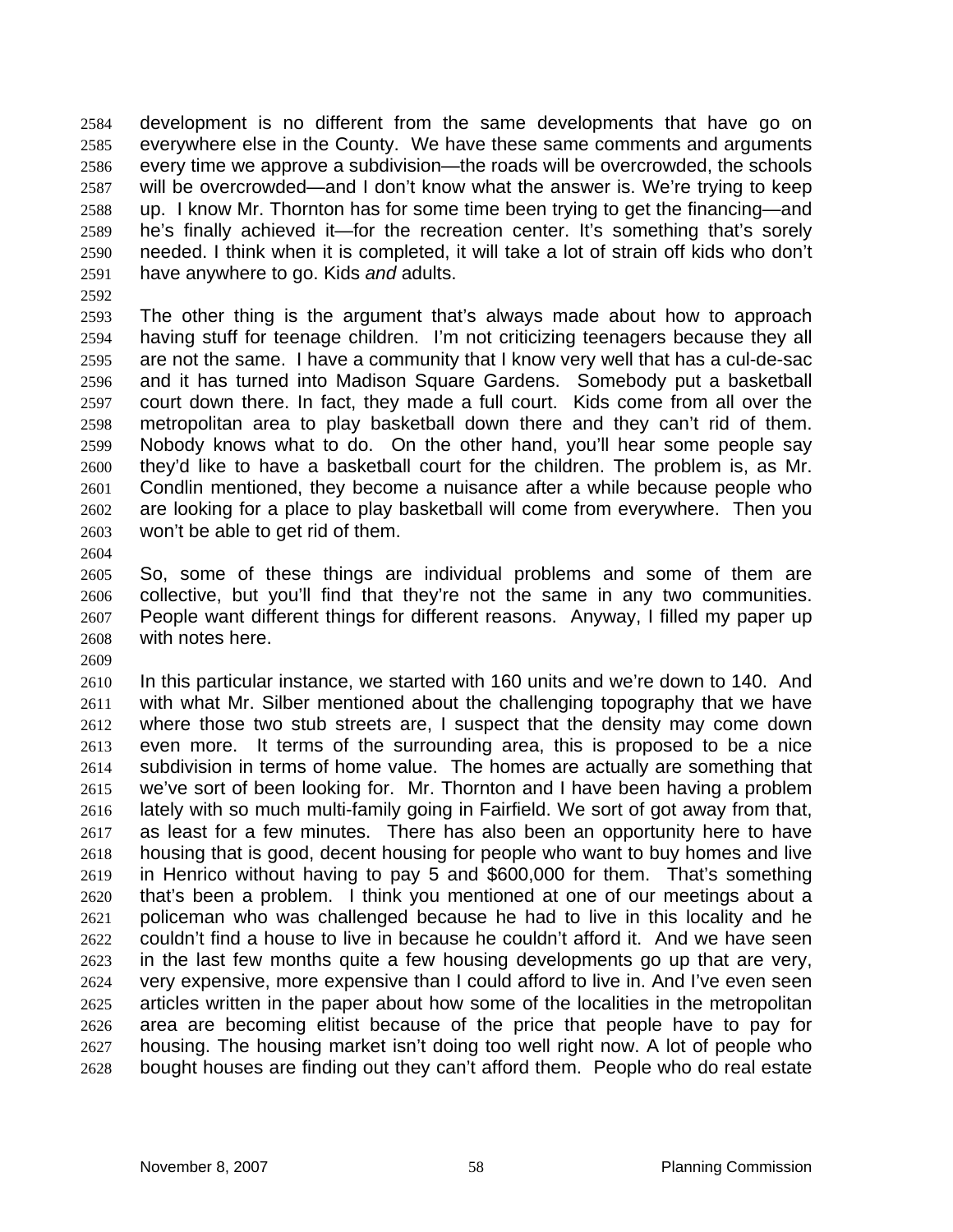development is no different from the same developments that have go on everywhere else in the County. We have these same comments and arguments every time we approve a subdivision—the roads will be overcrowded, the schools will be overcrowded—and I don't know what the answer is. We're trying to keep up. I know Mr. Thornton has for some time been trying to get the financing—and he's finally achieved it—for the recreation center. It's something that's sorely needed. I think when it is completed, it will take a lot of strain off kids who don't have anywhere to go. Kids *and* adults.

The other thing is the argument that's always made about how to approach having stuff for teenage children. I'm not criticizing teenagers because they all are not the same. I have a community that I know very well that has a cul-de-sac and it has turned into Madison Square Gardens. Somebody put a basketball court down there. In fact, they made a full court. Kids come from all over the metropolitan area to play basketball down there and they can't rid of them. Nobody knows what to do. On the other hand, you'll hear some people say they'd like to have a basketball court for the children. The problem is, as Mr. Condlin mentioned, they become a nuisance after a while because people who are looking for a place to play basketball will come from everywhere. Then you won't be able to get rid of them.

So, some of these things are individual problems and some of them are collective, but you'll find that they're not the same in any two communities. People want different things for different reasons. Anyway, I filled my paper up with notes here.

In this particular instance, we started with 160 units and we're down to 140. And with what Mr. Silber mentioned about the challenging topography that we have where those two stub streets are, I suspect that the density may come down even more. It terms of the surrounding area, this is proposed to be a nice subdivision in terms of home value. The homes are actually are something that we've sort of been looking for. Mr. Thornton and I have been having a problem lately with so much multi-family going in Fairfield. We sort of got away from that, as least for a few minutes. There has also been an opportunity here to have housing that is good, decent housing for people who want to buy homes and live in Henrico without having to pay 5 and $600,000 for them. That's something that's been a problem. I think you mentioned at one of our meetings about a policeman who was challenged because he had to live in this locality and he couldn't find a house to live in because he couldn't afford it. And we have seen in the last few months quite a few housing developments go up that are very, very expensive, more expensive than I could afford to live in. And I've even seen articles written in the paper about how some of the localities in the metropolitan area are becoming elitist because of the price that people have to pay for housing. The housing market isn't doing too well right now. A lot of people who bought houses are finding out they can't afford them. People who do real estate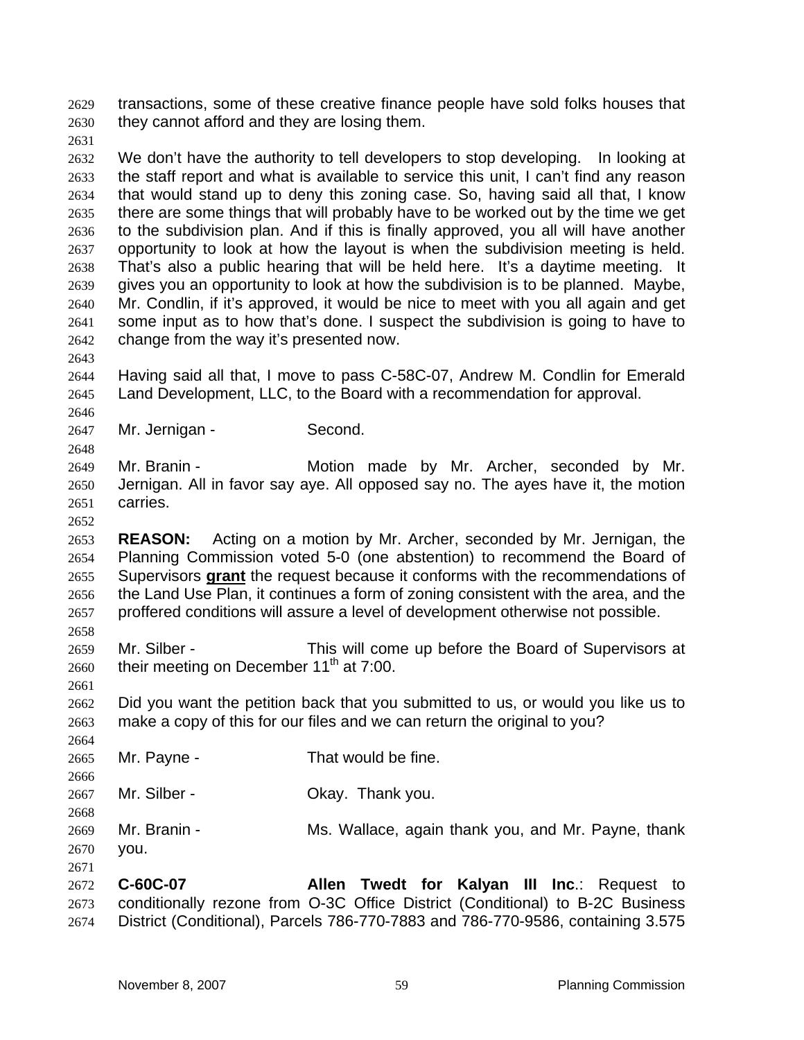transactions, some of these creative finance people have sold folks houses that they cannot afford and they are losing them.

We don't have the authority to tell developers to stop developing. In looking at the staff report and what is available to service this unit, I can't find any reason that would stand up to deny this zoning case. So, having said all that, I know there are some things that will probably have to be worked out by the time we get to the subdivision plan. And if this is finally approved, you all will have another opportunity to look at how the layout is when the subdivision meeting is held. That's also a public hearing that will be held here. It's a daytime meeting. It gives you an opportunity to look at how the subdivision is to be planned. Maybe, Mr. Condlin, if it's approved, it would be nice to meet with you all again and get some input as to how that's done. I suspect the subdivision is going to have to change from the way it's presented now.

Having said all that, I move to pass C-58C-07, Andrew M. Condlin for Emerald Land Development, LLC, to the Board with a recommendation for approval.

Mr. Jernigan - Second.

Mr. Branin - Motion made by Mr. Archer, seconded by Mr. Jernigan. All in favor say aye. All opposed say no. The ayes have it, the motion carries.

**REASON:** Acting on a motion by Mr. Archer, seconded by Mr. Jernigan, the Planning Commission voted 5-0 (one abstention) to recommend the Board of Supervisors **grant** the request because it conforms with the recommendations of the Land Use Plan, it continues a form of zoning consistent with the area, and the proffered conditions will assure a level of development otherwise not possible.

Mr. Silber - This will come up before the Board of Supervisors at their meeting on December 11th at 7:00.

Did you want the petition back that you submitted to us, or would you like us to make a copy of this for our files and we can return the original to you?

Mr. Payne - That would be fine.

Mr. Silber - Okay. Thank you.

Mr. Branin - Ms. Wallace, again thank you, and Mr. Payne, thank you.

**C-60C-07** **Allen Twedt for Kalyan III Inc**.: Request to conditionally rezone from O-3C Office District (Conditional) to B-2C Business District (Conditional), Parcels 786-770-7883 and 786-770-9586, containing 3.575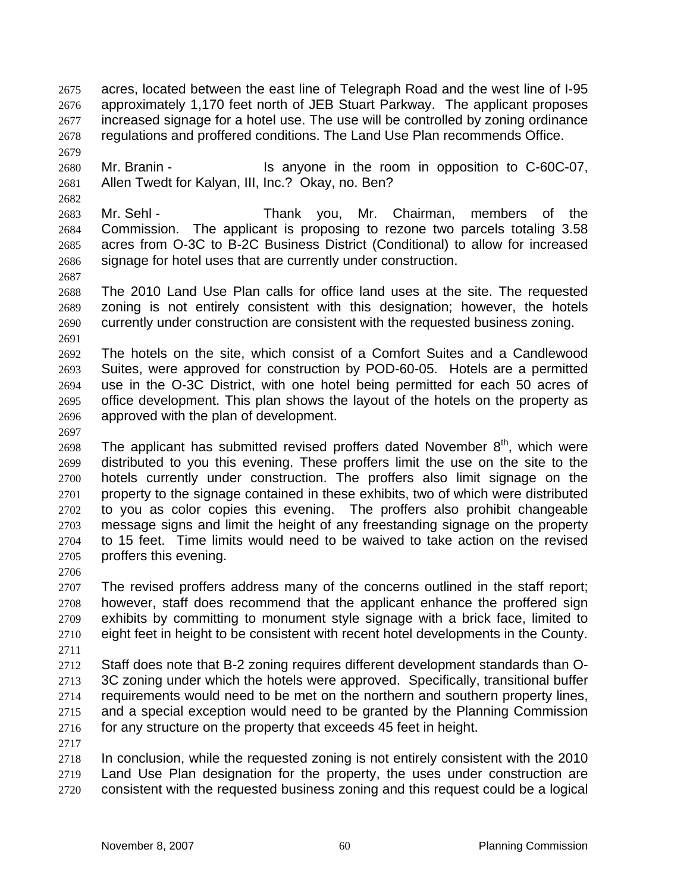acres, located between the east line of Telegraph Road and the west line of I-95 approximately 1,170 feet north of JEB Stuart Parkway. The applicant proposes increased signage for a hotel use. The use will be controlled by zoning ordinance regulations and proffered conditions. The Land Use Plan recommends Office.

Mr. Branin - Is anyone in the room in opposition to C-60C-07, Allen Twedt for Kalyan, III, Inc.? Okay, no. Ben?

Mr. Sehl - Thank you, Mr. Chairman, members of the Commission. The applicant is proposing to rezone two parcels totaling 3.58 acres from O-3C to B-2C Business District (Conditional) to allow for increased signage for hotel uses that are currently under construction.

The 2010 Land Use Plan calls for office land uses at the site. The requested zoning is not entirely consistent with this designation; however, the hotels currently under construction are consistent with the requested business zoning.

The hotels on the site, which consist of a Comfort Suites and a Candlewood Suites, were approved for construction by POD-60-05. Hotels are a permitted use in the O-3C District, with one hotel being permitted for each 50 acres of office development. This plan shows the layout of the hotels on the property as approved with the plan of development.

The applicant has submitted revised proffers dated November 8th, which were distributed to you this evening. These proffers limit the use on the site to the hotels currently under construction. The proffers also limit signage on the property to the signage contained in these exhibits, two of which were distributed to you as color copies this evening. The proffers also prohibit changeable message signs and limit the height of any freestanding signage on the property to 15 feet. Time limits would need to be waived to take action on the revised proffers this evening.

The revised proffers address many of the concerns outlined in the staff report; however, staff does recommend that the applicant enhance the proffered sign exhibits by committing to monument style signage with a brick face, limited to eight feet in height to be consistent with recent hotel developments in the County.

Staff does note that B-2 zoning requires different development standards than O-3C zoning under which the hotels were approved. Specifically, transitional buffer requirements would need to be met on the northern and southern property lines, and a special exception would need to be granted by the Planning Commission for any structure on the property that exceeds 45 feet in height.

In conclusion, while the requested zoning is not entirely consistent with the 2010 Land Use Plan designation for the property, the uses under construction are consistent with the requested business zoning and this request could be a logical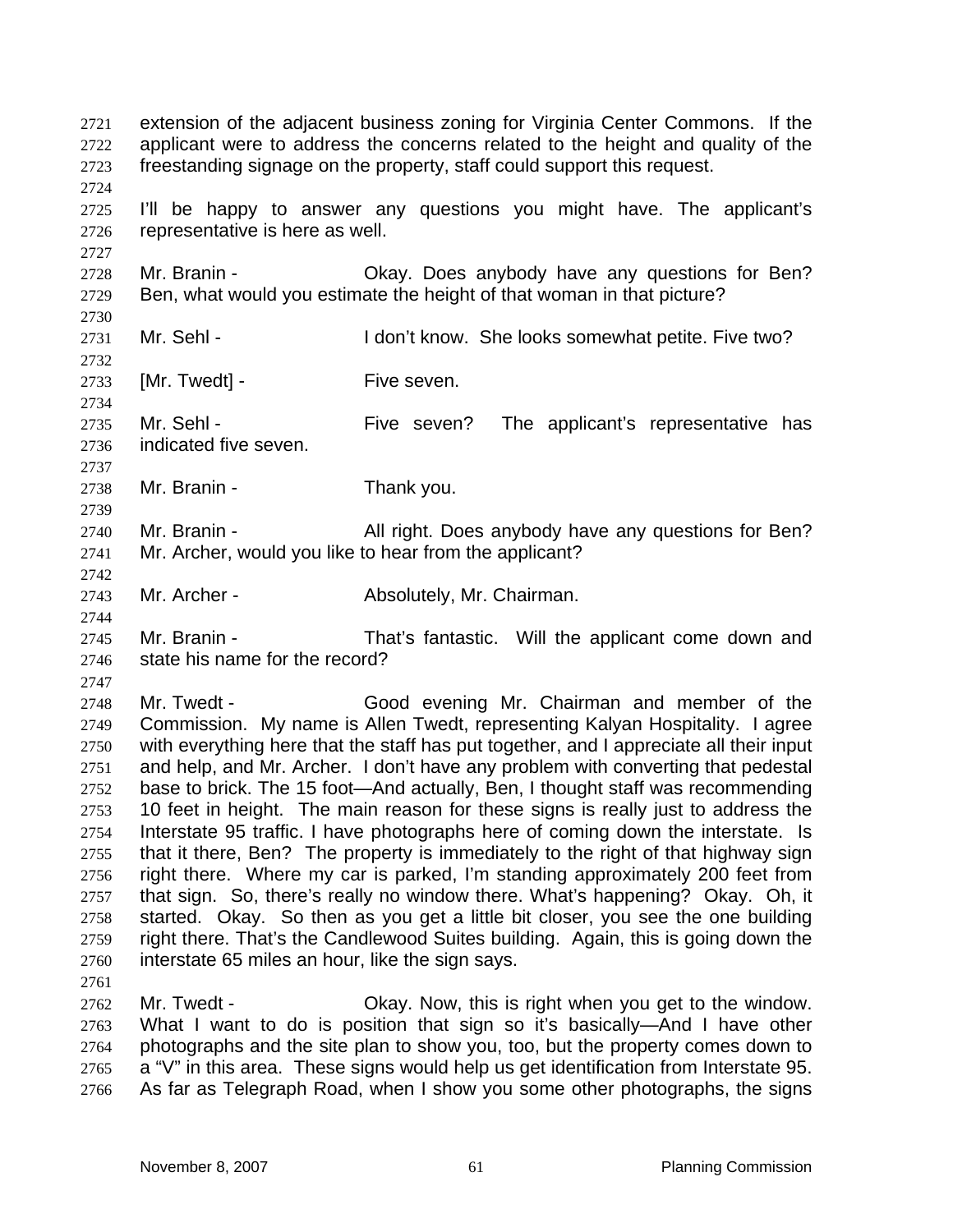extension of the adjacent business zoning for Virginia Center Commons. If the applicant were to address the concerns related to the height and quality of the freestanding signage on the property, staff could support this request.

I'll be happy to answer any questions you might have. The applicant's representative is here as well.

Mr. Branin - Okay. Does anybody have any questions for Ben? Ben, what would you estimate the height of that woman in that picture?

Mr. Sehl - I don't know. She looks somewhat petite. Five two?

[Mr. Twedt] - Five seven.

Mr. Sehl - Five seven? The applicant's representative has indicated five seven.

Mr. Branin - Thank you.

Mr. Branin - All right. Does anybody have any questions for Ben? Mr. Archer, would you like to hear from the applicant?

Mr. Archer - Absolutely, Mr. Chairman.

Mr. Branin - That's fantastic. Will the applicant come down and state his name for the record?

Mr. Twedt - Good evening Mr. Chairman and member of the Commission. My name is Allen Twedt, representing Kalyan Hospitality. I agree with everything here that the staff has put together, and I appreciate all their input and help, and Mr. Archer. I don't have any problem with converting that pedestal base to brick. The 15 foot—And actually, Ben, I thought staff was recommending 10 feet in height. The main reason for these signs is really just to address the Interstate 95 traffic. I have photographs here of coming down the interstate. Is that it there, Ben? The property is immediately to the right of that highway sign right there. Where my car is parked, I'm standing approximately 200 feet from that sign. So, there's really no window there. What's happening? Okay. Oh, it started. Okay. So then as you get a little bit closer, you see the one building right there. That's the Candlewood Suites building. Again, this is going down the interstate 65 miles an hour, like the sign says.

Mr. Twedt - Okay. Now, this is right when you get to the window. What I want to do is position that sign so it's basically—And I have other photographs and the site plan to show you, too, but the property comes down to a "V" in this area. These signs would help us get identification from Interstate 95. As far as Telegraph Road, when I show you some other photographs, the signs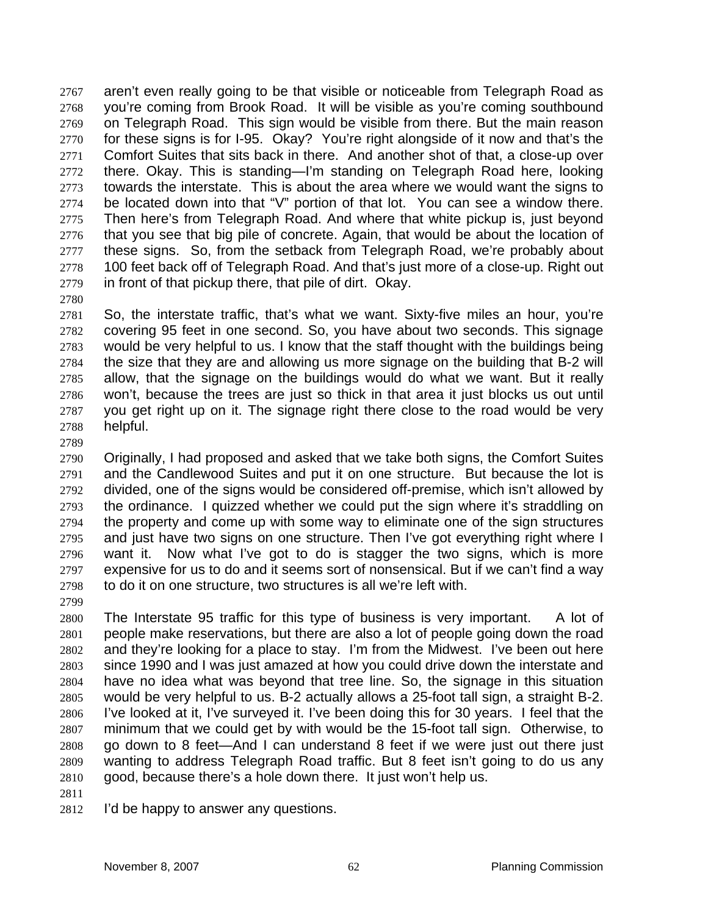aren't even really going to be that visible or noticeable from Telegraph Road as you're coming from Brook Road. It will be visible as you're coming southbound on Telegraph Road. This sign would be visible from there. But the main reason for these signs is for I-95. Okay? You're right alongside of it now and that's the Comfort Suites that sits back in there. And another shot of that, a close-up over there. Okay. This is standing—I'm standing on Telegraph Road here, looking towards the interstate. This is about the area where we would want the signs to be located down into that "V" portion of that lot. You can see a window there. Then here's from Telegraph Road. And where that white pickup is, just beyond that you see that big pile of concrete. Again, that would be about the location of these signs. So, from the setback from Telegraph Road, we're probably about 100 feet back off of Telegraph Road. And that's just more of a close-up. Right out in front of that pickup there, that pile of dirt. Okay.

So, the interstate traffic, that's what we want. Sixty-five miles an hour, you're covering 95 feet in one second. So, you have about two seconds. This signage would be very helpful to us. I know that the staff thought with the buildings being the size that they are and allowing us more signage on the building that B-2 will allow, that the signage on the buildings would do what we want. But it really won't, because the trees are just so thick in that area it just blocks us out until you get right up on it. The signage right there close to the road would be very helpful.

Originally, I had proposed and asked that we take both signs, the Comfort Suites and the Candlewood Suites and put it on one structure. But because the lot is divided, one of the signs would be considered off-premise, which isn't allowed by the ordinance. I quizzed whether we could put the sign where it's straddling on the property and come up with some way to eliminate one of the sign structures and just have two signs on one structure. Then I've got everything right where I want it. Now what I've got to do is stagger the two signs, which is more expensive for us to do and it seems sort of nonsensical. But if we can't find a way to do it on one structure, two structures is all we're left with.

The Interstate 95 traffic for this type of business is very important. A lot of people make reservations, but there are also a lot of people going down the road and they're looking for a place to stay. I'm from the Midwest. I've been out here since 1990 and I was just amazed at how you could drive down the interstate and have no idea what was beyond that tree line. So, the signage in this situation would be very helpful to us. B-2 actually allows a 25-foot tall sign, a straight B-2. I've looked at it, I've surveyed it. I've been doing this for 30 years. I feel that the minimum that we could get by with would be the 15-foot tall sign. Otherwise, to go down to 8 feet—And I can understand 8 feet if we were just out there just wanting to address Telegraph Road traffic. But 8 feet isn't going to do us any good, because there's a hole down there. It just won't help us.

I'd be happy to answer any questions.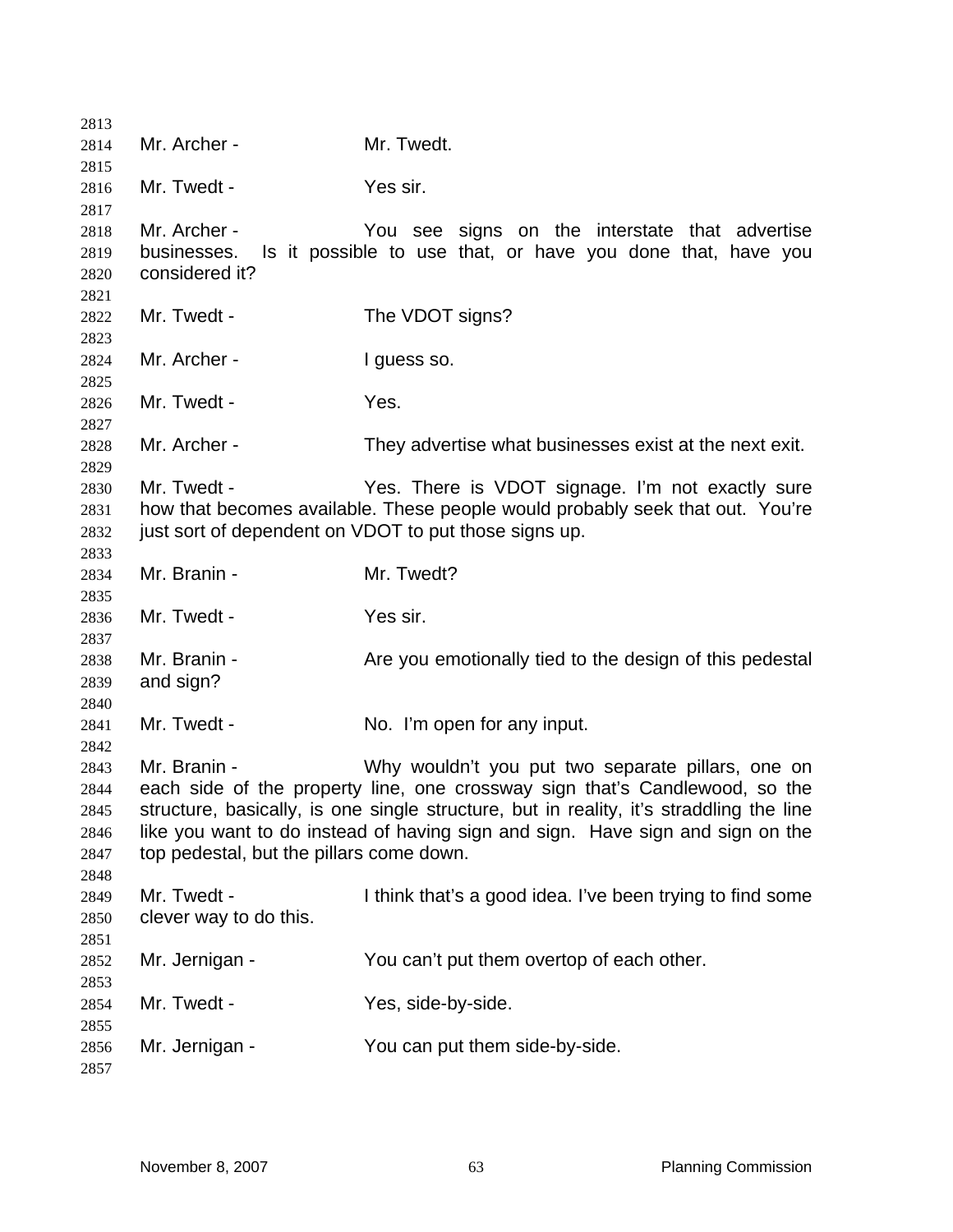Mr. Archer - Mr. Twedt.

Mr. Twedt - Yes sir.

Mr. Archer - You see signs on the interstate that advertise businesses. Is it possible to use that, or have you done that, have you considered it?

Mr. Twedt - The VDOT signs?

Mr. Archer - I guess so.

Mr. Twedt - Yes.

Mr. Archer - They advertise what businesses exist at the next exit.

Mr. Twedt - Yes. There is VDOT signage. I'm not exactly sure how that becomes available. These people would probably seek that out. You're just sort of dependent on VDOT to put those signs up.

Mr. Branin - Mr. Twedt?

Mr. Twedt - Yes sir.

Mr. Branin - Are you emotionally tied to the design of this pedestal and sign?

Mr. Twedt - No. I'm open for any input.

Mr. Branin - Why wouldn't you put two separate pillars, one on each side of the property line, one crossway sign that's Candlewood, so the structure, basically, is one single structure, but in reality, it's straddling the line like you want to do instead of having sign and sign. Have sign and sign on the top pedestal, but the pillars come down.

Mr. Twedt - I think that's a good idea. I've been trying to find some clever way to do this.

Mr. Jernigan - You can't put them overtop of each other.

Mr. Twedt - Yes, side-by-side.

Mr. Jernigan - You can put them side-by-side.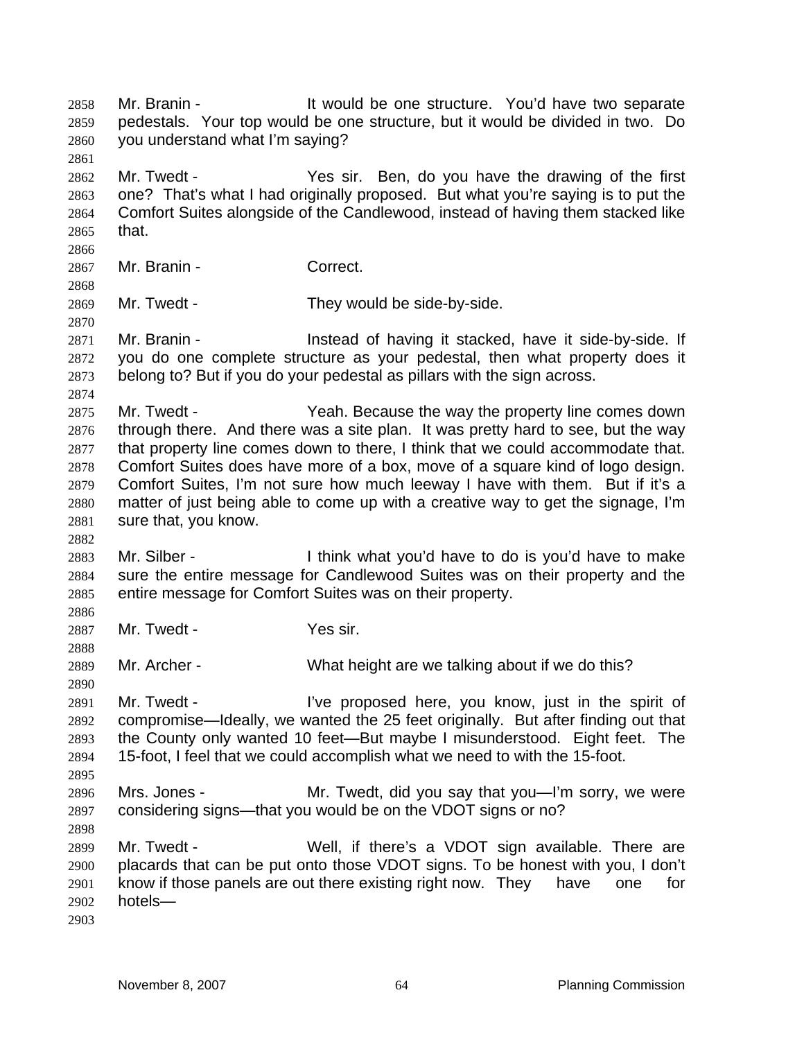Mr. Branin - It would be one structure. You'd have two separate pedestals. Your top would be one structure, but it would be divided in two. Do you understand what I'm saying?

Mr. Twedt - Yes sir. Ben, do you have the drawing of the first one? That's what I had originally proposed. But what you're saying is to put the Comfort Suites alongside of the Candlewood, instead of having them stacked like that.

Mr. Branin - Correct.

Mr. Twedt - They would be side-by-side.

Mr. Branin - Instead of having it stacked, have it side-by-side. If you do one complete structure as your pedestal, then what property does it belong to? But if you do your pedestal as pillars with the sign across.

Mr. Twedt - Yeah. Because the way the property line comes down through there. And there was a site plan. It was pretty hard to see, but the way that property line comes down to there, I think that we could accommodate that. Comfort Suites does have more of a box, move of a square kind of logo design. Comfort Suites, I'm not sure how much leeway I have with them. But if it's a matter of just being able to come up with a creative way to get the signage, I'm sure that, you know.

Mr. Silber - I think what you'd have to do is you'd have to make sure the entire message for Candlewood Suites was on their property and the entire message for Comfort Suites was on their property.

Mr. Twedt - Yes sir.

Mr. Archer - What height are we talking about if we do this?

Mr. Twedt - I've proposed here, you know, just in the spirit of compromise—Ideally, we wanted the 25 feet originally. But after finding out that the County only wanted 10 feet—But maybe I misunderstood. Eight feet. The 15-foot, I feel that we could accomplish what we need to with the 15-foot.

Mrs. Jones - Mr. Twedt, did you say that you—I'm sorry, we were considering signs—that you would be on the VDOT signs or no?

Mr. Twedt - Well, if there's a VDOT sign available. There are placards that can be put onto those VDOT signs. To be honest with you, I don't know if those panels are out there existing right now. They have one for hotels—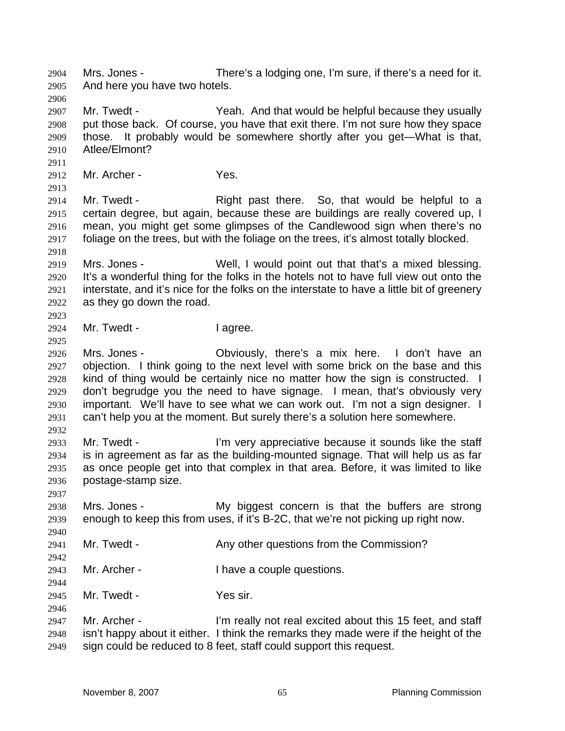Mrs. Jones - There's a lodging one, I'm sure, if there's a need for it. And here you have two hotels.

Mr. Twedt - Yeah. And that would be helpful because they usually put those back. Of course, you have that exit there. I'm not sure how they space those. It probably would be somewhere shortly after you get—What is that, Atlee/Elmont?

Mr. Archer - Yes.

Mr. Twedt - Right past there. So, that would be helpful to a certain degree, but again, because these are buildings are really covered up, I mean, you might get some glimpses of the Candlewood sign when there's no foliage on the trees, but with the foliage on the trees, it's almost totally blocked.

Mrs. Jones - Well, I would point out that that's a mixed blessing. It's a wonderful thing for the folks in the hotels not to have full view out onto the interstate, and it's nice for the folks on the interstate to have a little bit of greenery as they go down the road.

Mr. Twedt - I agree.

Mrs. Jones - Obviously, there's a mix here. I don't have an objection. I think going to the next level with some brick on the base and this kind of thing would be certainly nice no matter how the sign is constructed. I don't begrudge you the need to have signage. I mean, that's obviously very important. We'll have to see what we can work out. I'm not a sign designer. I can't help you at the moment. But surely there's a solution here somewhere.

Mr. Twedt - I'm very appreciative because it sounds like the staff is in agreement as far as the building-mounted signage. That will help us as far as once people get into that complex in that area. Before, it was limited to like postage-stamp size.

Mrs. Jones - My biggest concern is that the buffers are strong enough to keep this from uses, if it's B-2C, that we're not picking up right now.

Mr. Twedt - Any other questions from the Commission?

Mr. Archer - I have a couple questions.

Mr. Twedt - Yes sir.

Mr. Archer - I'm really not real excited about this 15 feet, and staff isn't happy about it either. I think the remarks they made were if the height of the sign could be reduced to 8 feet, staff could support this request.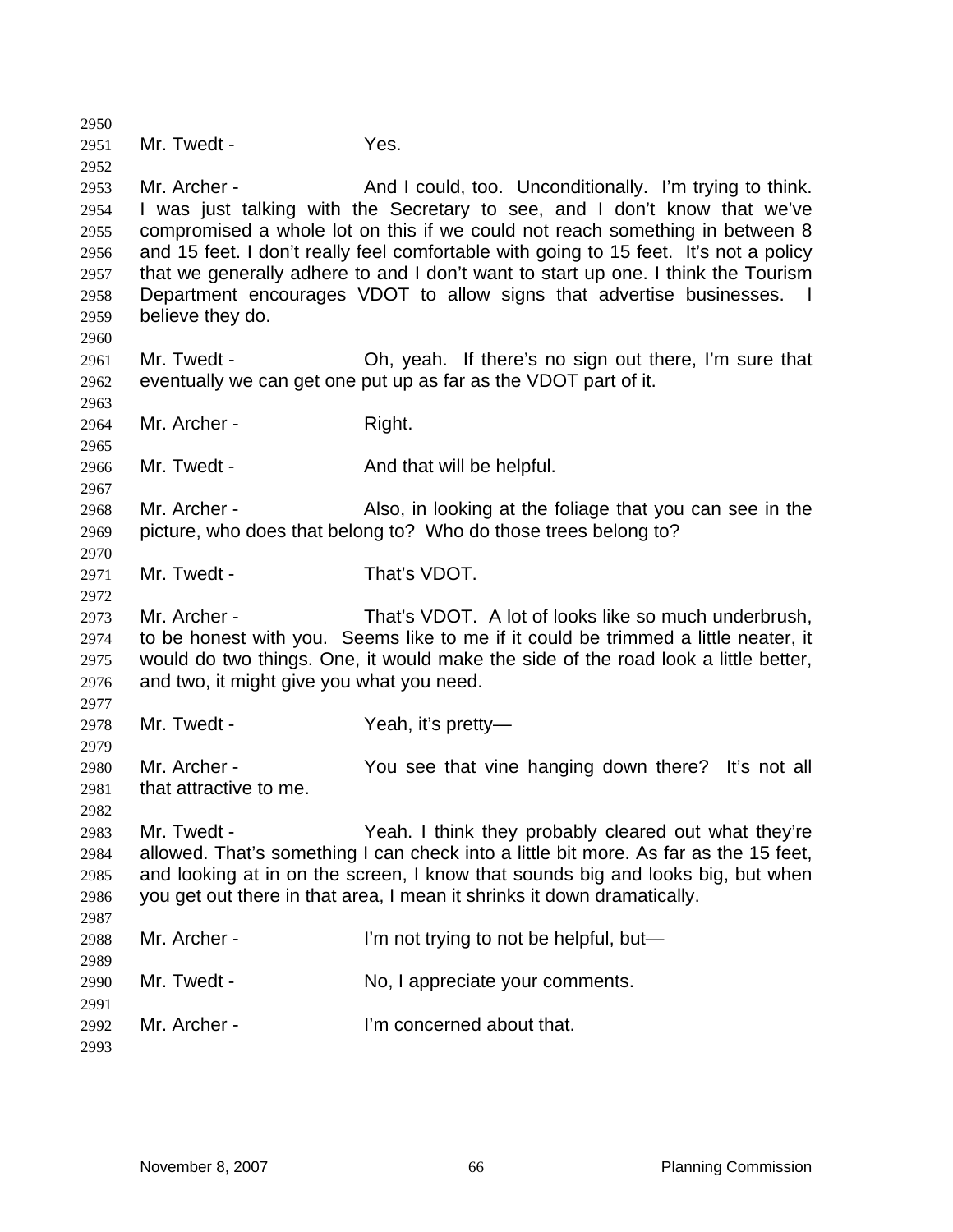Mr. Twedt - Yes.

Mr. Archer - And I could, too. Unconditionally. I'm trying to think. I was just talking with the Secretary to see, and I don't know that we've compromised a whole lot on this if we could not reach something in between 8 and 15 feet. I don't really feel comfortable with going to 15 feet. It's not a policy that we generally adhere to and I don't want to start up one. I think the Tourism Department encourages VDOT to allow signs that advertise businesses. I believe they do.

Mr. Twedt - Oh, yeah. If there's no sign out there, I'm sure that eventually we can get one put up as far as the VDOT part of it.

Mr. Archer - Right.

Mr. Twedt - And that will be helpful.

Mr. Archer - Also, in looking at the foliage that you can see in the picture, who does that belong to? Who do those trees belong to?

Mr. Twedt - That's VDOT.

Mr. Archer - That's VDOT. A lot of looks like so much underbrush, to be honest with you. Seems like to me if it could be trimmed a little neater, it would do two things. One, it would make the side of the road look a little better, and two, it might give you what you need.

Mr. Twedt - Yeah, it's pretty—

Mr. Archer - You see that vine hanging down there? It's not all that attractive to me.

Mr. Twedt - Yeah. I think they probably cleared out what they're allowed. That's something I can check into a little bit more. As far as the 15 feet, and looking at in on the screen, I know that sounds big and looks big, but when you get out there in that area, I mean it shrinks it down dramatically.

Mr. Archer - I'm not trying to not be helpful, but—

Mr. Twedt - No, I appreciate your comments.

Mr. Archer - I'm concerned about that.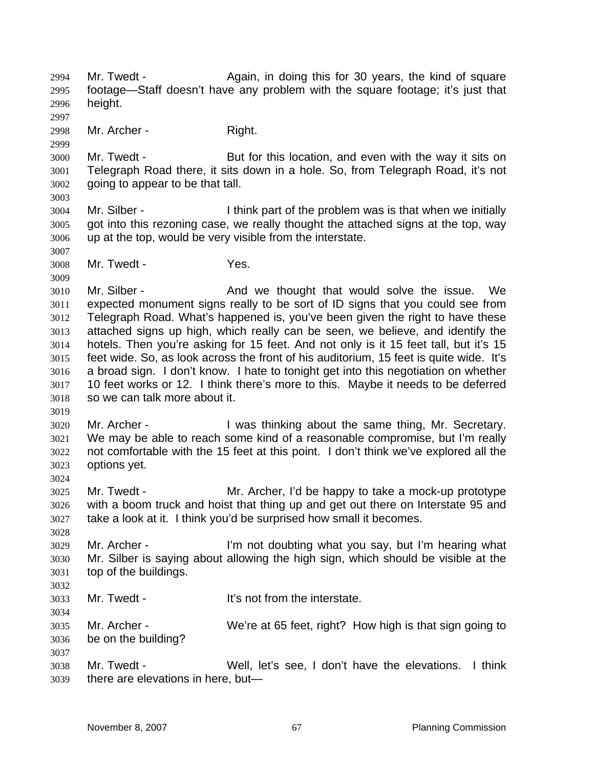Mr. Twedt - Again, in doing this for 30 years, the kind of square footage—Staff doesn't have any problem with the square footage; it's just that height.

Mr. Archer - Right.

Mr. Twedt - But for this location, and even with the way it sits on Telegraph Road there, it sits down in a hole. So, from Telegraph Road, it's not going to appear to be that tall.

Mr. Silber - I think part of the problem was is that when we initially got into this rezoning case, we really thought the attached signs at the top, way up at the top, would be very visible from the interstate.

Mr. Twedt - Yes.

Mr. Silber - And we thought that would solve the issue. We expected monument signs really to be sort of ID signs that you could see from Telegraph Road. What's happened is, you've been given the right to have these attached signs up high, which really can be seen, we believe, and identify the hotels. Then you're asking for 15 feet. And not only is it 15 feet tall, but it's 15 feet wide. So, as look across the front of his auditorium, 15 feet is quite wide. It's a broad sign. I don't know. I hate to tonight get into this negotiation on whether 10 feet works or 12. I think there's more to this. Maybe it needs to be deferred so we can talk more about it.

Mr. Archer - I was thinking about the same thing, Mr. Secretary. We may be able to reach some kind of a reasonable compromise, but I'm really not comfortable with the 15 feet at this point. I don't think we've explored all the options yet.

Mr. Twedt - Mr. Archer, I'd be happy to take a mock-up prototype with a boom truck and hoist that thing up and get out there on Interstate 95 and take a look at it. I think you'd be surprised how small it becomes.

Mr. Archer - I'm not doubting what you say, but I'm hearing what Mr. Silber is saying about allowing the high sign, which should be visible at the top of the buildings.

Mr. Twedt - It's not from the interstate.

Mr. Archer - We're at 65 feet, right? How high is that sign going to be on the building?

Mr. Twedt - Well, let's see, I don't have the elevations. I think there are elevations in here, but—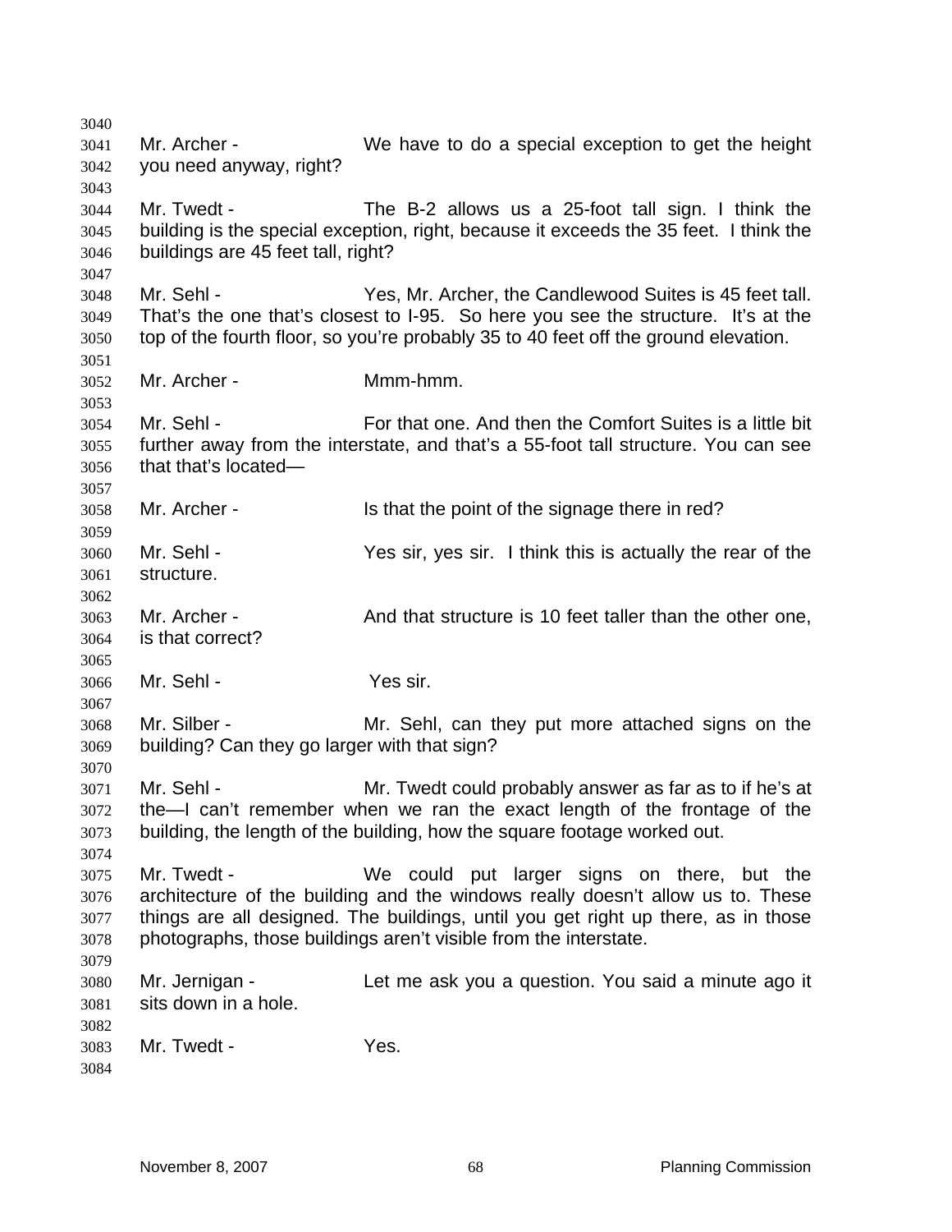Mr. Archer - We have to do a special exception to get the height you need anyway, right?

Mr. Twedt - The B-2 allows us a 25-foot tall sign. I think the building is the special exception, right, because it exceeds the 35 feet. I think the buildings are 45 feet tall, right?

Mr. Sehl - Yes, Mr. Archer, the Candlewood Suites is 45 feet tall. That's the one that's closest to I-95. So here you see the structure. It's at the top of the fourth floor, so you're probably 35 to 40 feet off the ground elevation.

Mr. Archer - Mmm-hmm.

Mr. Sehl - For that one. And then the Comfort Suites is a little bit further away from the interstate, and that's a 55-foot tall structure. You can see that that's located—

Mr. Archer - Is that the point of the signage there in red?

Mr. Sehl - Yes sir, yes sir. I think this is actually the rear of the structure.

Mr. Archer - And that structure is 10 feet taller than the other one, is that correct?

Mr. Sehl - Yes sir.

Mr. Silber - Mr. Sehl, can they put more attached signs on the building? Can they go larger with that sign?

Mr. Sehl - Mr. Twedt could probably answer as far as to if he's at the—I can't remember when we ran the exact length of the frontage of the building, the length of the building, how the square footage worked out.

Mr. Twedt - We could put larger signs on there, but the architecture of the building and the windows really doesn't allow us to. These things are all designed. The buildings, until you get right up there, as in those photographs, those buildings aren't visible from the interstate.

Mr. Jernigan - Let me ask you a question. You said a minute ago it sits down in a hole.

Mr. Twedt - Yes.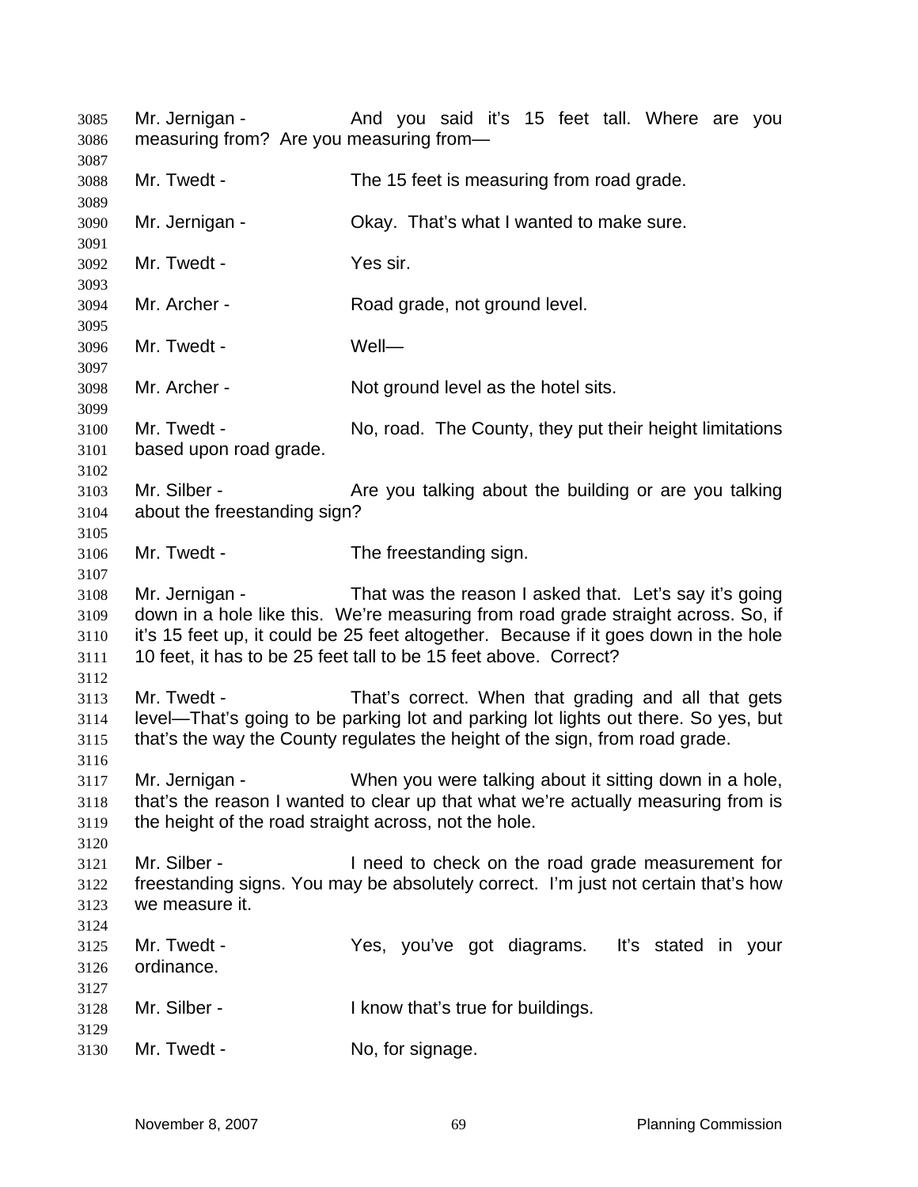3085 Mr. Jernigan - And you said it's 15 feet tall. Where are you
3086 measuring from? Are you measuring from—
3087
3088 Mr. Twedt - The 15 feet is measuring from road grade.
3089
3090 Mr. Jernigan - Okay. That's what I wanted to make sure.
3091
3092 Mr. Twedt - Yes sir.
3093
3094 Mr. Archer - Road grade, not ground level.
3095
3096 Mr. Twedt - Well—
3097
3098 Mr. Archer - Not ground level as the hotel sits.
3099
3100 Mr. Twedt - No, road. The County, they put their height limitations
3101 based upon road grade.
3102
3103 Mr. Silber - Are you talking about the building or are you talking
3104 about the freestanding sign?
3105
3106 Mr. Twedt - The freestanding sign.
3107
3108 Mr. Jernigan - That was the reason I asked that. Let's say it's going
3109 down in a hole like this. We're measuring from road grade straight across. So, if
3110 it's 15 feet up, it could be 25 feet altogether. Because if it goes down in the hole
3111 10 feet, it has to be 25 feet tall to be 15 feet above. Correct?
3112
3113 Mr. Twedt - That's correct. When that grading and all that gets
3114 level—That's going to be parking lot and parking lot lights out there. So yes, but
3115 that's the way the County regulates the height of the sign, from road grade.
3116
3117 Mr. Jernigan - When you were talking about it sitting down in a hole,
3118 that's the reason I wanted to clear up that what we're actually measuring from is
3119 the height of the road straight across, not the hole.
3120
3121 Mr. Silber - I need to check on the road grade measurement for
3122 freestanding signs. You may be absolutely correct. I'm just not certain that's how
3123 we measure it.
3124
3125 Mr. Twedt - Yes, you've got diagrams. It's stated in your
3126 ordinance.
3127
3128 Mr. Silber - I know that's true for buildings.
3129
3130 Mr. Twedt - No, for signage.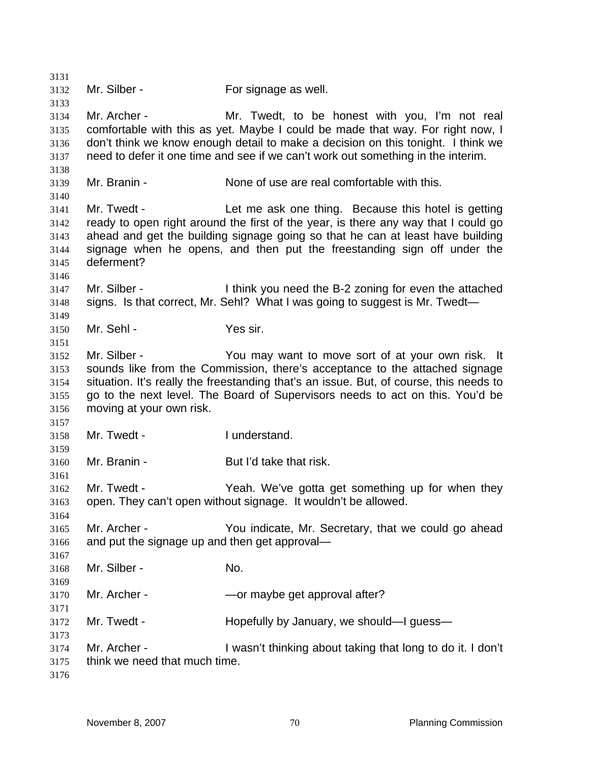Mr. Silber - For signage as well.

Mr. Archer - Mr. Twedt, to be honest with you, I'm not real comfortable with this as yet. Maybe I could be made that way. For right now, I don't think we know enough detail to make a decision on this tonight. I think we need to defer it one time and see if we can't work out something in the interim.

Mr. Branin - None of use are real comfortable with this.

Mr. Twedt - Let me ask one thing. Because this hotel is getting ready to open right around the first of the year, is there any way that I could go ahead and get the building signage going so that he can at least have building signage when he opens, and then put the freestanding sign off under the deferment?

Mr. Silber - I think you need the B-2 zoning for even the attached signs. Is that correct, Mr. Sehl? What I was going to suggest is Mr. Twedt—

Mr. Sehl - Yes sir.

Mr. Silber - You may want to move sort of at your own risk. It sounds like from the Commission, there's acceptance to the attached signage situation. It's really the freestanding that's an issue. But, of course, this needs to go to the next level. The Board of Supervisors needs to act on this. You'd be moving at your own risk.

Mr. Twedt - I understand.

Mr. Branin - But I'd take that risk.

Mr. Twedt - Yeah. We've gotta get something up for when they open. They can't open without signage. It wouldn't be allowed.

Mr. Archer - You indicate, Mr. Secretary, that we could go ahead and put the signage up and then get approval—

Mr. Silber - No.

Mr. Archer - —or maybe get approval after?

Mr. Twedt - Hopefully by January, we should—I guess—

Mr. Archer - I wasn't thinking about taking that long to do it. I don't think we need that much time.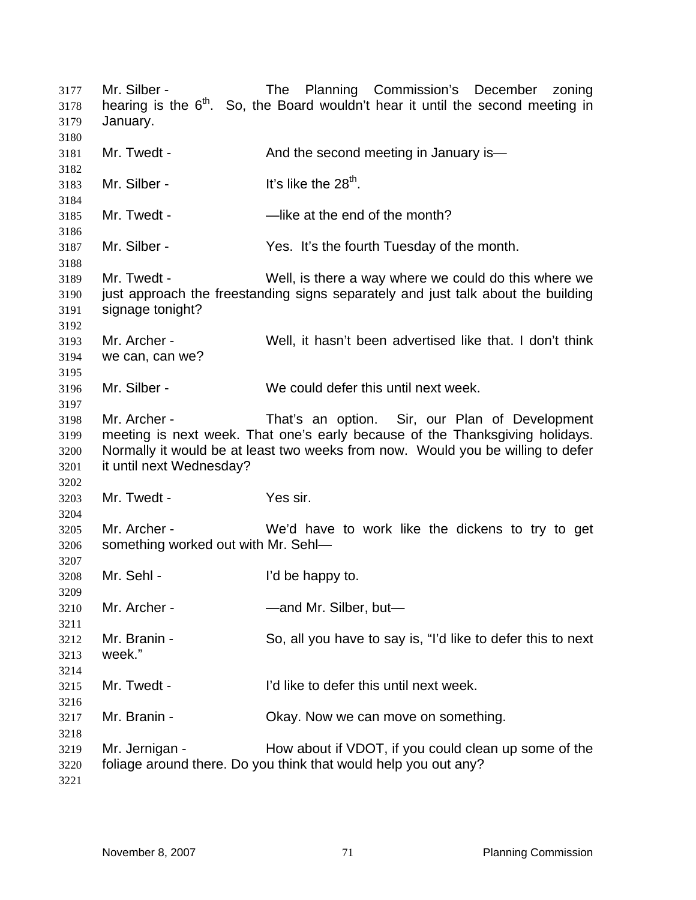Mr. Silber - The Planning Commission's December zoning hearing is the 6th. So, the Board wouldn't hear it until the second meeting in January.

Mr. Twedt - And the second meeting in January is—

Mr. Silber - It's like the 28th.

Mr. Twedt - —like at the end of the month?

Mr. Silber - Yes. It's the fourth Tuesday of the month.

Mr. Twedt - Well, is there a way where we could do this where we just approach the freestanding signs separately and just talk about the building signage tonight?

Mr. Archer - Well, it hasn't been advertised like that. I don't think we can, can we?

Mr. Silber - We could defer this until next week.

Mr. Archer - That's an option. Sir, our Plan of Development meeting is next week. That one's early because of the Thanksgiving holidays. Normally it would be at least two weeks from now. Would you be willing to defer it until next Wednesday?

Mr. Twedt - Yes sir.

Mr. Archer - We'd have to work like the dickens to try to get something worked out with Mr. Sehl—

Mr. Sehl - I'd be happy to.

Mr. Archer - —and Mr. Silber, but—

Mr. Branin - So, all you have to say is, "I'd like to defer this to next week."

Mr. Twedt - I'd like to defer this until next week.

Mr. Branin - Okay. Now we can move on something.

Mr. Jernigan - How about if VDOT, if you could clean up some of the foliage around there. Do you think that would help you out any?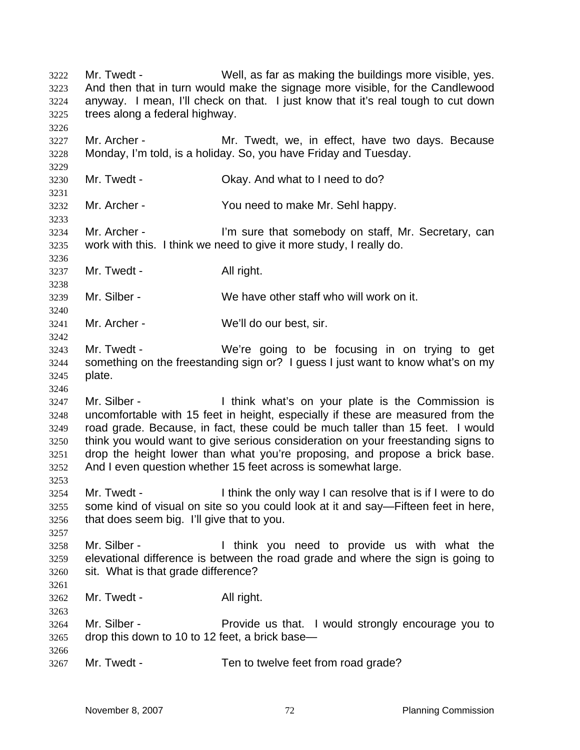Mr. Twedt - Well, as far as making the buildings more visible, yes. And then that in turn would make the signage more visible, for the Candlewood anyway. I mean, I'll check on that. I just know that it's real tough to cut down trees along a federal highway.

Mr. Archer - Mr. Twedt, we, in effect, have two days. Because Monday, I'm told, is a holiday. So, you have Friday and Tuesday.

Mr. Twedt - Okay. And what to I need to do?

Mr. Archer - You need to make Mr. Sehl happy.

Mr. Archer - I'm sure that somebody on staff, Mr. Secretary, can work with this. I think we need to give it more study, I really do.

Mr. Twedt - All right.

Mr. Silber - We have other staff who will work on it.

Mr. Archer - We'll do our best, sir.

Mr. Twedt - We're going to be focusing in on trying to get something on the freestanding sign or? I guess I just want to know what's on my plate.

Mr. Silber - I think what's on your plate is the Commission is uncomfortable with 15 feet in height, especially if these are measured from the road grade. Because, in fact, these could be much taller than 15 feet. I would think you would want to give serious consideration on your freestanding signs to drop the height lower than what you're proposing, and propose a brick base. And I even question whether 15 feet across is somewhat large.

Mr. Twedt - I think the only way I can resolve that is if I were to do some kind of visual on site so you could look at it and say—Fifteen feet in here, that does seem big. I'll give that to you.

Mr. Silber - I think you need to provide us with what the elevational difference is between the road grade and where the sign is going to sit. What is that grade difference?

Mr. Twedt - All right.

Mr. Silber - Provide us that. I would strongly encourage you to drop this down to 10 to 12 feet, a brick base—

Mr. Twedt - Ten to twelve feet from road grade?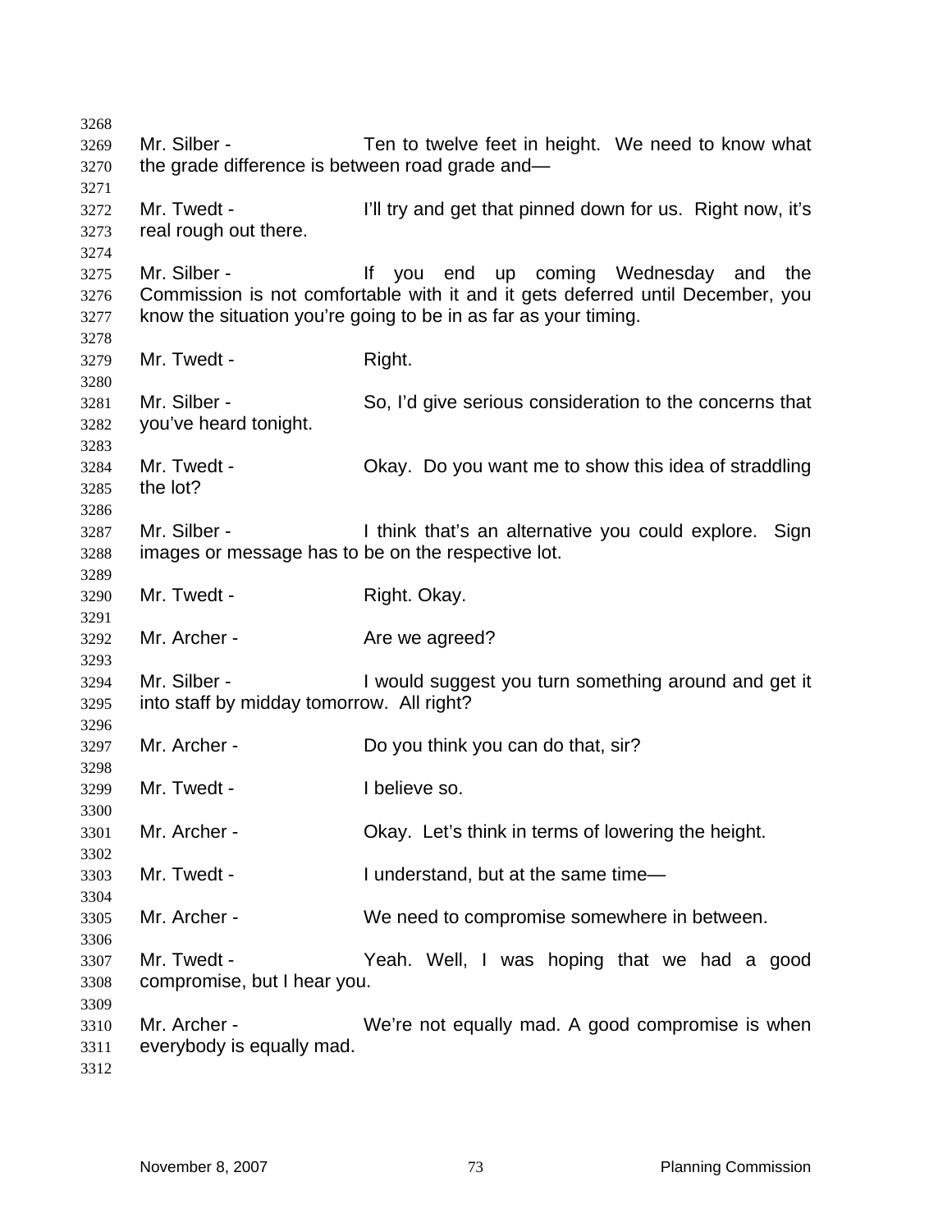Mr. Silber - Ten to twelve feet in height. We need to know what the grade difference is between road grade and—

Mr. Twedt - I'll try and get that pinned down for us. Right now, it's real rough out there.

Mr. Silber - If you end up coming Wednesday and the Commission is not comfortable with it and it gets deferred until December, you know the situation you're going to be in as far as your timing.

Mr. Twedt - Right.

Mr. Silber - So, I'd give serious consideration to the concerns that you've heard tonight.

Mr. Twedt - Okay. Do you want me to show this idea of straddling the lot?

Mr. Silber - I think that's an alternative you could explore. Sign images or message has to be on the respective lot.

Mr. Twedt - Right. Okay.

Mr. Archer - Are we agreed?

Mr. Silber - I would suggest you turn something around and get it into staff by midday tomorrow. All right?

Mr. Archer - Do you think you can do that, sir?

Mr. Twedt - I believe so.

Mr. Archer - Okay. Let's think in terms of lowering the height.

Mr. Twedt - I understand, but at the same time—

Mr. Archer - We need to compromise somewhere in between.

Mr. Twedt - Yeah. Well, I was hoping that we had a good compromise, but I hear you.

Mr. Archer - We're not equally mad. A good compromise is when everybody is equally mad.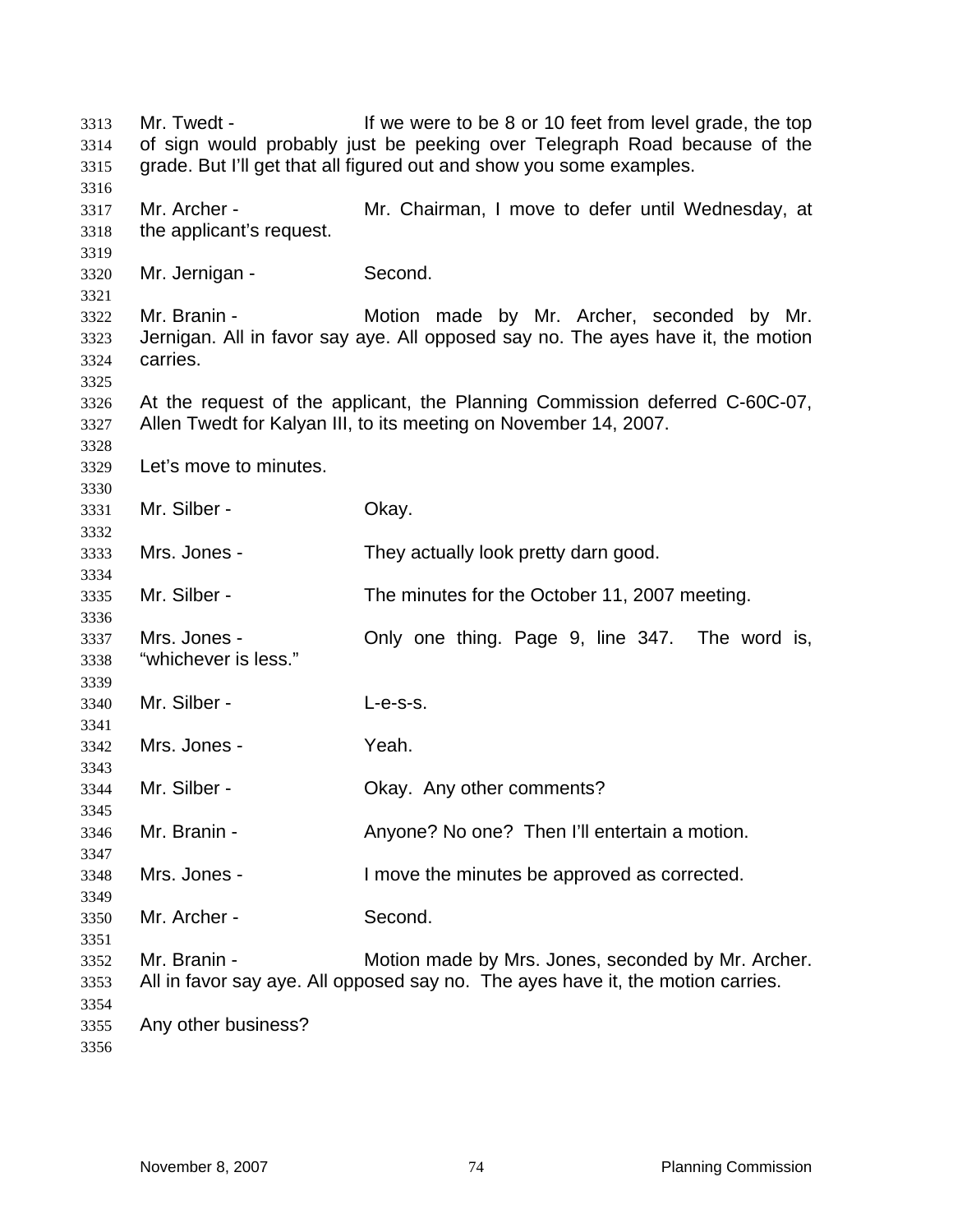Mr. Twedt - If we were to be 8 or 10 feet from level grade, the top of sign would probably just be peeking over Telegraph Road because of the grade. But I'll get that all figured out and show you some examples.

Mr. Archer - Mr. Chairman, I move to defer until Wednesday, at the applicant's request.

Mr. Jernigan - Second.

Mr. Branin - Motion made by Mr. Archer, seconded by Mr. Jernigan. All in favor say aye. All opposed say no. The ayes have it, the motion carries.

At the request of the applicant, the Planning Commission deferred C-60C-07, Allen Twedt for Kalyan III, to its meeting on November 14, 2007.

Let's move to minutes.

Mr. Silber - Okay.

Mrs. Jones - They actually look pretty darn good.

Mr. Silber - The minutes for the October 11, 2007 meeting.

Mrs. Jones - Only one thing. Page 9, line 347. The word is, "whichever is less."

Mr. Silber - L-e-s-s.

Mrs. Jones - Yeah.

Mr. Silber - Okay. Any other comments?

Mr. Branin - Anyone? No one? Then I'll entertain a motion.

Mrs. Jones - I move the minutes be approved as corrected.

Mr. Archer - Second.

Mr. Branin - Motion made by Mrs. Jones, seconded by Mr. Archer. All in favor say aye. All opposed say no. The ayes have it, the motion carries.

Any other business?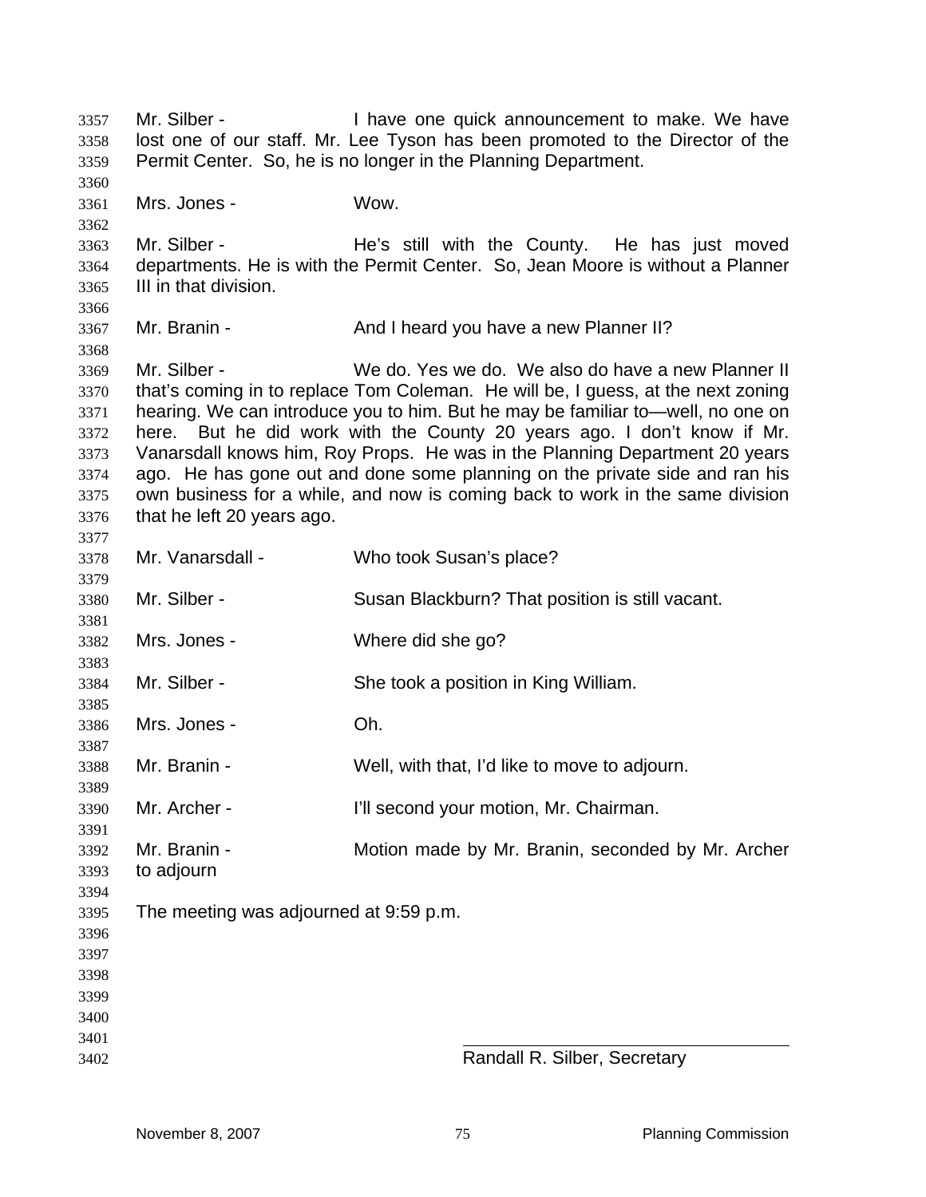Mr. Silber - I have one quick announcement to make. We have lost one of our staff. Mr. Lee Tyson has been promoted to the Director of the Permit Center. So, he is no longer in the Planning Department.

Mrs. Jones - Wow.

Mr. Silber - He's still with the County. He has just moved departments. He is with the Permit Center. So, Jean Moore is without a Planner III in that division.

Mr. Branin - And I heard you have a new Planner II?

Mr. Silber - We do. Yes we do. We also do have a new Planner II that's coming in to replace Tom Coleman. He will be, I guess, at the next zoning hearing. We can introduce you to him. But he may be familiar to—well, no one on here. But he did work with the County 20 years ago. I don't know if Mr. Vanarsdall knows him, Roy Props. He was in the Planning Department 20 years ago. He has gone out and done some planning on the private side and ran his own business for a while, and now is coming back to work in the same division that he left 20 years ago.

Mr. Vanarsdall - Who took Susan's place?

Mr. Silber - Susan Blackburn? That position is still vacant.

Mrs. Jones - Where did she go?

Mr. Silber - She took a position in King William.

Mrs. Jones - Oh.

Mr. Branin - Well, with that, I'd like to move to adjourn.

Mr. Archer - I'll second your motion, Mr. Chairman.

Mr. Branin - Motion made by Mr. Branin, seconded by Mr. Archer to adjourn

The meeting was adjourned at 9:59 p.m.

\_\_\_\_\_\_\_\_\_\_\_\_\_\_\_\_\_\_\_\_\_\_\_\_\_\_\_\_\_\_\_\_\_\_\_\_\_\_

Randall R. Silber, Secretary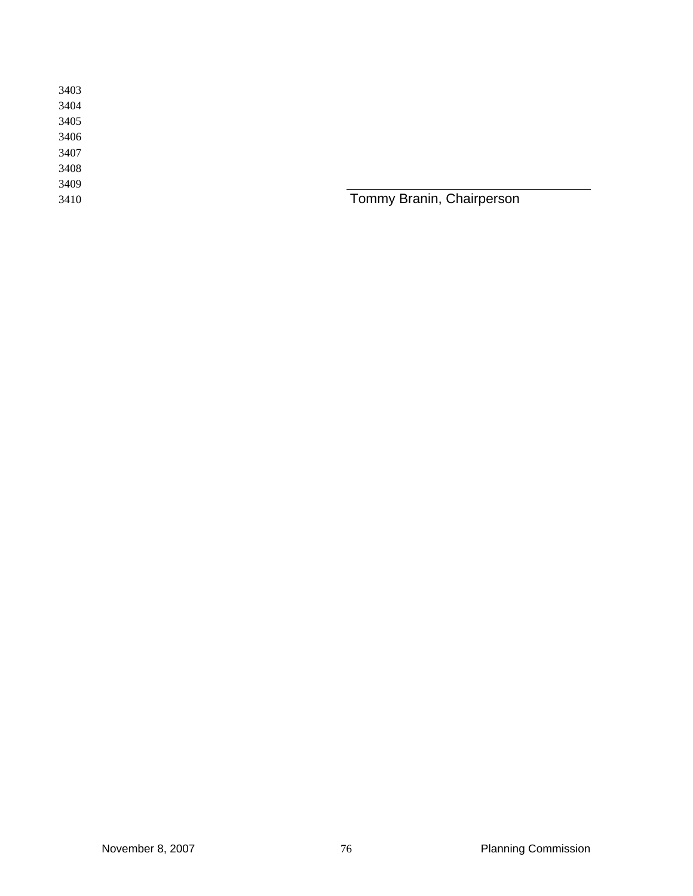\_\_\_\_\_\_\_\_\_\_\_\_\_\_\_\_\_\_\_\_\_\_\_\_\_\_\_\_\_\_\_\_\_\_\_\_

Tommy Branin, Chairperson